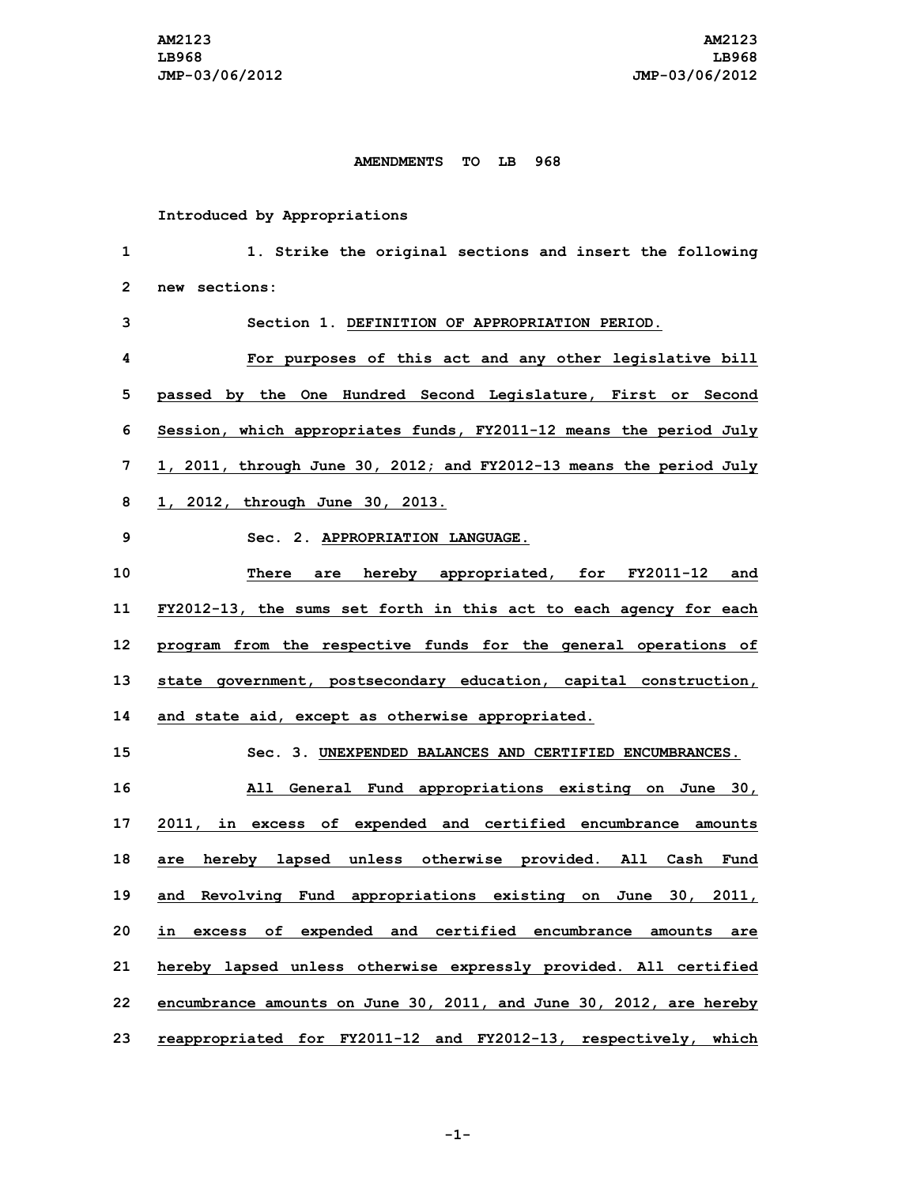# AMENDMENTS TO LB 968

Introduced by Appropriations

1. Strike the original sections and insert the following new sections:

Section 1. DEFINITION OF APPROPRIATION PERIOD.

For purposes of this act and any other legislative bill passed by the One Hundred Second Legislature, First or Second Session, which appropriates funds, FY2011-12 means the period July 1, 2011, through June 30, 2012; and FY2012-13 means the period July 1, 2012, through June 30, 2013.

Sec. 2. APPROPRIATION LANGUAGE.

There are hereby appropriated, for FY2011-12 and FY2012-13, the sums set forth in this act to each agency for each program from the respective funds for the general operations of state government, postsecondary education, capital construction, and state aid, except as otherwise appropriated.

Sec. 3. UNEXPENDED BALANCES AND CERTIFIED ENCUMBRANCES.

All General Fund appropriations existing on June 30, 2011, in excess of expended and certified encumbrance amounts are hereby lapsed unless otherwise provided. All Cash Fund and Revolving Fund appropriations existing on June 30, 2011, in excess of expended and certified encumbrance amounts are hereby lapsed unless otherwise expressly provided. All certified encumbrance amounts on June 30, 2011, and June 30, 2012, are hereby reappropriated for FY2011-12 and FY2012-13, respectively, which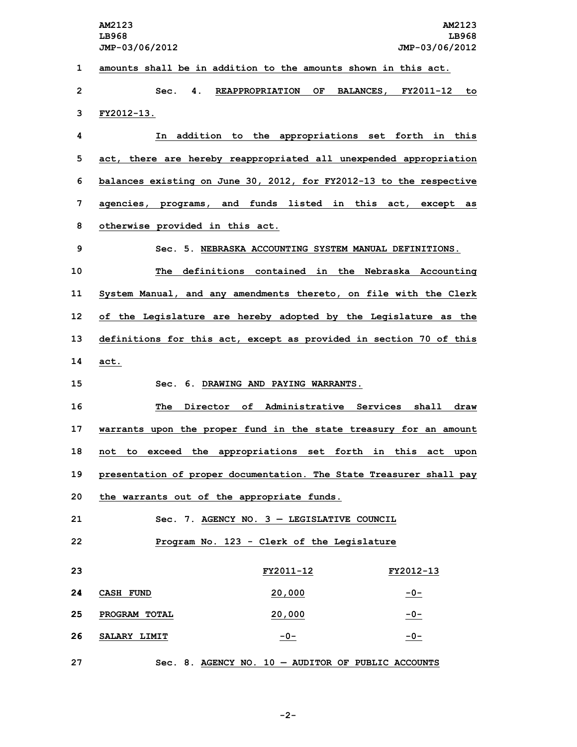amounts shall be in addition to the amounts shown in this act.

Sec. 4. REAPPROPRIATION OF BALANCES, FY2011-12 to FY2012-13.

In addition to the appropriations set forth in this act, there are hereby reappropriated all unexpended appropriation balances existing on June 30, 2012, for FY2012-13 to the respective agencies, programs, and funds listed in this act, except as otherwise provided in this act.

Sec. 5. NEBRASKA ACCOUNTING SYSTEM MANUAL DEFINITIONS.

The definitions contained in the Nebraska Accounting System Manual, and any amendments thereto, on file with the Clerk of the Legislature are hereby adopted by the Legislature as the definitions for this act, except as provided in section 70 of this act.

Sec. 6. DRAWING AND PAYING WARRANTS.

The Director of Administrative Services shall draw warrants upon the proper fund in the state treasury for an amount not to exceed the appropriations set forth in this act upon presentation of proper documentation. The State Treasurer shall pay the warrants out of the appropriate funds.

Sec. 7. AGENCY NO. 3 — LEGISLATIVE COUNCIL

Program No. 123 - Clerk of the Legislature

| | FY2011-12 | FY2012-13 |
|---|---|---|
| CASH FUND | 20,000 | -0- |
| PROGRAM TOTAL | 20,000 | -0- |
| SALARY LIMIT | -0- | -0- |

Sec. 8. AGENCY NO. 10 — AUDITOR OF PUBLIC ACCOUNTS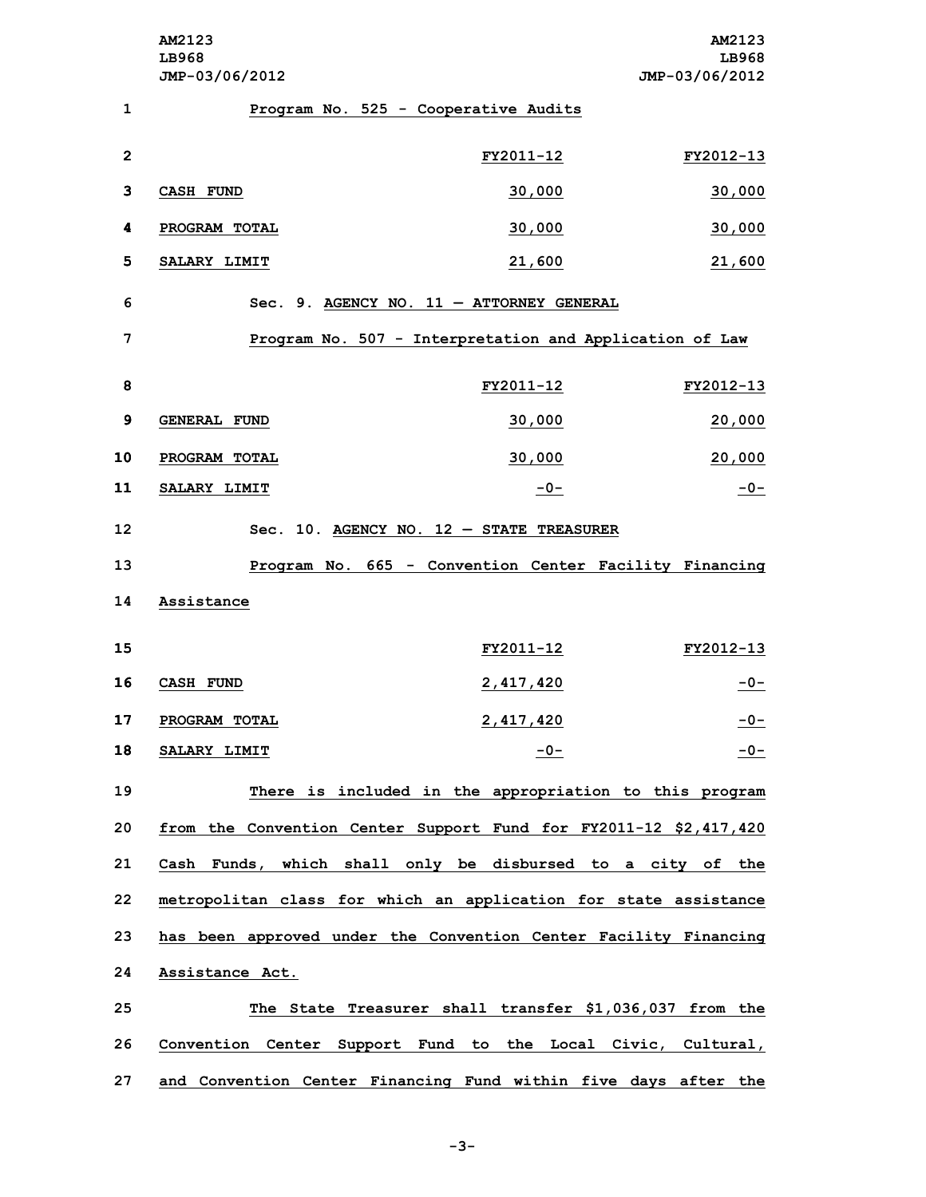Program No. 525 - Cooperative Audits

| | FY2011-12 | FY2012-13 |
|---|---|---|
| CASH FUND | 30,000 | 30,000 |
| PROGRAM TOTAL | 30,000 | 30,000 |
| SALARY LIMIT | 21,600 | 21,600 |

Sec. 9. AGENCY NO. 11 — ATTORNEY GENERAL

Program No. 507 - Interpretation and Application of Law

| | FY2011-12 | FY2012-13 |
|---|---|---|
| GENERAL FUND | 30,000 | 20,000 |
| PROGRAM TOTAL | 30,000 | 20,000 |
| SALARY LIMIT | -0- | -0- |

Sec. 10. AGENCY NO. 12 — STATE TREASURER

Program No. 665 - Convention Center Facility Financing Assistance

| | FY2011-12 | FY2012-13 |
|---|---|---|
| CASH FUND | 2,417,420 | -0- |
| PROGRAM TOTAL | 2,417,420 | -0- |
| SALARY LIMIT | -0- | -0- |

There is included in the appropriation to this program from the Convention Center Support Fund for FY2011-12 $2,417,420 Cash Funds, which shall only be disbursed to a city of the metropolitan class for which an application for state assistance has been approved under the Convention Center Facility Financing Assistance Act.

The State Treasurer shall transfer $1,036,037 from the Convention Center Support Fund to the Local Civic, Cultural, and Convention Center Financing Fund within five days after the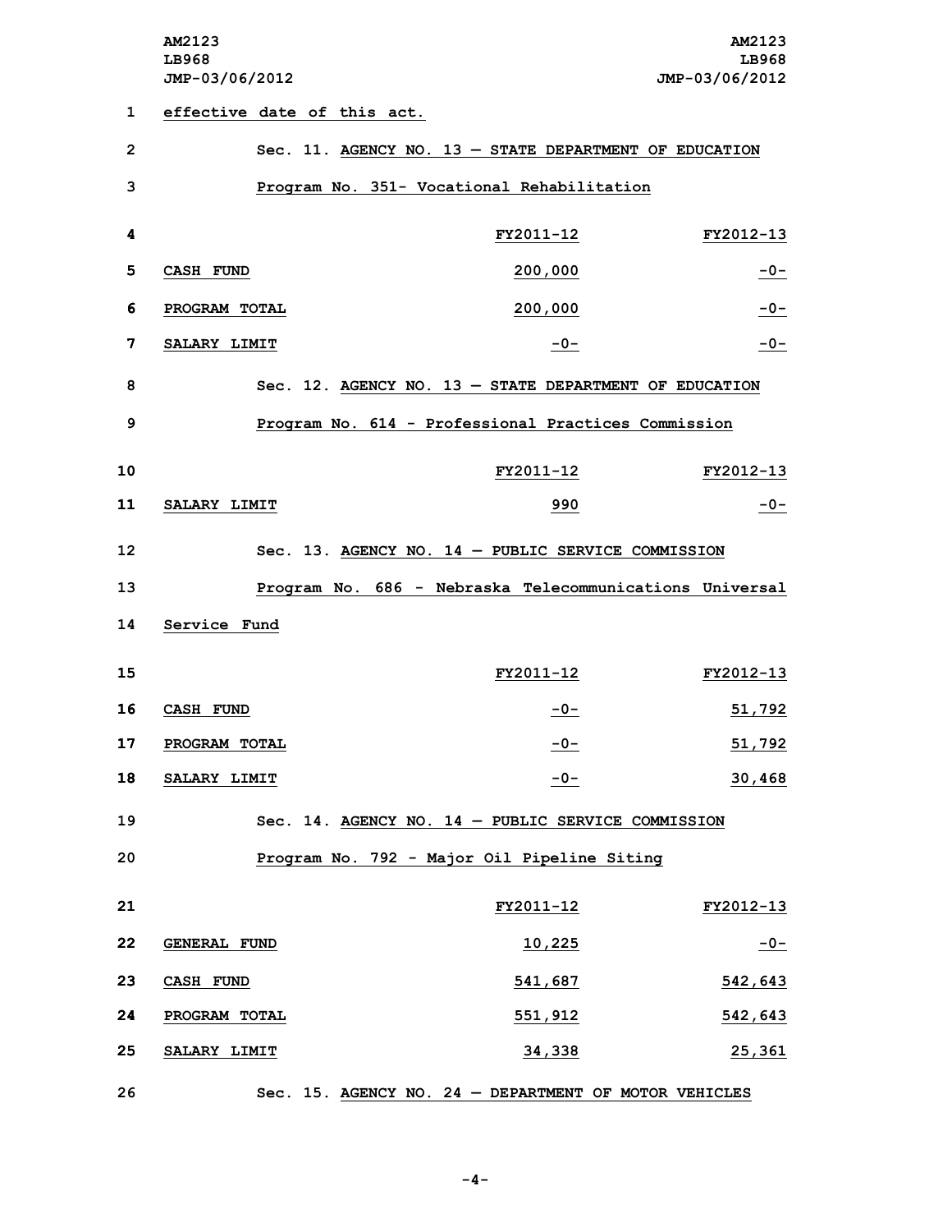effective date of this act.

Sec. 11. AGENCY NO. 13 — STATE DEPARTMENT OF EDUCATION

Program No. 351- Vocational Rehabilitation

| | FY2011-12 | FY2012-13 |
|---|---|---|
| CASH FUND | 200,000 | -0- |
| PROGRAM TOTAL | 200,000 | -0- |
| SALARY LIMIT | -0- | -0- |

Sec. 12. AGENCY NO. 13 — STATE DEPARTMENT OF EDUCATION

Program No. 614 - Professional Practices Commission

| | FY2011-12 | FY2012-13 |
|---|---|---|
| SALARY LIMIT | 990 | -0- |

Sec. 13. AGENCY NO. 14 — PUBLIC SERVICE COMMISSION

Program No. 686 - Nebraska Telecommunications Universal Service Fund

| | FY2011-12 | FY2012-13 |
|---|---|---|
| CASH FUND | -0- | 51,792 |
| PROGRAM TOTAL | -0- | 51,792 |
| SALARY LIMIT | -0- | 30,468 |

Sec. 14. AGENCY NO. 14 — PUBLIC SERVICE COMMISSION

Program No. 792 - Major Oil Pipeline Siting

| | FY2011-12 | FY2012-13 |
|---|---|---|
| GENERAL FUND | 10,225 | -0- |
| CASH FUND | 541,687 | 542,643 |
| PROGRAM TOTAL | 551,912 | 542,643 |
| SALARY LIMIT | 34,338 | 25,361 |

Sec. 15. AGENCY NO. 24 — DEPARTMENT OF MOTOR VEHICLES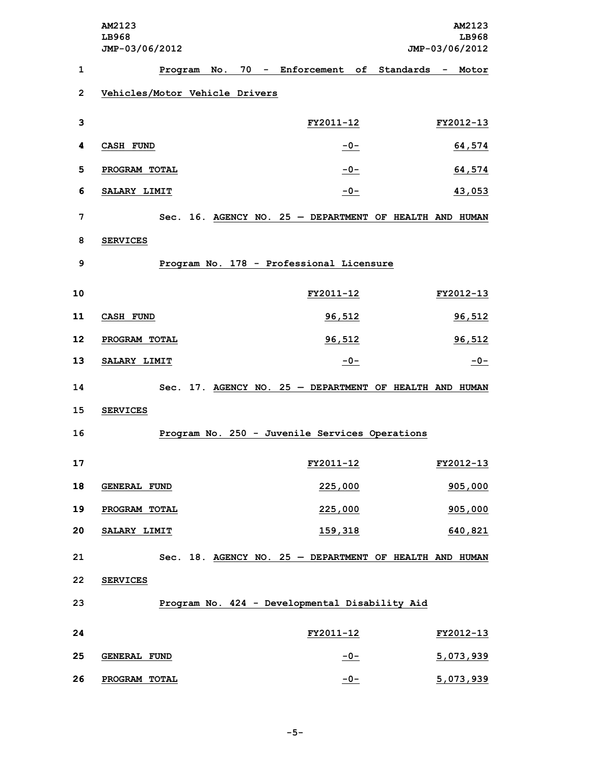Program No. 70 - Enforcement of Standards - Motor Vehicles/Motor Vehicle Drivers

| | FY2011-12 | FY2012-13 |
|---|---|---|
| CASH FUND | -0- | 64,574 |
| PROGRAM TOTAL | -0- | 64,574 |
| SALARY LIMIT | -0- | 43,053 |

Sec. 16. AGENCY NO. 25 — DEPARTMENT OF HEALTH AND HUMAN SERVICES

Program No. 178 - Professional Licensure

| | FY2011-12 | FY2012-13 |
|---|---|---|
| CASH FUND | 96,512 | 96,512 |
| PROGRAM TOTAL | 96,512 | 96,512 |
| SALARY LIMIT | -0- | -0- |

Sec. 17. AGENCY NO. 25 — DEPARTMENT OF HEALTH AND HUMAN SERVICES

Program No. 250 - Juvenile Services Operations

| | FY2011-12 | FY2012-13 |
|---|---|---|
| GENERAL FUND | 225,000 | 905,000 |
| PROGRAM TOTAL | 225,000 | 905,000 |
| SALARY LIMIT | 159,318 | 640,821 |

Sec. 18. AGENCY NO. 25 — DEPARTMENT OF HEALTH AND HUMAN SERVICES

Program No. 424 - Developmental Disability Aid

| | FY2011-12 | FY2012-13 |
|---|---|---|
| GENERAL FUND | -0- | 5,073,939 |
| PROGRAM TOTAL | -0- | 5,073,939 |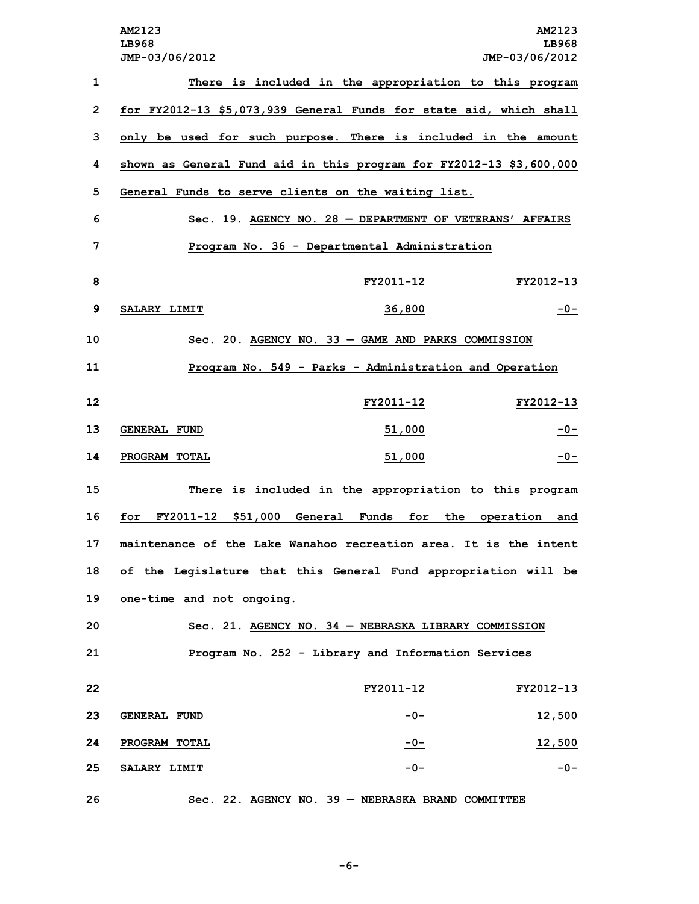There is included in the appropriation to this program for FY2012-13 $5,073,939 General Funds for state aid, which shall only be used for such purpose. There is included in the amount shown as General Fund aid in this program for FY2012-13 $3,600,000 General Funds to serve clients on the waiting list.

Sec. 19. AGENCY NO. 28 — DEPARTMENT OF VETERANS' AFFAIRS

Program No. 36 - Departmental Administration

| | FY2011-12 | FY2012-13 |
|---|---|---|
| SALARY LIMIT | 36,800 | -0- |

Sec. 20. AGENCY NO. 33 — GAME AND PARKS COMMISSION

Program No. 549 - Parks - Administration and Operation

| | FY2011-12 | FY2012-13 |
|---|---|---|
| GENERAL FUND | 51,000 | -0- |
| PROGRAM TOTAL | 51,000 | -0- |

There is included in the appropriation to this program for FY2011-12 $51,000 General Funds for the operation and maintenance of the Lake Wanahoo recreation area. It is the intent of the Legislature that this General Fund appropriation will be one-time and not ongoing.

Sec. 21. AGENCY NO. 34 — NEBRASKA LIBRARY COMMISSION

Program No. 252 - Library and Information Services

| | FY2011-12 | FY2012-13 |
|---|---|---|
| GENERAL FUND | -0- | 12,500 |
| PROGRAM TOTAL | -0- | 12,500 |
| SALARY LIMIT | -0- | -0- |

Sec. 22. AGENCY NO. 39 — NEBRASKA BRAND COMMITTEE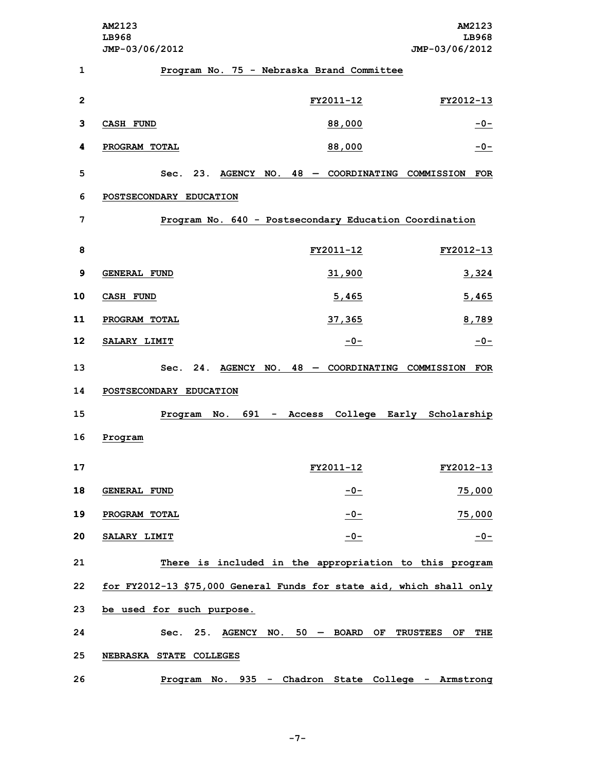Program No. 75 - Nebraska Brand Committee

| | FY2011-12 | FY2012-13 |
|---|---|---|
| CASH FUND | 88,000 | -0- |
| PROGRAM TOTAL | 88,000 | -0- |

Sec. 23. AGENCY NO. 48 — COORDINATING COMMISSION FOR POSTSECONDARY EDUCATION

Program No. 640 - Postsecondary Education Coordination

| | FY2011-12 | FY2012-13 |
|---|---|---|
| GENERAL FUND | 31,900 | 3,324 |
| CASH FUND | 5,465 | 5,465 |
| PROGRAM TOTAL | 37,365 | 8,789 |
| SALARY LIMIT | -0- | -0- |

Sec. 24. AGENCY NO. 48 — COORDINATING COMMISSION FOR POSTSECONDARY EDUCATION

Program No. 691 - Access College Early Scholarship Program

| | FY2011-12 | FY2012-13 |
|---|---|---|
| GENERAL FUND | -0- | 75,000 |
| PROGRAM TOTAL | -0- | 75,000 |
| SALARY LIMIT | -0- | -0- |

There is included in the appropriation to this program for FY2012-13 $75,000 General Funds for state aid, which shall only be used for such purpose.

Sec. 25. AGENCY NO. 50 — BOARD OF TRUSTEES OF THE NEBRASKA STATE COLLEGES

Program No. 935 - Chadron State College - Armstrong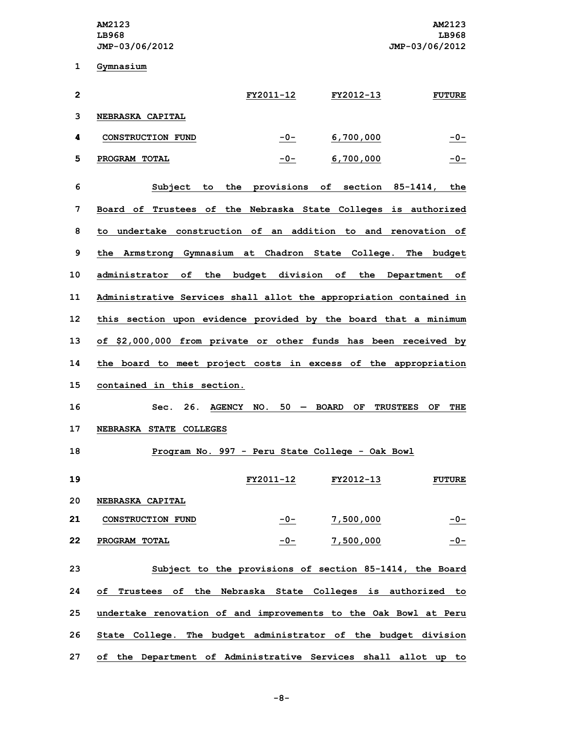Gymnasium

| | FY2011-12 | FY2012-13 | FUTURE |
|---|---|---|---|
| NEBRASKA CAPITAL CONSTRUCTION FUND | -0- | 6,700,000 | -0- |
| PROGRAM TOTAL | -0- | 6,700,000 | -0- |

Subject to the provisions of section 85-1414, the Board of Trustees of the Nebraska State Colleges is authorized to undertake construction of an addition to and renovation of the Armstrong Gymnasium at Chadron State College. The budget administrator of the budget division of the Department of Administrative Services shall allot the appropriation contained in this section upon evidence provided by the board that a minimum of $2,000,000 from private or other funds has been received by the board to meet project costs in excess of the appropriation contained in this section.

Sec. 26. AGENCY NO. 50 — BOARD OF TRUSTEES OF THE NEBRASKA STATE COLLEGES

Program No. 997 - Peru State College - Oak Bowl

| | FY2011-12 | FY2012-13 | FUTURE |
|---|---|---|---|
| NEBRASKA CAPITAL CONSTRUCTION FUND | -0- | 7,500,000 | -0- |
| PROGRAM TOTAL | -0- | 7,500,000 | -0- |

Subject to the provisions of section 85-1414, the Board of Trustees of the Nebraska State Colleges is authorized to undertake renovation of and improvements to the Oak Bowl at Peru State College. The budget administrator of the budget division of the Department of Administrative Services shall allot up to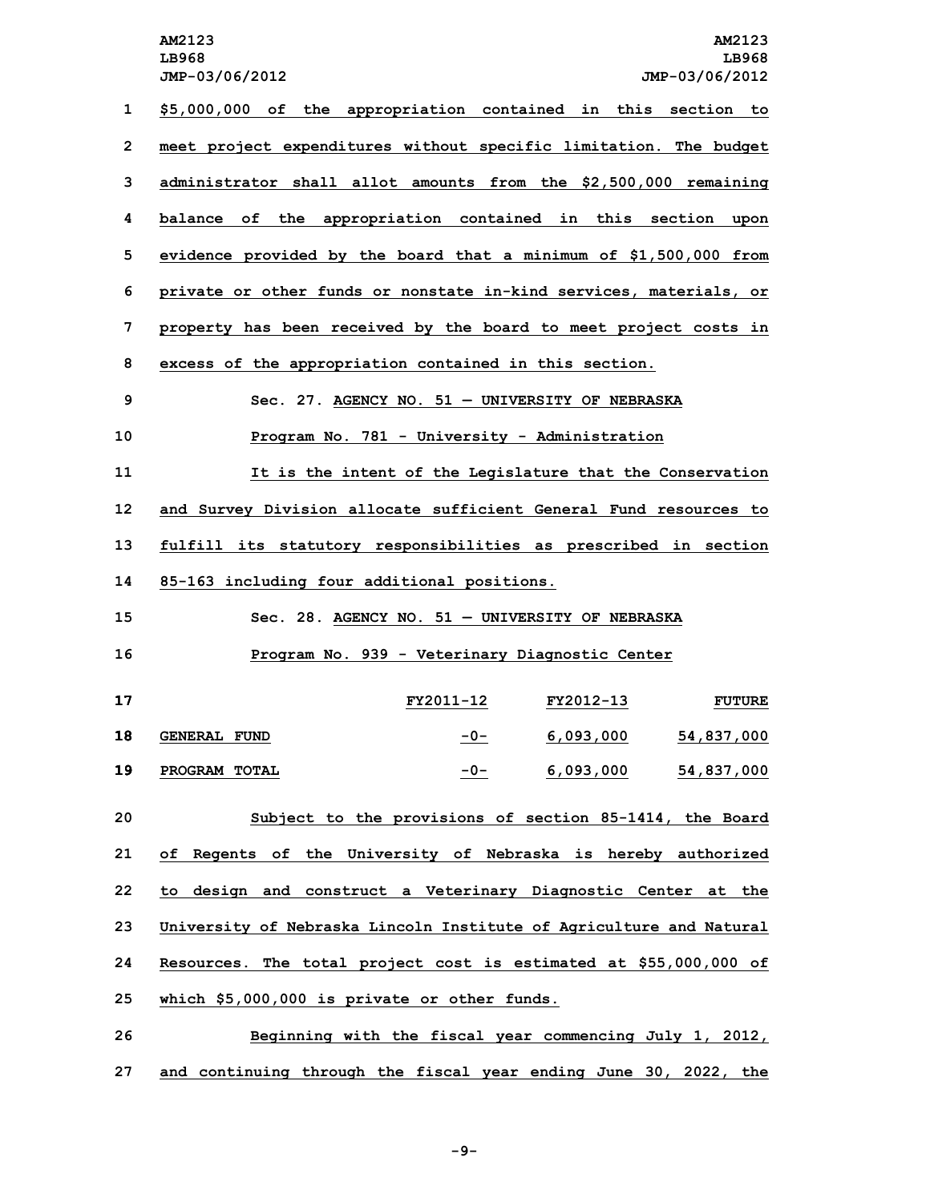$5,000,000 of the appropriation contained in this section to meet project expenditures without specific limitation. The budget administrator shall allot amounts from the $2,500,000 remaining balance of the appropriation contained in this section upon evidence provided by the board that a minimum of $1,500,000 from private or other funds or nonstate in-kind services, materials, or property has been received by the board to meet project costs in excess of the appropriation contained in this section.

Sec. 27. AGENCY NO. 51 — UNIVERSITY OF NEBRASKA

Program No. 781 - University - Administration

It is the intent of the Legislature that the Conservation and Survey Division allocate sufficient General Fund resources to fulfill its statutory responsibilities as prescribed in section 85-163 including four additional positions.

Sec. 28. AGENCY NO. 51 — UNIVERSITY OF NEBRASKA

Program No. 939 - Veterinary Diagnostic Center

| | FY2011-12 | FY2012-13 | FUTURE |
|---|---|---|---|
| GENERAL FUND | -0- | 6,093,000 | 54,837,000 |
| PROGRAM TOTAL | -0- | 6,093,000 | 54,837,000 |

Subject to the provisions of section 85-1414, the Board of Regents of the University of Nebraska is hereby authorized to design and construct a Veterinary Diagnostic Center at the University of Nebraska Lincoln Institute of Agriculture and Natural Resources. The total project cost is estimated at $55,000,000 of which $5,000,000 is private or other funds.

Beginning with the fiscal year commencing July 1, 2012, and continuing through the fiscal year ending June 30, 2022, the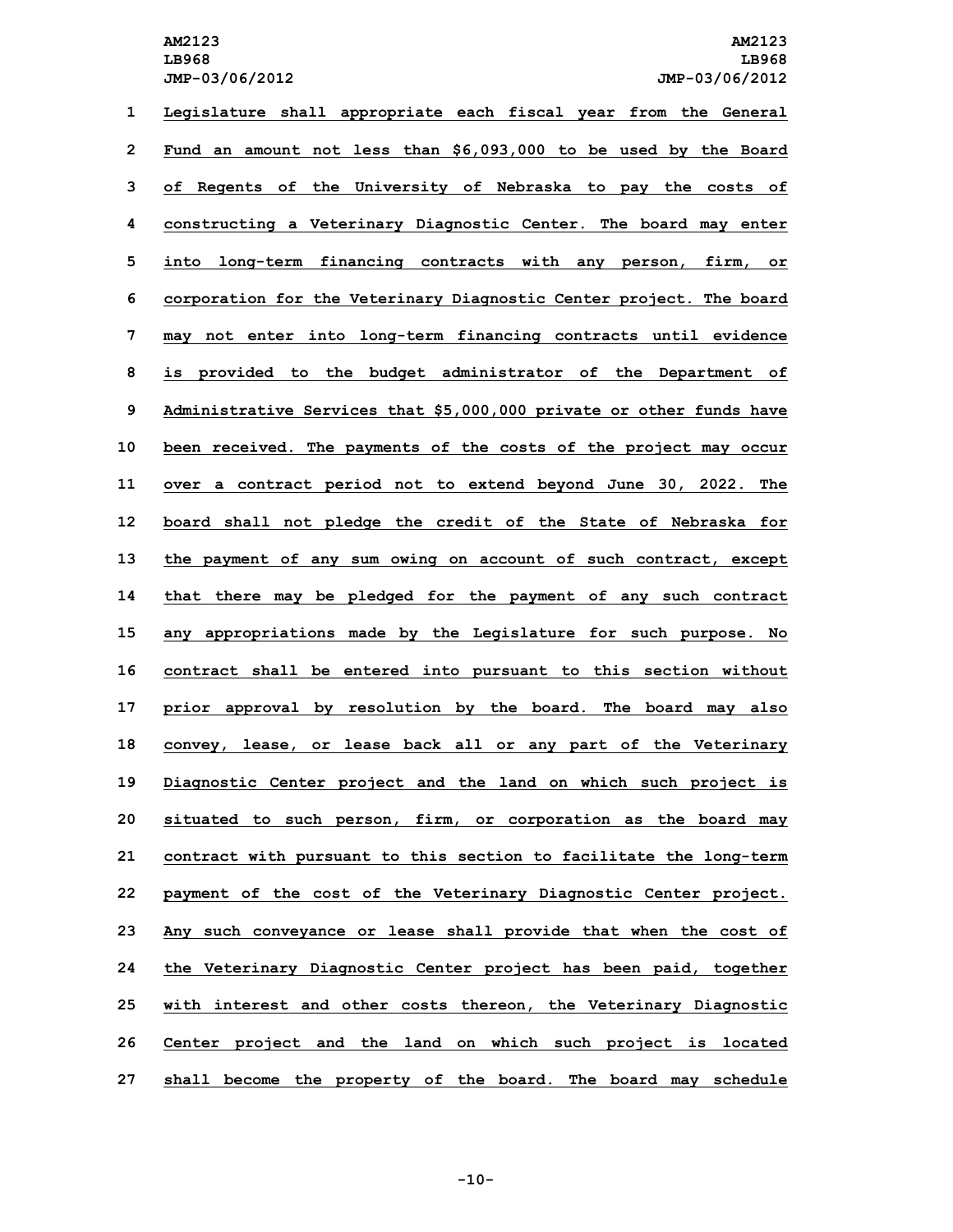Legislature shall appropriate each fiscal year from the General Fund an amount not less than $6,093,000 to be used by the Board of Regents of the University of Nebraska to pay the costs of constructing a Veterinary Diagnostic Center. The board may enter into long-term financing contracts with any person, firm, or corporation for the Veterinary Diagnostic Center project. The board may not enter into long-term financing contracts until evidence is provided to the budget administrator of the Department of Administrative Services that $5,000,000 private or other funds have been received. The payments of the costs of the project may occur over a contract period not to extend beyond June 30, 2022. The board shall not pledge the credit of the State of Nebraska for the payment of any sum owing on account of such contract, except that there may be pledged for the payment of any such contract any appropriations made by the Legislature for such purpose. No contract shall be entered into pursuant to this section without prior approval by resolution by the board. The board may also convey, lease, or lease back all or any part of the Veterinary Diagnostic Center project and the land on which such project is situated to such person, firm, or corporation as the board may contract with pursuant to this section to facilitate the long-term payment of the cost of the Veterinary Diagnostic Center project. Any such conveyance or lease shall provide that when the cost of the Veterinary Diagnostic Center project has been paid, together with interest and other costs thereon, the Veterinary Diagnostic Center project and the land on which such project is located shall become the property of the board. The board may schedule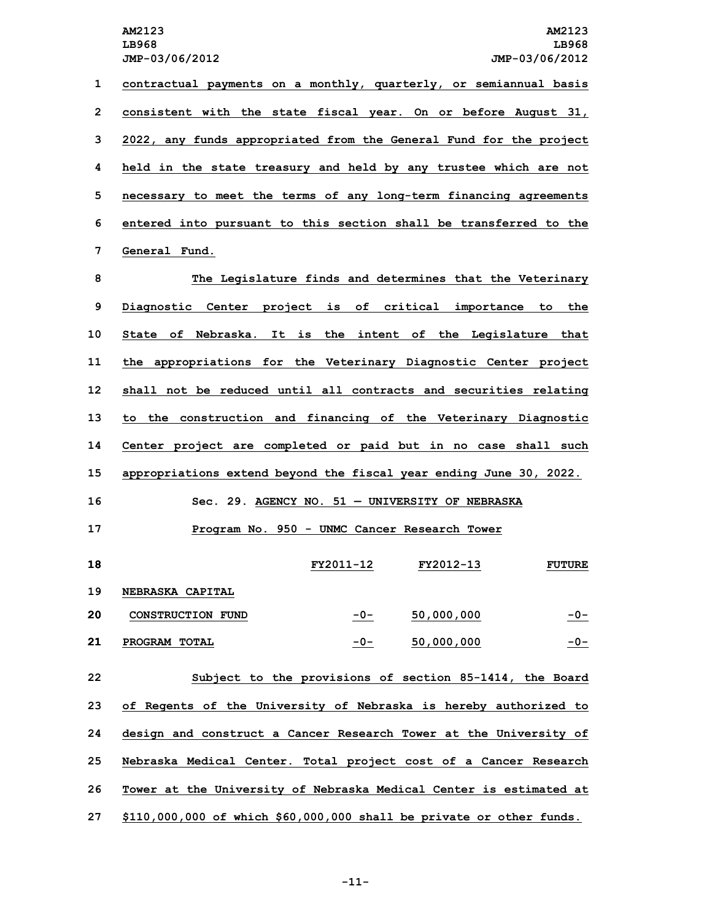contractual payments on a monthly, quarterly, or semiannual basis consistent with the state fiscal year. On or before August 31, 2022, any funds appropriated from the General Fund for the project held in the state treasury and held by any trustee which are not necessary to meet the terms of any long-term financing agreements entered into pursuant to this section shall be transferred to the General Fund.

The Legislature finds and determines that the Veterinary Diagnostic Center project is of critical importance to the State of Nebraska. It is the intent of the Legislature that the appropriations for the Veterinary Diagnostic Center project shall not be reduced until all contracts and securities relating to the construction and financing of the Veterinary Diagnostic Center project are completed or paid but in no case shall such appropriations extend beyond the fiscal year ending June 30, 2022.

Sec. 29. AGENCY NO. 51 — UNIVERSITY OF NEBRASKA

Program No. 950 - UNMC Cancer Research Tower

| | FY2011-12 | FY2012-13 | FUTURE |
|---|---|---|---|
| NEBRASKA CAPITAL CONSTRUCTION FUND | -0- | 50,000,000 | -0- |
| PROGRAM TOTAL | -0- | 50,000,000 | -0- |

Subject to the provisions of section 85-1414, the Board of Regents of the University of Nebraska is hereby authorized to design and construct a Cancer Research Tower at the University of Nebraska Medical Center. Total project cost of a Cancer Research Tower at the University of Nebraska Medical Center is estimated at $110,000,000 of which $60,000,000 shall be private or other funds.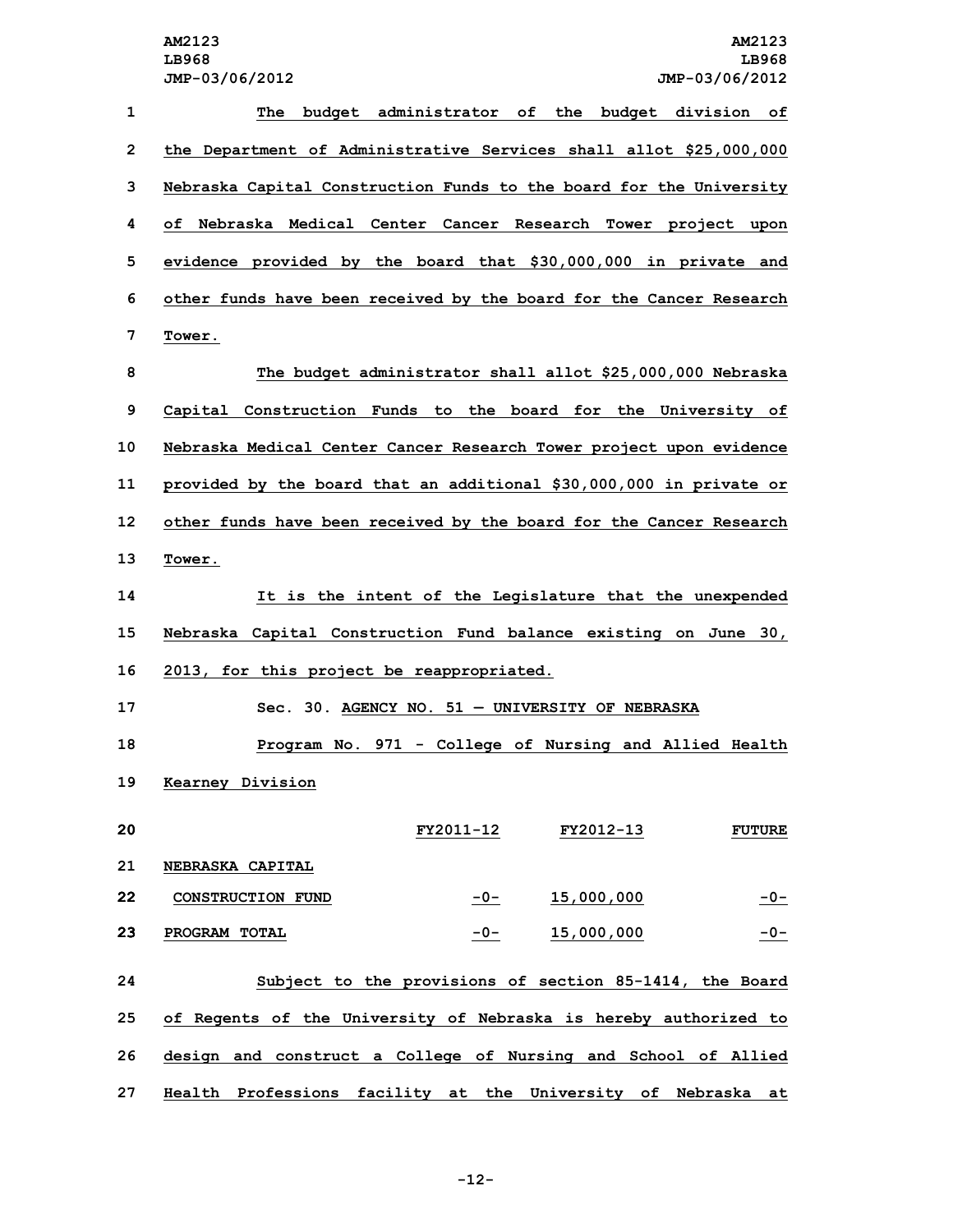The budget administrator of the budget division of the Department of Administrative Services shall allot $25,000,000 Nebraska Capital Construction Funds to the board for the University of Nebraska Medical Center Cancer Research Tower project upon evidence provided by the board that $30,000,000 in private and other funds have been received by the board for the Cancer Research Tower.

The budget administrator shall allot $25,000,000 Nebraska Capital Construction Funds to the board for the University of Nebraska Medical Center Cancer Research Tower project upon evidence provided by the board that an additional $30,000,000 in private or other funds have been received by the board for the Cancer Research Tower.

It is the intent of the Legislature that the unexpended Nebraska Capital Construction Fund balance existing on June 30, 2013, for this project be reappropriated.

Sec. 30. AGENCY NO. 51 — UNIVERSITY OF NEBRASKA

Program No. 971 - College of Nursing and Allied Health Kearney Division

| | FY2011-12 | FY2012-13 | FUTURE |
|---|---|---|---|
| NEBRASKA CAPITAL CONSTRUCTION FUND | -0- | 15,000,000 | -0- |
| PROGRAM TOTAL | -0- | 15,000,000 | -0- |

Subject to the provisions of section 85-1414, the Board of Regents of the University of Nebraska is hereby authorized to design and construct a College of Nursing and School of Allied Health Professions facility at the University of Nebraska at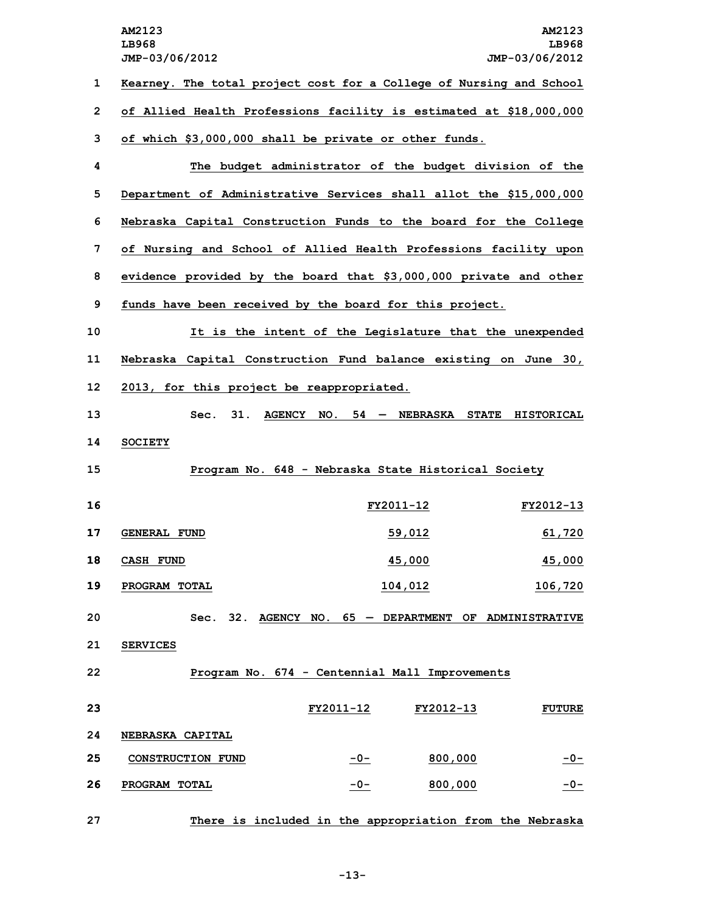Kearney. The total project cost for a College of Nursing and School of Allied Health Professions facility is estimated at $18,000,000 of which $3,000,000 shall be private or other funds.

The budget administrator of the budget division of the Department of Administrative Services shall allot the $15,000,000 Nebraska Capital Construction Funds to the board for the College of Nursing and School of Allied Health Professions facility upon evidence provided by the board that $3,000,000 private and other funds have been received by the board for this project.

It is the intent of the Legislature that the unexpended Nebraska Capital Construction Fund balance existing on June 30, 2013, for this project be reappropriated.

Sec. 31. AGENCY NO. 54 — NEBRASKA STATE HISTORICAL SOCIETY

Program No. 648 - Nebraska State Historical Society

| | FY2011-12 | FY2012-13 |
|---|---|---|
| GENERAL FUND | 59,012 | 61,720 |
| CASH FUND | 45,000 | 45,000 |
| PROGRAM TOTAL | 104,012 | 106,720 |

Sec. 32. AGENCY NO. 65 — DEPARTMENT OF ADMINISTRATIVE SERVICES

Program No. 674 - Centennial Mall Improvements

| | FY2011-12 | FY2012-13 | FUTURE |
|---|---|---|---|
| NEBRASKA CAPITAL CONSTRUCTION FUND | -0- | 800,000 | -0- |
| PROGRAM TOTAL | -0- | 800,000 | -0- |

There is included in the appropriation from the Nebraska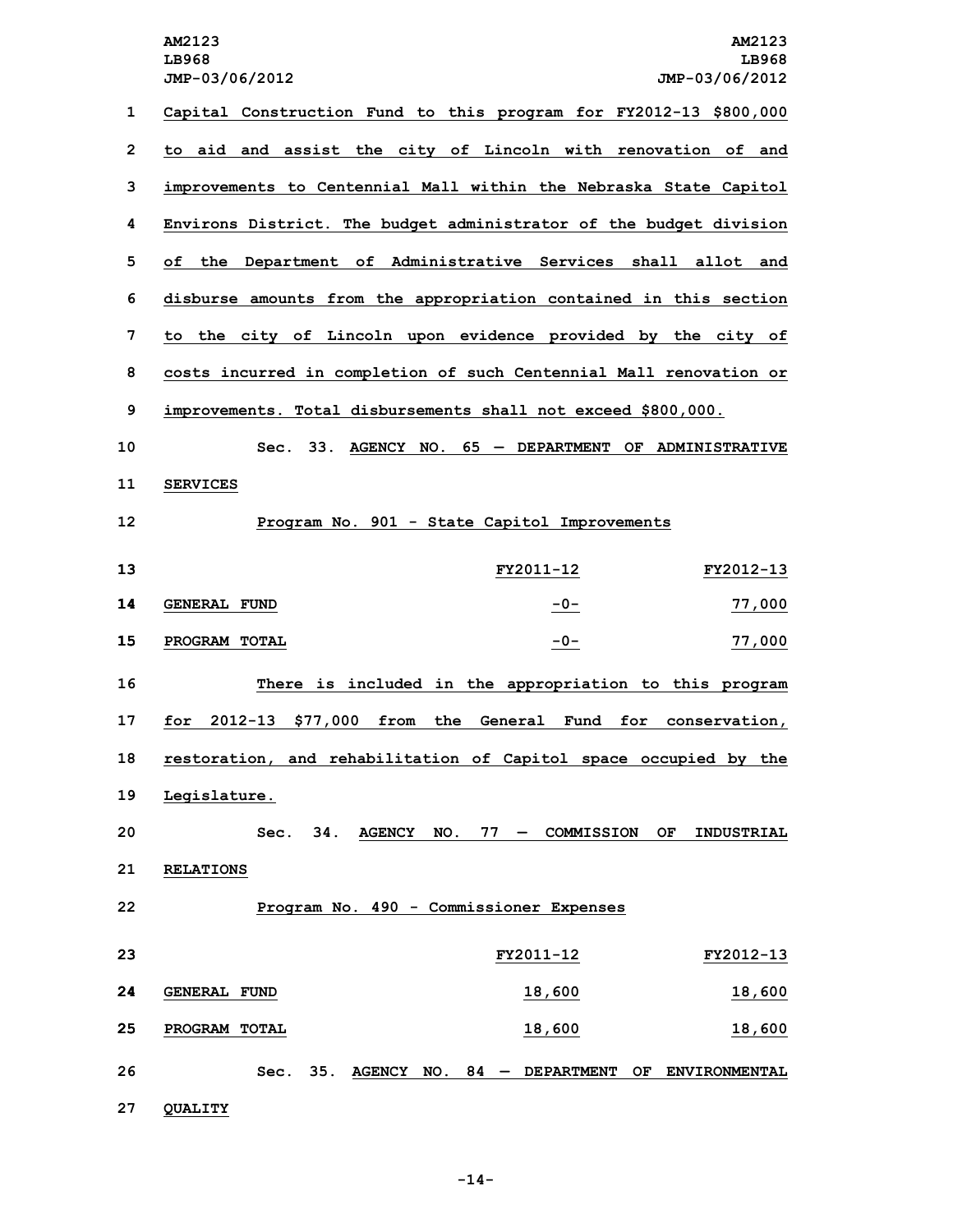Capital Construction Fund to this program for FY2012-13 $800,000 to aid and assist the city of Lincoln with renovation of and improvements to Centennial Mall within the Nebraska State Capitol Environs District. The budget administrator of the budget division of the Department of Administrative Services shall allot and disburse amounts from the appropriation contained in this section to the city of Lincoln upon evidence provided by the city of costs incurred in completion of such Centennial Mall renovation or improvements. Total disbursements shall not exceed $800,000.

Sec. 33. AGENCY NO. 65 — DEPARTMENT OF ADMINISTRATIVE SERVICES

Program No. 901 - State Capitol Improvements

| | FY2011-12 | FY2012-13 |
|---|---|---|
| GENERAL FUND | -0- | 77,000 |
| PROGRAM TOTAL | -0- | 77,000 |

There is included in the appropriation to this program for 2012-13 $77,000 from the General Fund for conservation, restoration, and rehabilitation of Capitol space occupied by the Legislature.

Sec. 34. AGENCY NO. 77 — COMMISSION OF INDUSTRIAL RELATIONS

Program No. 490 - Commissioner Expenses

| | FY2011-12 | FY2012-13 |
|---|---|---|
| GENERAL FUND | 18,600 | 18,600 |
| PROGRAM TOTAL | 18,600 | 18,600 |

Sec. 35. AGENCY NO. 84 — DEPARTMENT OF ENVIRONMENTAL QUALITY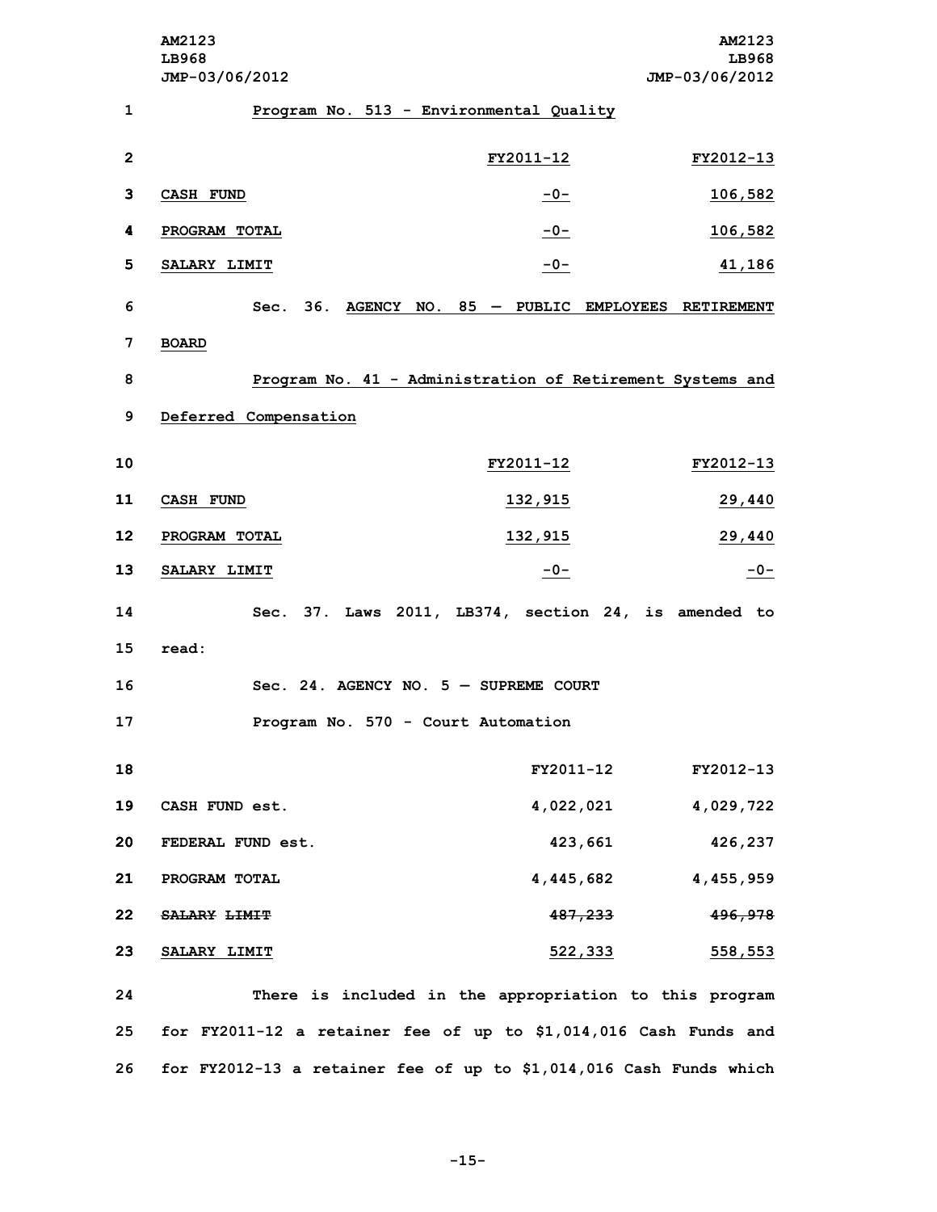Program No. 513 - Environmental Quality

| | FY2011-12 | FY2012-13 |
|---|---|---|
| CASH FUND | -0- | 106,582 |
| PROGRAM TOTAL | -0- | 106,582 |
| SALARY LIMIT | -0- | 41,186 |

Sec. 36. AGENCY NO. 85 — PUBLIC EMPLOYEES RETIREMENT BOARD

Program No. 41 - Administration of Retirement Systems and Deferred Compensation

| | FY2011-12 | FY2012-13 |
|---|---|---|
| CASH FUND | 132,915 | 29,440 |
| PROGRAM TOTAL | 132,915 | 29,440 |
| SALARY LIMIT | -0- | -0- |

Sec. 37. Laws 2011, LB374, section 24, is amended to read:

Sec. 24. AGENCY NO. 5 — SUPREME COURT

Program No. 570 - Court Automation

| | FY2011-12 | FY2012-13 |
|---|---|---|
| CASH FUND est. | 4,022,021 | 4,029,722 |
| FEDERAL FUND est. | 423,661 | 426,237 |
| PROGRAM TOTAL | 4,445,682 | 4,455,959 |
| ~~SALARY LIMIT~~ | ~~487,233~~ | ~~496,978~~ |
| SALARY LIMIT | 522,333 | 558,553 |

There is included in the appropriation to this program for FY2011-12 a retainer fee of up to $1,014,016 Cash Funds and for FY2012-13 a retainer fee of up to $1,014,016 Cash Funds which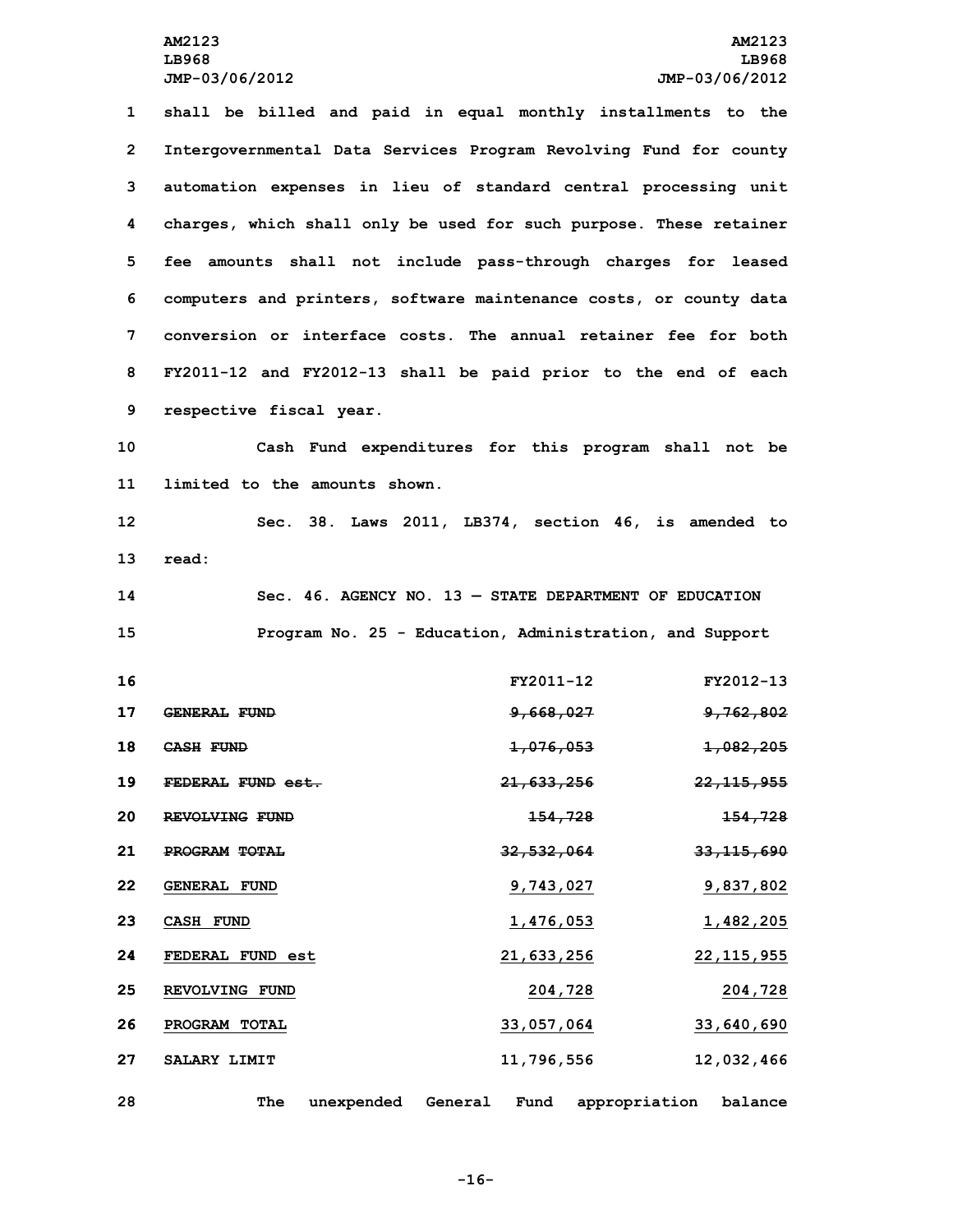shall be billed and paid in equal monthly installments to the Intergovernmental Data Services Program Revolving Fund for county automation expenses in lieu of standard central processing unit charges, which shall only be used for such purpose. These retainer fee amounts shall not include pass-through charges for leased computers and printers, software maintenance costs, or county data conversion or interface costs. The annual retainer fee for both FY2011-12 and FY2012-13 shall be paid prior to the end of each respective fiscal year.

Cash Fund expenditures for this program shall not be limited to the amounts shown.

Sec. 38. Laws 2011, LB374, section 46, is amended to read:

Sec. 46. AGENCY NO. 13 — STATE DEPARTMENT OF EDUCATION

Program No. 25 - Education, Administration, and Support

| | FY2011-12 | FY2012-13 |
|---|---|---|
| ~~GENERAL FUND~~ | ~~9,668,027~~ | ~~9,762,802~~ |
| ~~CASH FUND~~ | ~~1,076,053~~ | ~~1,082,205~~ |
| ~~FEDERAL FUND est.~~ | ~~21,633,256~~ | ~~22,115,955~~ |
| ~~REVOLVING FUND~~ | ~~154,728~~ | ~~154,728~~ |
| ~~PROGRAM TOTAL~~ | ~~32,532,064~~ | ~~33,115,690~~ |
| <u>GENERAL FUND</u> | <u>9,743,027</u> | <u>9,837,802</u> |
| <u>CASH FUND</u> | <u>1,476,053</u> | <u>1,482,205</u> |
| <u>FEDERAL FUND est</u> | <u>21,633,256</u> | <u>22,115,955</u> |
| <u>REVOLVING FUND</u> | <u>204,728</u> | <u>204,728</u> |
| <u>PROGRAM TOTAL</u> | <u>33,057,064</u> | <u>33,640,690</u> |
| SALARY LIMIT | 11,796,556 | 12,032,466 |

The unexpended General Fund appropriation balance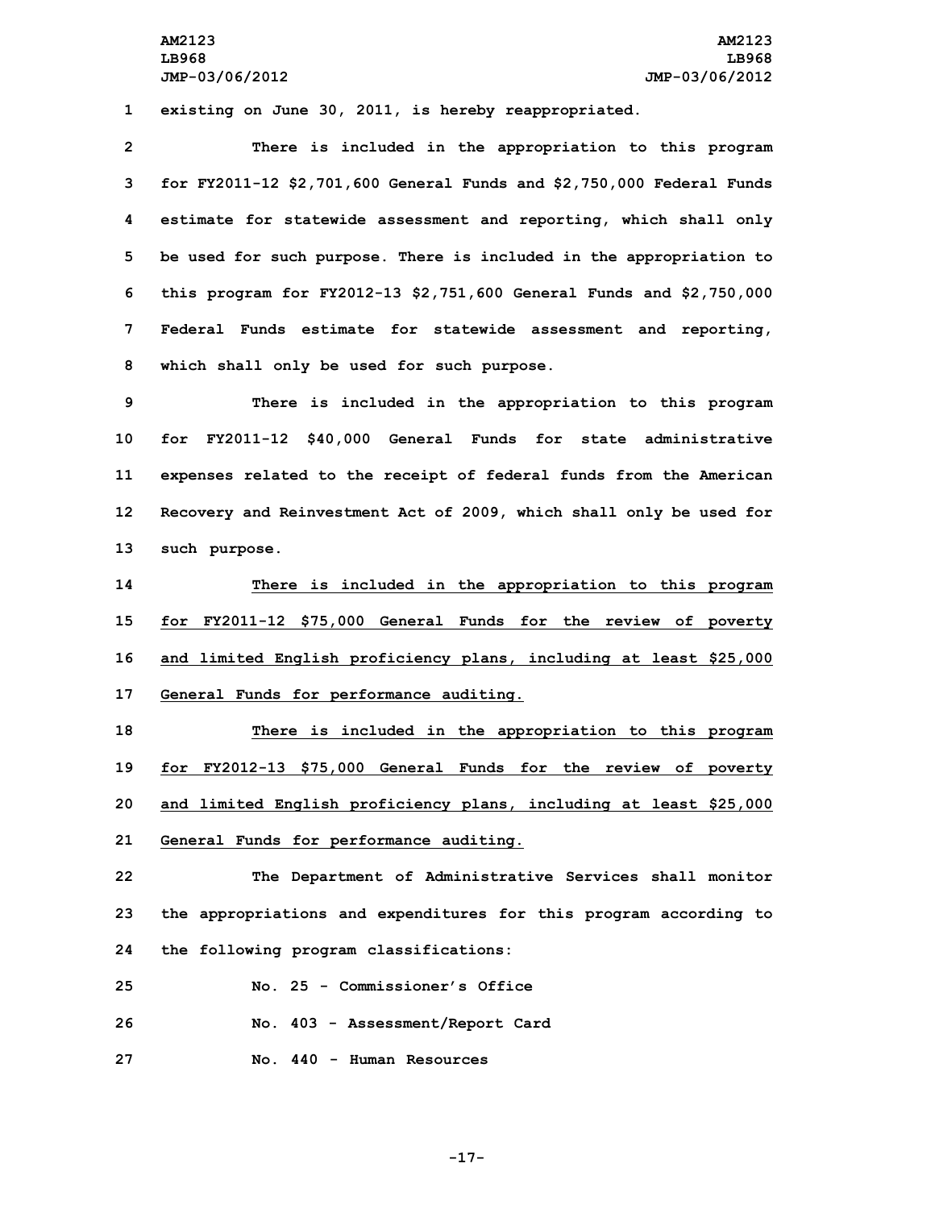existing on June 30, 2011, is hereby reappropriated.

There is included in the appropriation to this program for FY2011-12 $2,701,600 General Funds and $2,750,000 Federal Funds estimate for statewide assessment and reporting, which shall only be used for such purpose. There is included in the appropriation to this program for FY2012-13 $2,751,600 General Funds and $2,750,000 Federal Funds estimate for statewide assessment and reporting, which shall only be used for such purpose.

There is included in the appropriation to this program for FY2011-12 $40,000 General Funds for state administrative expenses related to the receipt of federal funds from the American Recovery and Reinvestment Act of 2009, which shall only be used for such purpose.

There is included in the appropriation to this program for FY2011-12 $75,000 General Funds for the review of poverty and limited English proficiency plans, including at least $25,000 General Funds for performance auditing.

There is included in the appropriation to this program for FY2012-13 $75,000 General Funds for the review of poverty and limited English proficiency plans, including at least $25,000 General Funds for performance auditing.

The Department of Administrative Services shall monitor the appropriations and expenditures for this program according to the following program classifications:

No. 25 - Commissioner's Office

No. 403 - Assessment/Report Card

No. 440 - Human Resources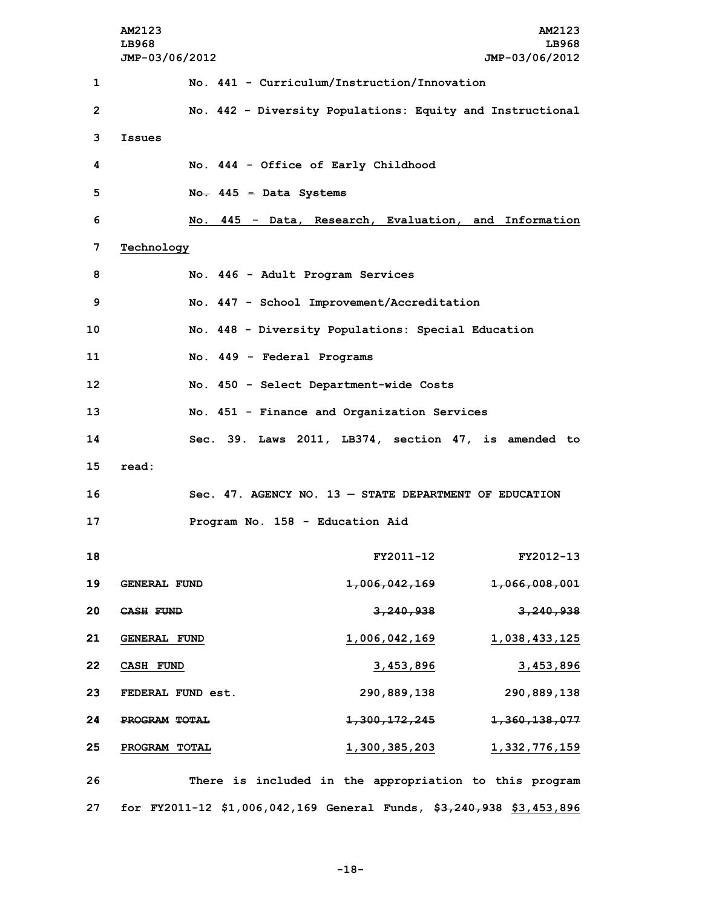No. 441 - Curriculum/Instruction/Innovation

No. 442 - Diversity Populations: Equity and Instructional Issues

No. 444 - Office of Early Childhood

~~No. 445 - Data Systems~~

No. 445 - Data, Research, Evaluation, and Information Technology

No. 446 - Adult Program Services

No. 447 - School Improvement/Accreditation

No. 448 - Diversity Populations: Special Education

No. 449 - Federal Programs

No. 450 - Select Department-wide Costs

No. 451 - Finance and Organization Services

Sec. 39. Laws 2011, LB374, section 47, is amended to read:

Sec. 47. AGENCY NO. 13 — STATE DEPARTMENT OF EDUCATION

Program No. 158 - Education Aid

| | FY2011-12 | FY2012-13 |
|---|---|---|
| ~~GENERAL FUND~~ | ~~1,006,042,169~~ | ~~1,066,008,001~~ |
| ~~CASH FUND~~ | ~~3,240,938~~ | ~~3,240,938~~ |
| GENERAL FUND | 1,006,042,169 | 1,038,433,125 |
| CASH FUND | 3,453,896 | 3,453,896 |
| FEDERAL FUND est. | 290,889,138 | 290,889,138 |
| ~~PROGRAM TOTAL~~ | ~~1,300,172,245~~ | ~~1,360,138,077~~ |
| PROGRAM TOTAL | 1,300,385,203 | 1,332,776,159 |

There is included in the appropriation to this program for FY2011-12 $1,006,042,169 General Funds, ~~$3,240,938~~ $3,453,896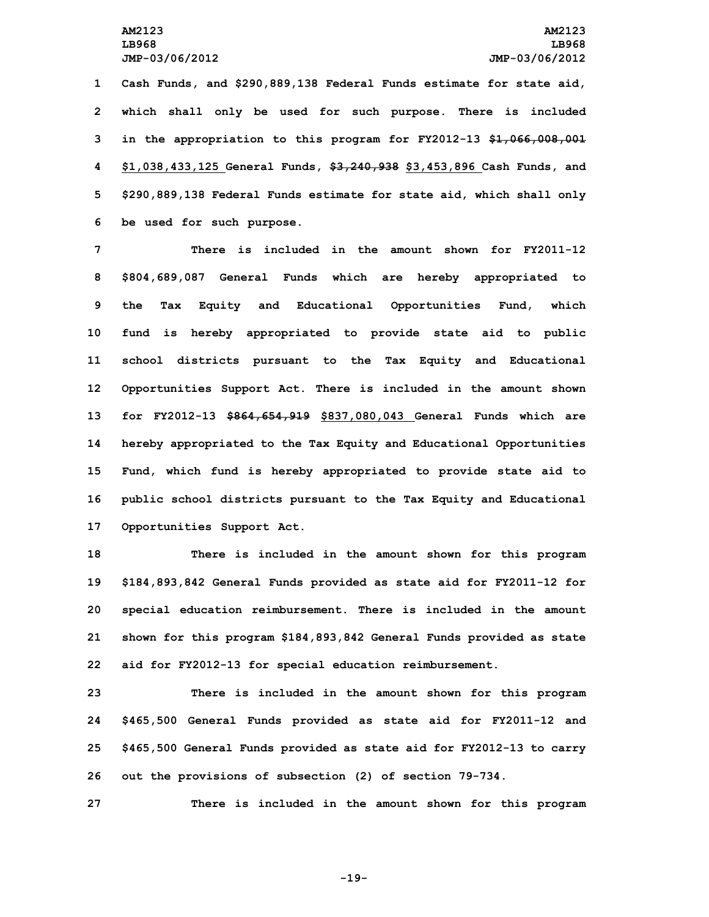Cash Funds, and $290,889,138 Federal Funds estimate for state aid, which shall only be used for such purpose. There is included in the appropriation to this program for FY2012-13 ~~$1,066,008,001~~ <u>$1,038,433,125</u> General Funds, ~~$3,240,938~~ <u>$3,453,896</u> Cash Funds, and $290,889,138 Federal Funds estimate for state aid, which shall only be used for such purpose.

There is included in the amount shown for FY2011-12 $804,689,087 General Funds which are hereby appropriated to the Tax Equity and Educational Opportunities Fund, which fund is hereby appropriated to provide state aid to public school districts pursuant to the Tax Equity and Educational Opportunities Support Act. There is included in the amount shown for FY2012-13 ~~$864,654,919~~ <u>$837,080,043</u> General Funds which are hereby appropriated to the Tax Equity and Educational Opportunities Fund, which fund is hereby appropriated to provide state aid to public school districts pursuant to the Tax Equity and Educational Opportunities Support Act.

There is included in the amount shown for this program $184,893,842 General Funds provided as state aid for FY2011-12 for special education reimbursement. There is included in the amount shown for this program $184,893,842 General Funds provided as state aid for FY2012-13 for special education reimbursement.

There is included in the amount shown for this program $465,500 General Funds provided as state aid for FY2011-12 and $465,500 General Funds provided as state aid for FY2012-13 to carry out the provisions of subsection (2) of section 79-734.

There is included in the amount shown for this program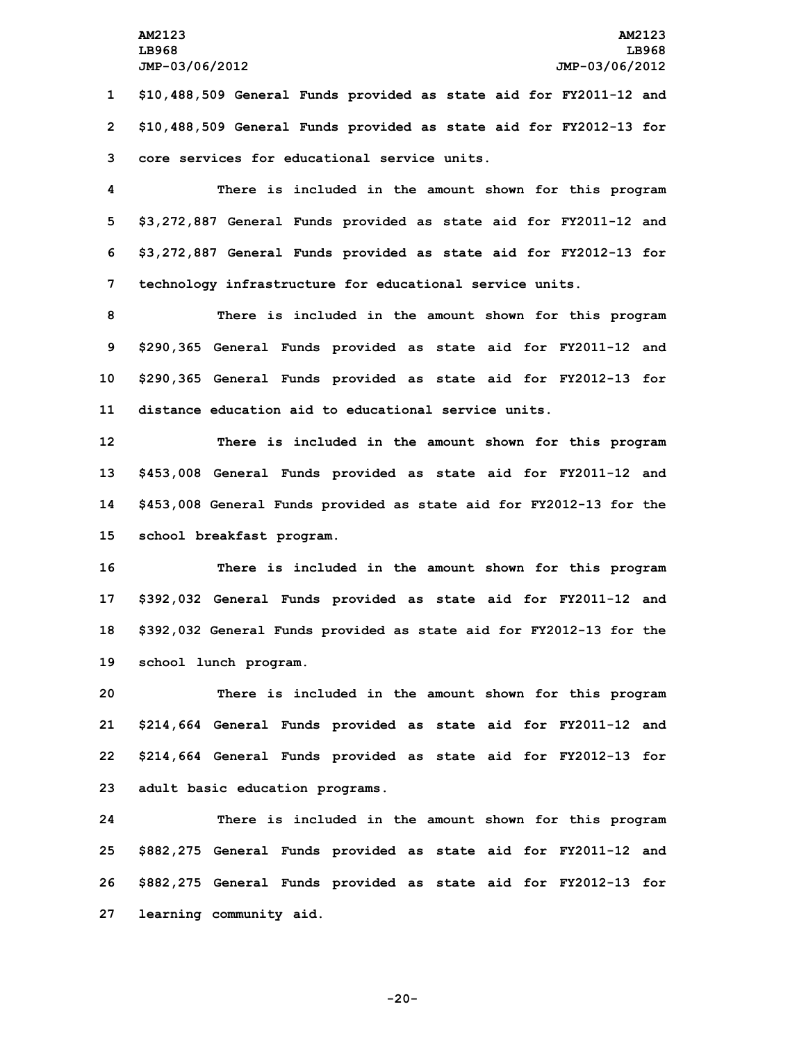$10,488,509 General Funds provided as state aid for FY2011-12 and $10,488,509 General Funds provided as state aid for FY2012-13 for core services for educational service units.

There is included in the amount shown for this program $3,272,887 General Funds provided as state aid for FY2011-12 and $3,272,887 General Funds provided as state aid for FY2012-13 for technology infrastructure for educational service units.

There is included in the amount shown for this program $290,365 General Funds provided as state aid for FY2011-12 and $290,365 General Funds provided as state aid for FY2012-13 for distance education aid to educational service units.

There is included in the amount shown for this program $453,008 General Funds provided as state aid for FY2011-12 and $453,008 General Funds provided as state aid for FY2012-13 for the school breakfast program.

There is included in the amount shown for this program $392,032 General Funds provided as state aid for FY2011-12 and $392,032 General Funds provided as state aid for FY2012-13 for the school lunch program.

There is included in the amount shown for this program $214,664 General Funds provided as state aid for FY2011-12 and $214,664 General Funds provided as state aid for FY2012-13 for adult basic education programs.

There is included in the amount shown for this program $882,275 General Funds provided as state aid for FY2011-12 and $882,275 General Funds provided as state aid for FY2012-13 for learning community aid.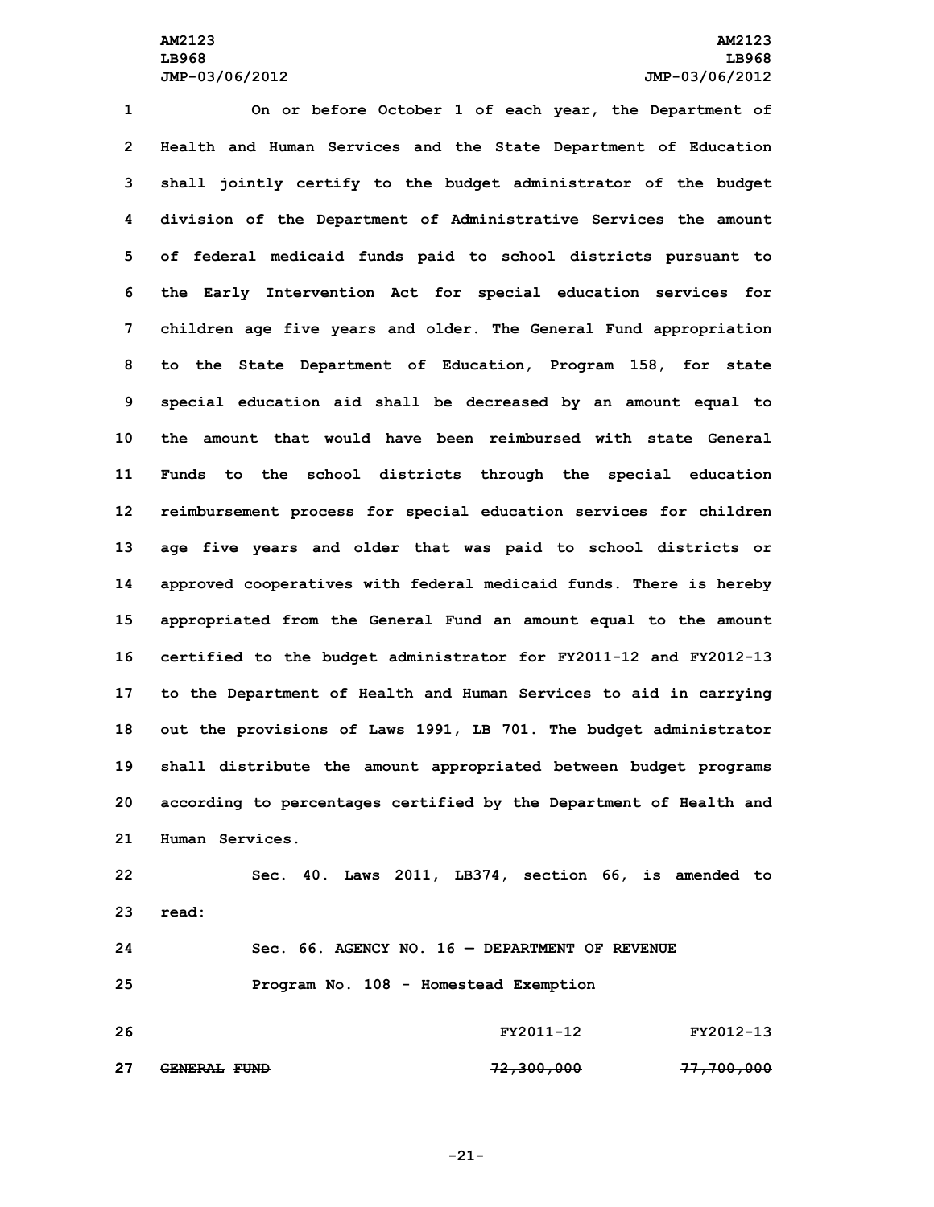On or before October 1 of each year, the Department of Health and Human Services and the State Department of Education shall jointly certify to the budget administrator of the budget division of the Department of Administrative Services the amount of federal medicaid funds paid to school districts pursuant to the Early Intervention Act for special education services for children age five years and older. The General Fund appropriation to the State Department of Education, Program 158, for state special education aid shall be decreased by an amount equal to the amount that would have been reimbursed with state General Funds to the school districts through the special education reimbursement process for special education services for children age five years and older that was paid to school districts or approved cooperatives with federal medicaid funds. There is hereby appropriated from the General Fund an amount equal to the amount certified to the budget administrator for FY2011-12 and FY2012-13 to the Department of Health and Human Services to aid in carrying out the provisions of Laws 1991, LB 701. The budget administrator shall distribute the amount appropriated between budget programs according to percentages certified by the Department of Health and Human Services.

Sec. 40. Laws 2011, LB374, section 66, is amended to read:

Sec. 66. AGENCY NO. 16 — DEPARTMENT OF REVENUE

Program No. 108 - Homestead Exemption

| | FY2011-12 | FY2012-13 |
|---|---|---|
| ~~GENERAL FUND~~ | ~~72,300,000~~ | ~~77,700,000~~ |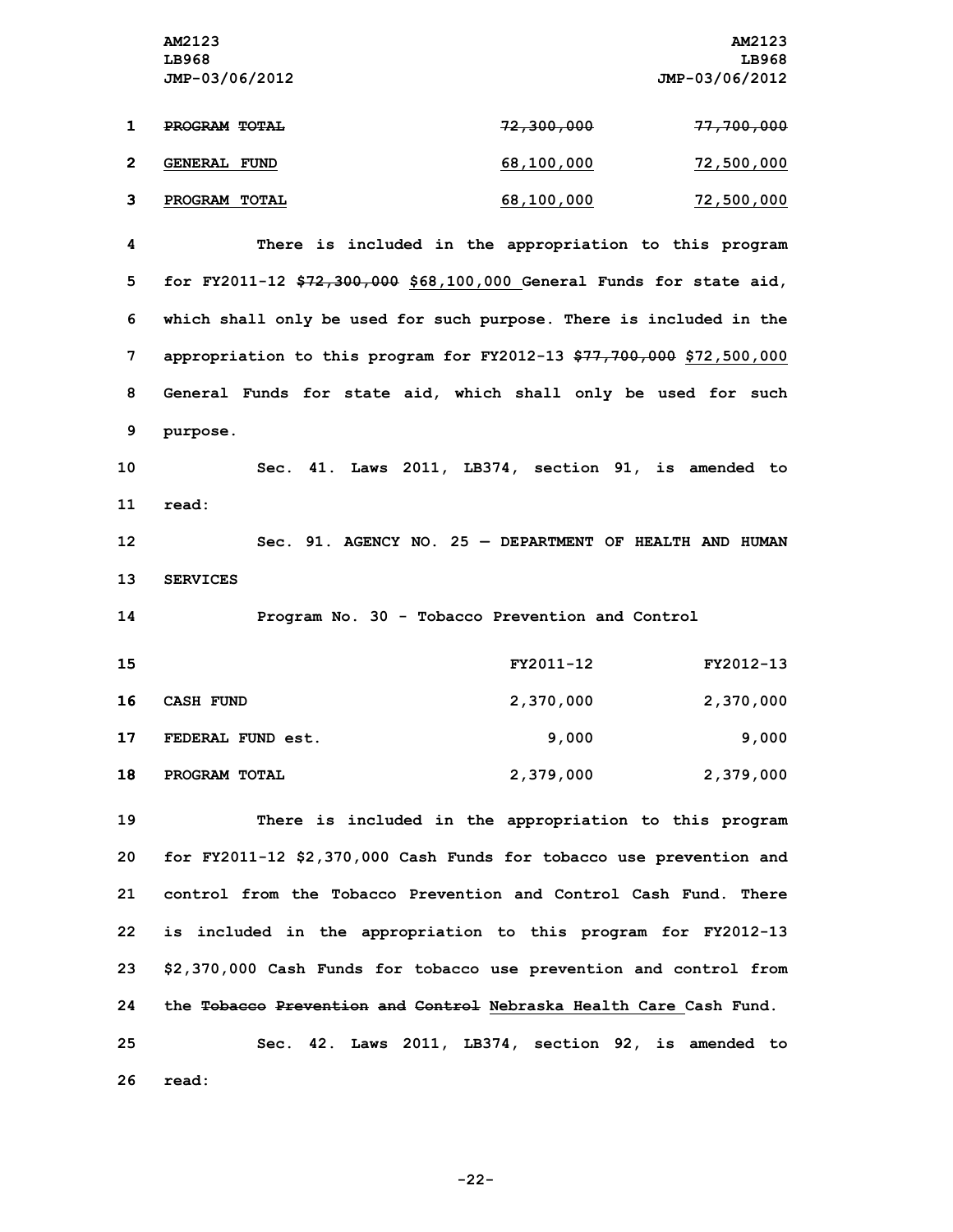| | FY2011-12 | FY2012-13 |
|---|---|---|
| ~~PROGRAM TOTAL~~ | ~~72,300,000~~ | ~~77,700,000~~ |
| GENERAL FUND | 68,100,000 | 72,500,000 |
| PROGRAM TOTAL | 68,100,000 | 72,500,000 |

There is included in the appropriation to this program for FY2011-12 ~~$72,300,000~~ $68,100,000 General Funds for state aid, which shall only be used for such purpose. There is included in the appropriation to this program for FY2012-13 ~~$77,700,000~~ $72,500,000 General Funds for state aid, which shall only be used for such purpose.

Sec. 41. Laws 2011, LB374, section 91, is amended to read:

Sec. 91. AGENCY NO. 25 — DEPARTMENT OF HEALTH AND HUMAN SERVICES

Program No. 30 - Tobacco Prevention and Control

| | FY2011-12 | FY2012-13 |
|---|---|---|
| CASH FUND | 2,370,000 | 2,370,000 |
| FEDERAL FUND est. | 9,000 | 9,000 |
| PROGRAM TOTAL | 2,379,000 | 2,379,000 |

There is included in the appropriation to this program for FY2011-12 $2,370,000 Cash Funds for tobacco use prevention and control from the Tobacco Prevention and Control Cash Fund. There is included in the appropriation to this program for FY2012-13 $2,370,000 Cash Funds for tobacco use prevention and control from the ~~Tobacco Prevention and Control~~ Nebraska Health Care Cash Fund.

Sec. 42. Laws 2011, LB374, section 92, is amended to read: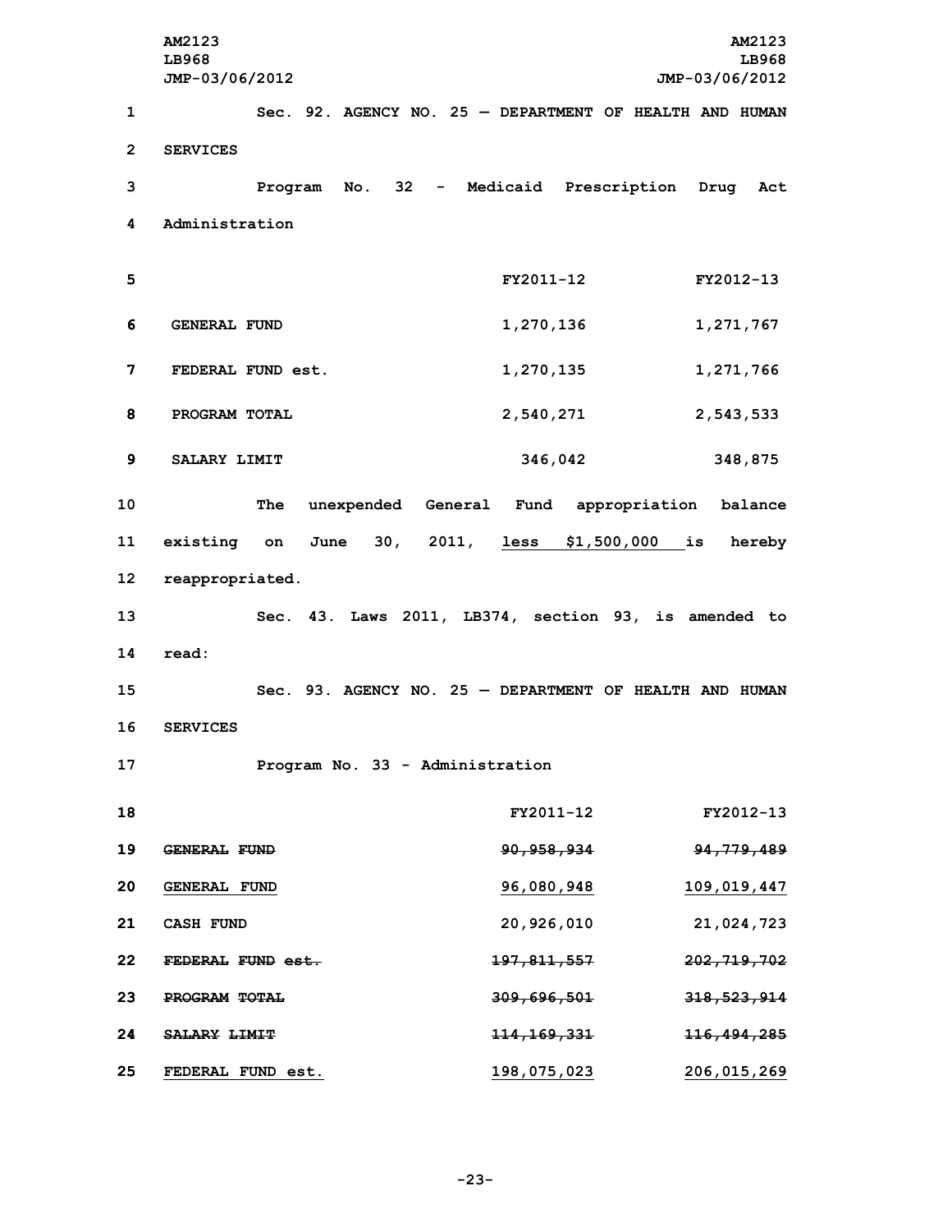Sec. 92. AGENCY NO. 25 — DEPARTMENT OF HEALTH AND HUMAN SERVICES

Program No. 32 - Medicaid Prescription Drug Act Administration

| | FY2011-12 | FY2012-13 |
|---|---|---|
| GENERAL FUND | 1,270,136 | 1,271,767 |
| FEDERAL FUND est. | 1,270,135 | 1,271,766 |
| PROGRAM TOTAL | 2,540,271 | 2,543,533 |
| SALARY LIMIT | 346,042 | 348,875 |

The unexpended General Fund appropriation balance existing on June 30, 2011, <u>less $1,500,000</u> is hereby reappropriated.

Sec. 43. Laws 2011, LB374, section 93, is amended to read:

Sec. 93. AGENCY NO. 25 — DEPARTMENT OF HEALTH AND HUMAN SERVICES

Program No. 33 - Administration

| | FY2011-12 | FY2012-13 |
|---|---|---|
| ~~GENERAL FUND~~ | ~~90,958,934~~ | ~~94,779,489~~ |
| <u>GENERAL FUND</u> | <u>96,080,948</u> | <u>109,019,447</u> |
| CASH FUND | 20,926,010 | 21,024,723 |
| ~~FEDERAL FUND est.~~ | ~~197,811,557~~ | ~~202,719,702~~ |
| ~~PROGRAM TOTAL~~ | ~~309,696,501~~ | ~~318,523,914~~ |
| ~~SALARY LIMIT~~ | ~~114,169,331~~ | ~~116,494,285~~ |
| <u>FEDERAL FUND est.</u> | <u>198,075,023</u> | <u>206,015,269</u> |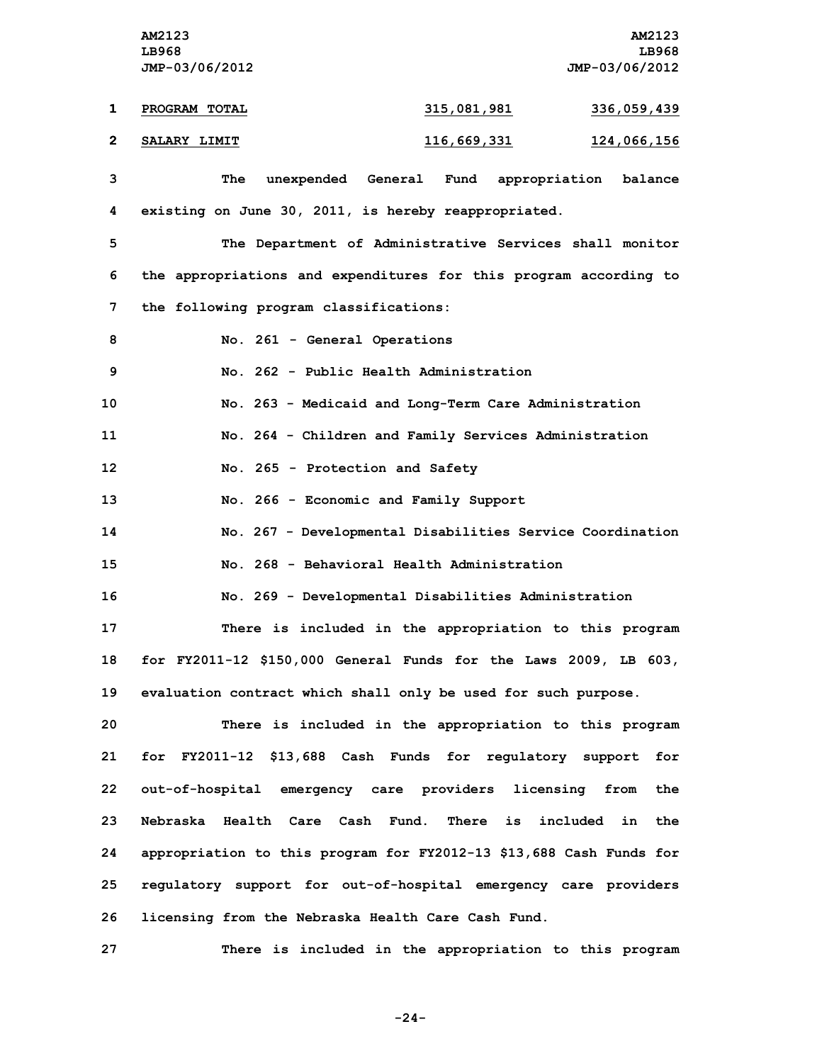| PROGRAM TOTAL | 315,081,981 | 336,059,439 |
| --- | --- | --- |
| SALARY LIMIT | 116,669,331 | 124,066,156 |

The unexpended General Fund appropriation balance existing on June 30, 2011, is hereby reappropriated.

The Department of Administrative Services shall monitor the appropriations and expenditures for this program according to the following program classifications:

No. 261 - General Operations

No. 262 - Public Health Administration

No. 263 - Medicaid and Long-Term Care Administration

No. 264 - Children and Family Services Administration

No. 265 - Protection and Safety

No. 266 - Economic and Family Support

No. 267 - Developmental Disabilities Service Coordination

No. 268 - Behavioral Health Administration

No. 269 - Developmental Disabilities Administration

There is included in the appropriation to this program for FY2011-12 $150,000 General Funds for the Laws 2009, LB 603, evaluation contract which shall only be used for such purpose.

There is included in the appropriation to this program for FY2011-12 $13,688 Cash Funds for regulatory support for out-of-hospital emergency care providers licensing from the Nebraska Health Care Cash Fund. There is included in the appropriation to this program for FY2012-13 $13,688 Cash Funds for regulatory support for out-of-hospital emergency care providers licensing from the Nebraska Health Care Cash Fund.

There is included in the appropriation to this program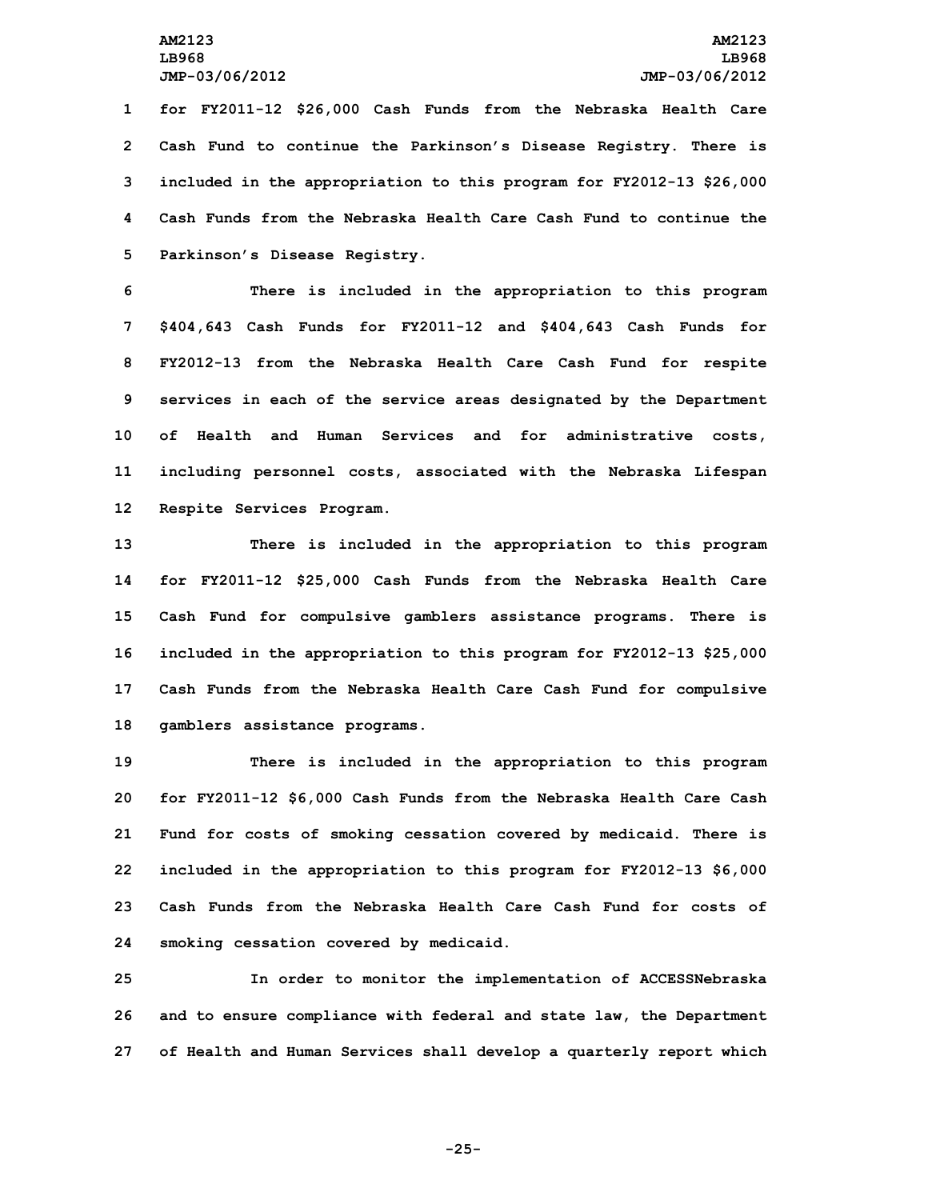for FY2011-12 $26,000 Cash Funds from the Nebraska Health Care Cash Fund to continue the Parkinson's Disease Registry. There is included in the appropriation to this program for FY2012-13 $26,000 Cash Funds from the Nebraska Health Care Cash Fund to continue the Parkinson's Disease Registry.

There is included in the appropriation to this program $404,643 Cash Funds for FY2011-12 and $404,643 Cash Funds for FY2012-13 from the Nebraska Health Care Cash Fund for respite services in each of the service areas designated by the Department of Health and Human Services and for administrative costs, including personnel costs, associated with the Nebraska Lifespan Respite Services Program.

There is included in the appropriation to this program for FY2011-12 $25,000 Cash Funds from the Nebraska Health Care Cash Fund for compulsive gamblers assistance programs. There is included in the appropriation to this program for FY2012-13 $25,000 Cash Funds from the Nebraska Health Care Cash Fund for compulsive gamblers assistance programs.

There is included in the appropriation to this program for FY2011-12 $6,000 Cash Funds from the Nebraska Health Care Cash Fund for costs of smoking cessation covered by medicaid. There is included in the appropriation to this program for FY2012-13 $6,000 Cash Funds from the Nebraska Health Care Cash Fund for costs of smoking cessation covered by medicaid.

In order to monitor the implementation of ACCESSNebraska and to ensure compliance with federal and state law, the Department of Health and Human Services shall develop a quarterly report which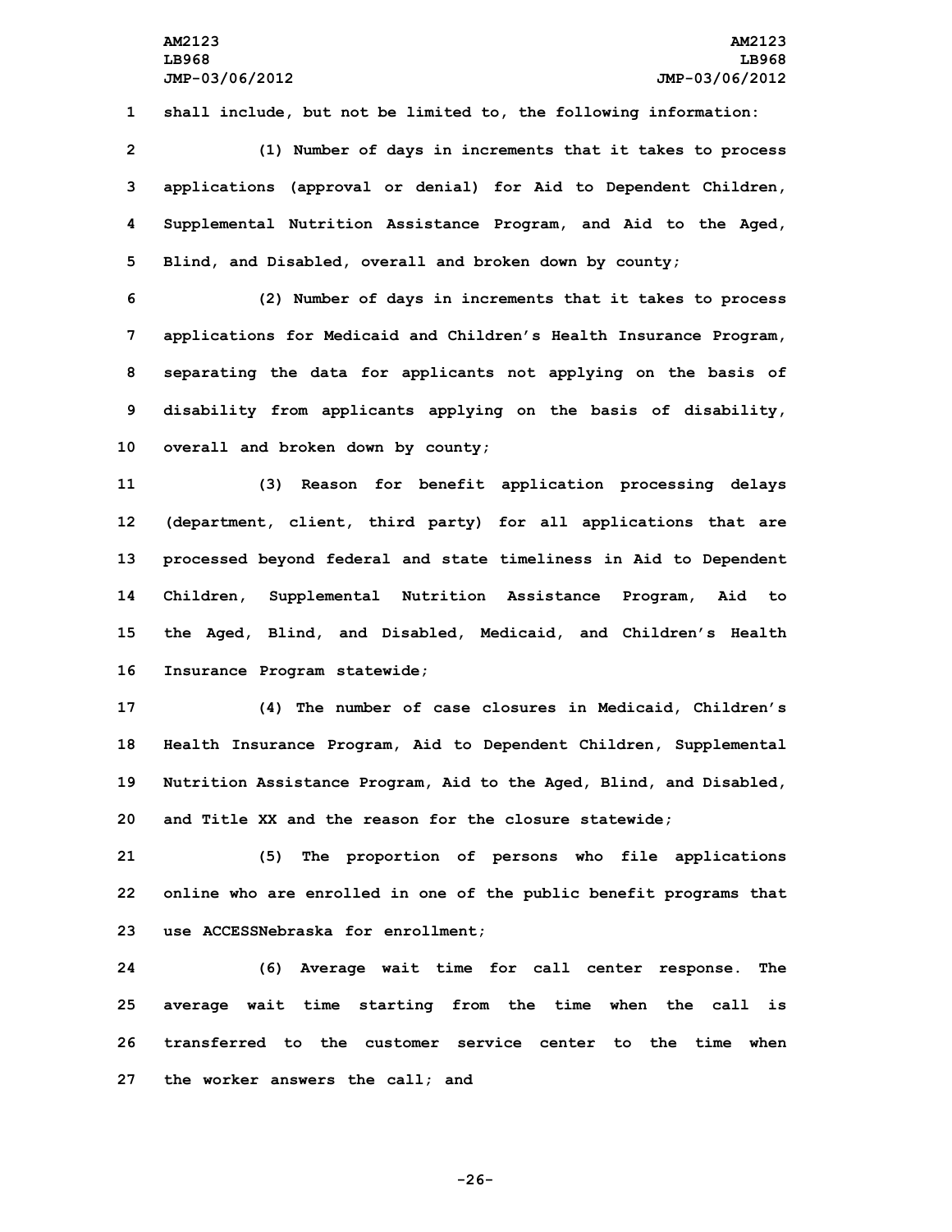shall include, but not be limited to, the following information:

(1) Number of days in increments that it takes to process applications (approval or denial) for Aid to Dependent Children, Supplemental Nutrition Assistance Program, and Aid to the Aged, Blind, and Disabled, overall and broken down by county;

(2) Number of days in increments that it takes to process applications for Medicaid and Children's Health Insurance Program, separating the data for applicants not applying on the basis of disability from applicants applying on the basis of disability, overall and broken down by county;

(3) Reason for benefit application processing delays (department, client, third party) for all applications that are processed beyond federal and state timeliness in Aid to Dependent Children, Supplemental Nutrition Assistance Program, Aid to the Aged, Blind, and Disabled, Medicaid, and Children's Health Insurance Program statewide;

(4) The number of case closures in Medicaid, Children's Health Insurance Program, Aid to Dependent Children, Supplemental Nutrition Assistance Program, Aid to the Aged, Blind, and Disabled, and Title XX and the reason for the closure statewide;

(5) The proportion of persons who file applications online who are enrolled in one of the public benefit programs that use ACCESSNebraska for enrollment;

(6) Average wait time for call center response. The average wait time starting from the time when the call is transferred to the customer service center to the time when the worker answers the call; and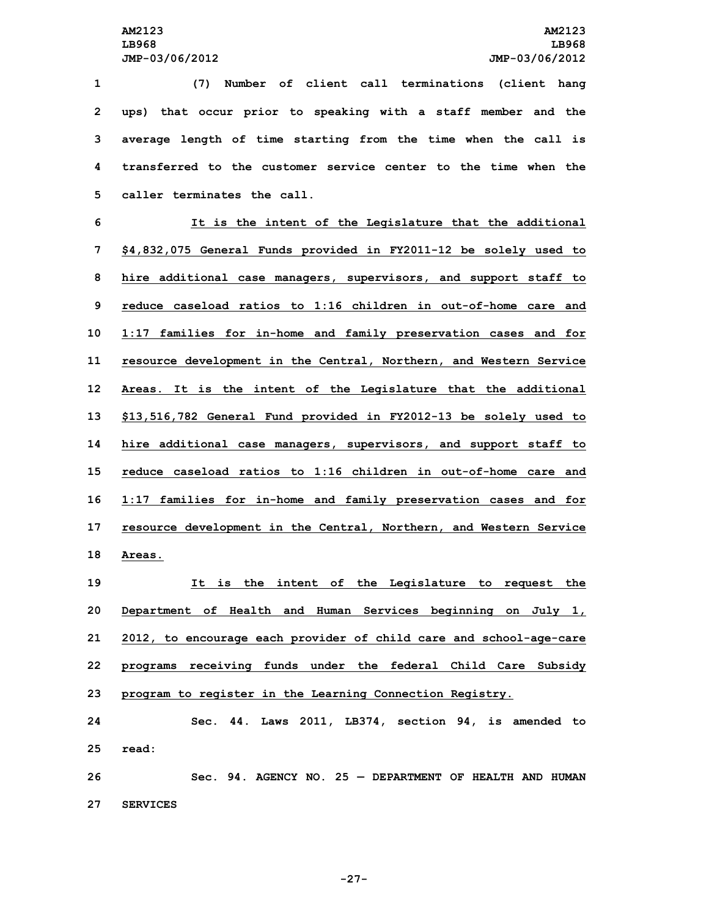(7) Number of client call terminations (client hang ups) that occur prior to speaking with a staff member and the average length of time starting from the time when the call is transferred to the customer service center to the time when the caller terminates the call.

It is the intent of the Legislature that the additional $4,832,075 General Funds provided in FY2011-12 be solely used to hire additional case managers, supervisors, and support staff to reduce caseload ratios to 1:16 children in out-of-home care and 1:17 families for in-home and family preservation cases and for resource development in the Central, Northern, and Western Service Areas. It is the intent of the Legislature that the additional $13,516,782 General Fund provided in FY2012-13 be solely used to hire additional case managers, supervisors, and support staff to reduce caseload ratios to 1:16 children in out-of-home care and 1:17 families for in-home and family preservation cases and for resource development in the Central, Northern, and Western Service Areas.

It is the intent of the Legislature to request the Department of Health and Human Services beginning on July 1, 2012, to encourage each provider of child care and school-age-care programs receiving funds under the federal Child Care Subsidy program to register in the Learning Connection Registry.

Sec. 44. Laws 2011, LB374, section 94, is amended to read:

Sec. 94. AGENCY NO. 25 — DEPARTMENT OF HEALTH AND HUMAN SERVICES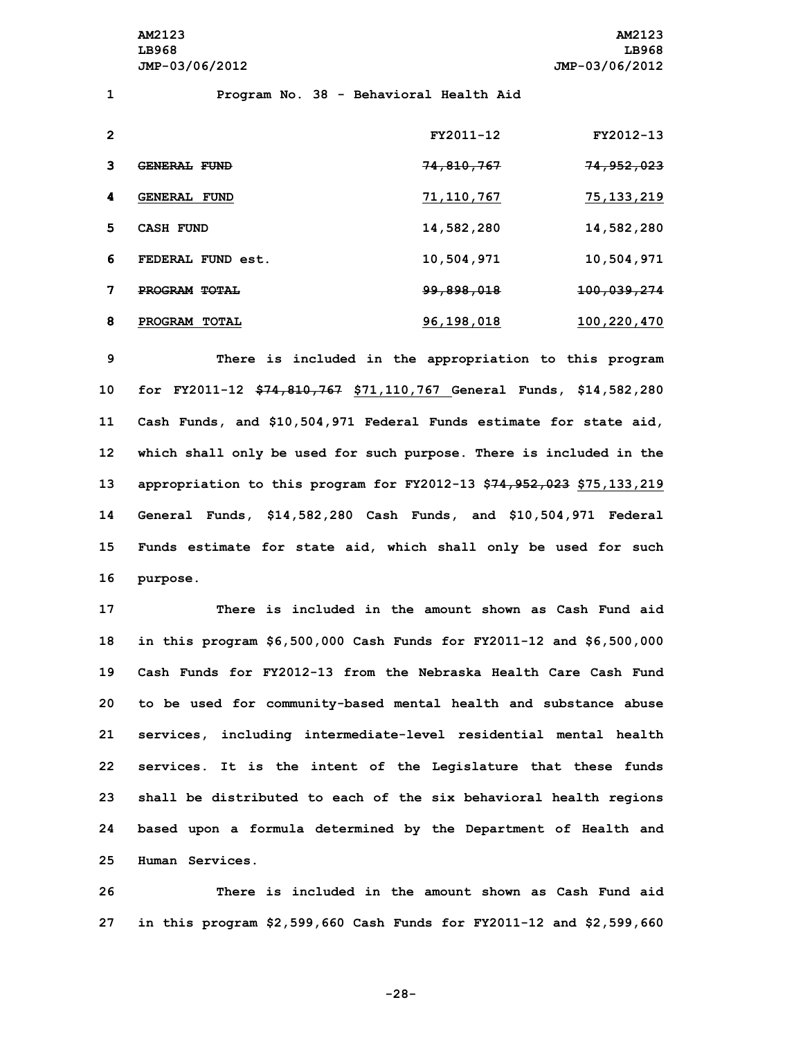Program No. 38 - Behavioral Health Aid

| | FY2011-12 | FY2012-13 |
|---|---|---|
| ~~GENERAL FUND~~ | ~~74,810,767~~ | ~~74,952,023~~ |
| <u>GENERAL FUND</u> | <u>71,110,767</u> | <u>75,133,219</u> |
| CASH FUND | 14,582,280 | 14,582,280 |
| FEDERAL FUND est. | 10,504,971 | 10,504,971 |
| ~~PROGRAM TOTAL~~ | ~~99,898,018~~ | ~~100,039,274~~ |
| <u>PROGRAM TOTAL</u> | <u>96,198,018</u> | <u>100,220,470</u> |

There is included in the appropriation to this program for FY2011-12 ~~$74,810,767~~ <u>$71,110,767</u> General Funds, $14,582,280 Cash Funds, and $10,504,971 Federal Funds estimate for state aid, which shall only be used for such purpose. There is included in the appropriation to this program for FY2012-13 ~~$74,952,023~~ <u>$75,133,219</u> General Funds, $14,582,280 Cash Funds, and $10,504,971 Federal Funds estimate for state aid, which shall only be used for such purpose.

There is included in the amount shown as Cash Fund aid in this program $6,500,000 Cash Funds for FY2011-12 and $6,500,000 Cash Funds for FY2012-13 from the Nebraska Health Care Cash Fund to be used for community-based mental health and substance abuse services, including intermediate-level residential mental health services. It is the intent of the Legislature that these funds shall be distributed to each of the six behavioral health regions based upon a formula determined by the Department of Health and Human Services.

There is included in the amount shown as Cash Fund aid in this program $2,599,660 Cash Funds for FY2011-12 and $2,599,660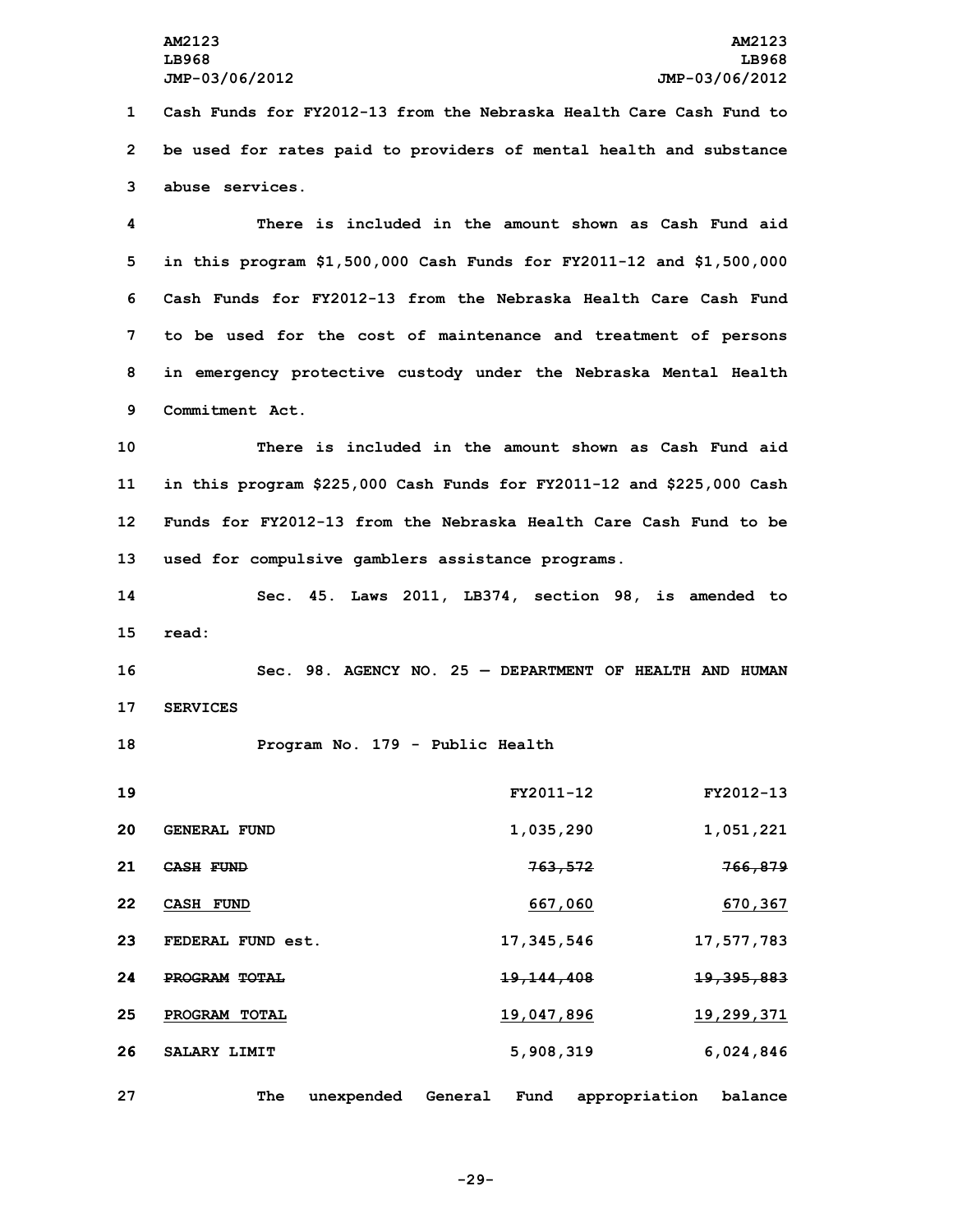Cash Funds for FY2012-13 from the Nebraska Health Care Cash Fund to be used for rates paid to providers of mental health and substance abuse services.

There is included in the amount shown as Cash Fund aid in this program $1,500,000 Cash Funds for FY2011-12 and $1,500,000 Cash Funds for FY2012-13 from the Nebraska Health Care Cash Fund to be used for the cost of maintenance and treatment of persons in emergency protective custody under the Nebraska Mental Health Commitment Act.

There is included in the amount shown as Cash Fund aid in this program $225,000 Cash Funds for FY2011-12 and $225,000 Cash Funds for FY2012-13 from the Nebraska Health Care Cash Fund to be used for compulsive gamblers assistance programs.

Sec. 45. Laws 2011, LB374, section 98, is amended to read:

Sec. 98. AGENCY NO. 25 — DEPARTMENT OF HEALTH AND HUMAN SERVICES

Program No. 179 - Public Health

| | FY2011-12 | FY2012-13 |
|---|---|---|
| GENERAL FUND | 1,035,290 | 1,051,221 |
| ~~CASH FUND~~ | ~~763,572~~ | ~~766,879~~ |
| CASH FUND | 667,060 | 670,367 |
| FEDERAL FUND est. | 17,345,546 | 17,577,783 |
| ~~PROGRAM TOTAL~~ | ~~19,144,408~~ | ~~19,395,883~~ |
| PROGRAM TOTAL | 19,047,896 | 19,299,371 |
| SALARY LIMIT | 5,908,319 | 6,024,846 |

The unexpended General Fund appropriation balance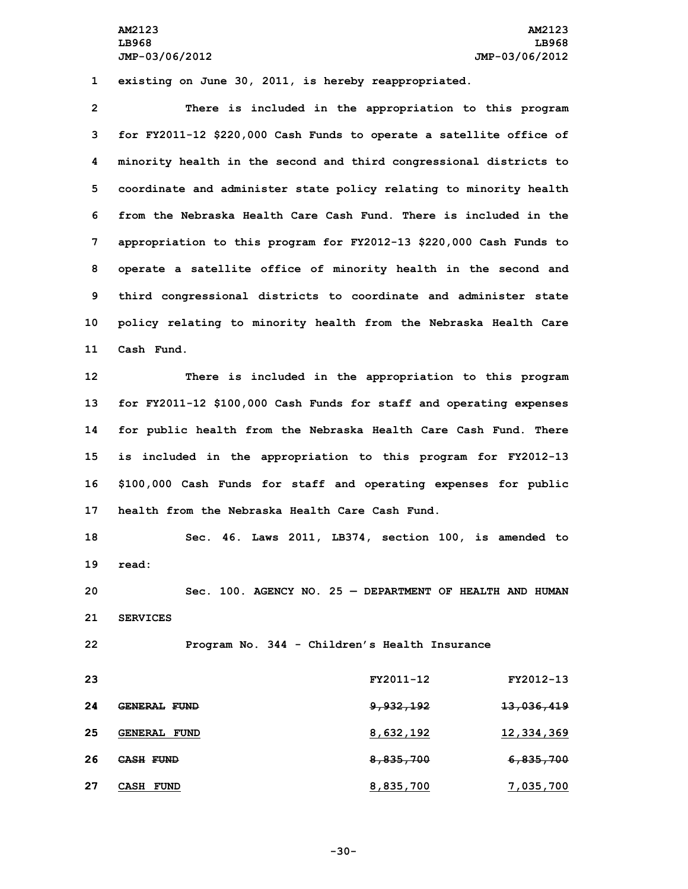existing on June 30, 2011, is hereby reappropriated.

There is included in the appropriation to this program for FY2011-12 $220,000 Cash Funds to operate a satellite office of minority health in the second and third congressional districts to coordinate and administer state policy relating to minority health from the Nebraska Health Care Cash Fund. There is included in the appropriation to this program for FY2012-13 $220,000 Cash Funds to operate a satellite office of minority health in the second and third congressional districts to coordinate and administer state policy relating to minority health from the Nebraska Health Care Cash Fund.

There is included in the appropriation to this program for FY2011-12 $100,000 Cash Funds for staff and operating expenses for public health from the Nebraska Health Care Cash Fund. There is included in the appropriation to this program for FY2012-13 $100,000 Cash Funds for staff and operating expenses for public health from the Nebraska Health Care Cash Fund.

Sec. 46. Laws 2011, LB374, section 100, is amended to read:

Sec. 100. AGENCY NO. 25 — DEPARTMENT OF HEALTH AND HUMAN SERVICES

Program No. 344 - Children's Health Insurance

| | FY2011-12 | FY2012-13 |
|---|---|---|
| ~~GENERAL FUND~~ | ~~9,932,192~~ | ~~13,036,419~~ |
| GENERAL FUND | 8,632,192 | 12,334,369 |
| ~~CASH FUND~~ | ~~8,835,700~~ | ~~6,835,700~~ |
| CASH FUND | 8,835,700 | 7,035,700 |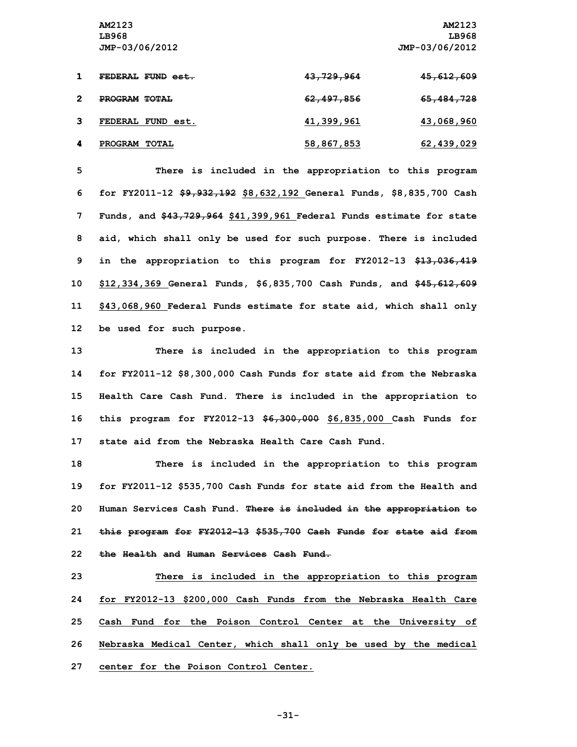| | | |
|---|---|---|
| ~~FEDERAL FUND est.~~ | ~~43,729,964~~ | ~~45,612,609~~ |
| ~~PROGRAM TOTAL~~ | ~~62,497,856~~ | ~~65,484,728~~ |
| FEDERAL FUND est. | 41,399,961 | 43,068,960 |
| PROGRAM TOTAL | 58,867,853 | 62,439,029 |

There is included in the appropriation to this program for FY2011-12 ~~$9,932,192~~ $8,632,192 General Funds, $8,835,700 Cash Funds, and ~~$43,729,964~~ $41,399,961 Federal Funds estimate for state aid, which shall only be used for such purpose. There is included in the appropriation to this program for FY2012-13 ~~$13,036,419~~ $12,334,369 General Funds, $6,835,700 Cash Funds, and ~~$45,612,609~~ $43,068,960 Federal Funds estimate for state aid, which shall only be used for such purpose.

There is included in the appropriation to this program for FY2011-12 $8,300,000 Cash Funds for state aid from the Nebraska Health Care Cash Fund. There is included in the appropriation to this program for FY2012-13 ~~$6,300,000~~ $6,835,000 Cash Funds for state aid from the Nebraska Health Care Cash Fund.

There is included in the appropriation to this program for FY2011-12 $535,700 Cash Funds for state aid from the Health and Human Services Cash Fund. ~~There is included in the appropriation to this program for FY2012-13 $535,700 Cash Funds for state aid from the Health and Human Services Cash Fund.~~

There is included in the appropriation to this program for FY2012-13 $200,000 Cash Funds from the Nebraska Health Care Cash Fund for the Poison Control Center at the University of Nebraska Medical Center, which shall only be used by the medical center for the Poison Control Center.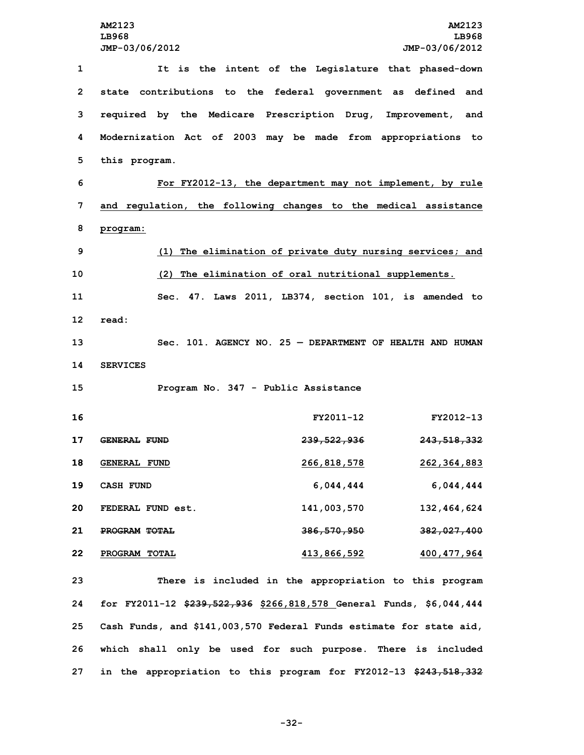It is the intent of the Legislature that phased-down state contributions to the federal government as defined and required by the Medicare Prescription Drug, Improvement, and Modernization Act of 2003 may be made from appropriations to this program.

For FY2012-13, the department may not implement, by rule and regulation, the following changes to the medical assistance program:

(1) The elimination of private duty nursing services; and

(2) The elimination of oral nutritional supplements.

Sec. 47. Laws 2011, LB374, section 101, is amended to read:

Sec. 101. AGENCY NO. 25 — DEPARTMENT OF HEALTH AND HUMAN SERVICES

Program No. 347 - Public Assistance

| | FY2011-12 | FY2012-13 |
|---|---|---|
| ~~GENERAL FUND~~ | ~~239,522,936~~ | ~~243,518,332~~ |
| GENERAL FUND | 266,818,578 | 262,364,883 |
| CASH FUND | 6,044,444 | 6,044,444 |
| FEDERAL FUND est. | 141,003,570 | 132,464,624 |
| ~~PROGRAM TOTAL~~ | ~~386,570,950~~ | ~~382,027,400~~ |
| PROGRAM TOTAL | 413,866,592 | 400,477,964 |

There is included in the appropriation to this program for FY2011-12 ~~$239,522,936~~ $266,818,578 General Funds, $6,044,444 Cash Funds, and $141,003,570 Federal Funds estimate for state aid, which shall only be used for such purpose. There is included in the appropriation to this program for FY2012-13 ~~$243,518,332~~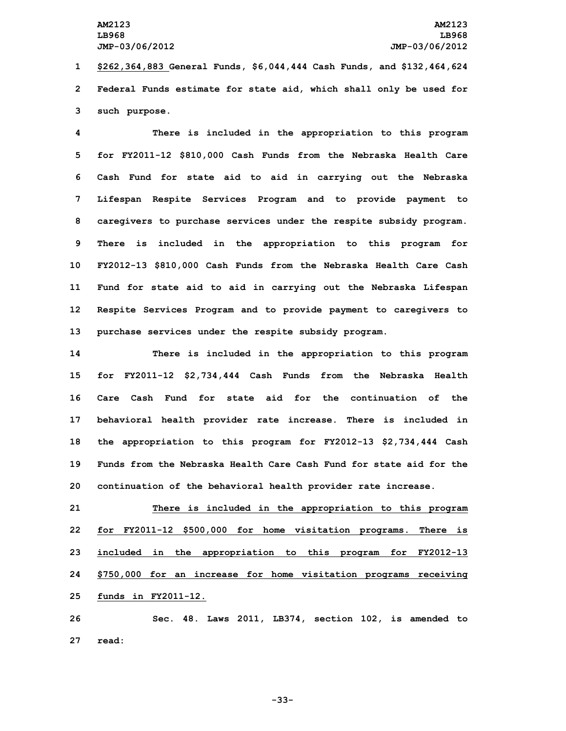$262,364,883 General Funds, $6,044,444 Cash Funds, and $132,464,624 Federal Funds estimate for state aid, which shall only be used for such purpose.

There is included in the appropriation to this program for FY2011-12 $810,000 Cash Funds from the Nebraska Health Care Cash Fund for state aid to aid in carrying out the Nebraska Lifespan Respite Services Program and to provide payment to caregivers to purchase services under the respite subsidy program. There is included in the appropriation to this program for FY2012-13 $810,000 Cash Funds from the Nebraska Health Care Cash Fund for state aid to aid in carrying out the Nebraska Lifespan Respite Services Program and to provide payment to caregivers to purchase services under the respite subsidy program.

There is included in the appropriation to this program for FY2011-12 $2,734,444 Cash Funds from the Nebraska Health Care Cash Fund for state aid for the continuation of the behavioral health provider rate increase. There is included in the appropriation to this program for FY2012-13 $2,734,444 Cash Funds from the Nebraska Health Care Cash Fund for state aid for the continuation of the behavioral health provider rate increase.

There is included in the appropriation to this program for FY2011-12 $500,000 for home visitation programs. There is included in the appropriation to this program for FY2012-13 $750,000 for an increase for home visitation programs receiving funds in FY2011-12.

Sec. 48. Laws 2011, LB374, section 102, is amended to read: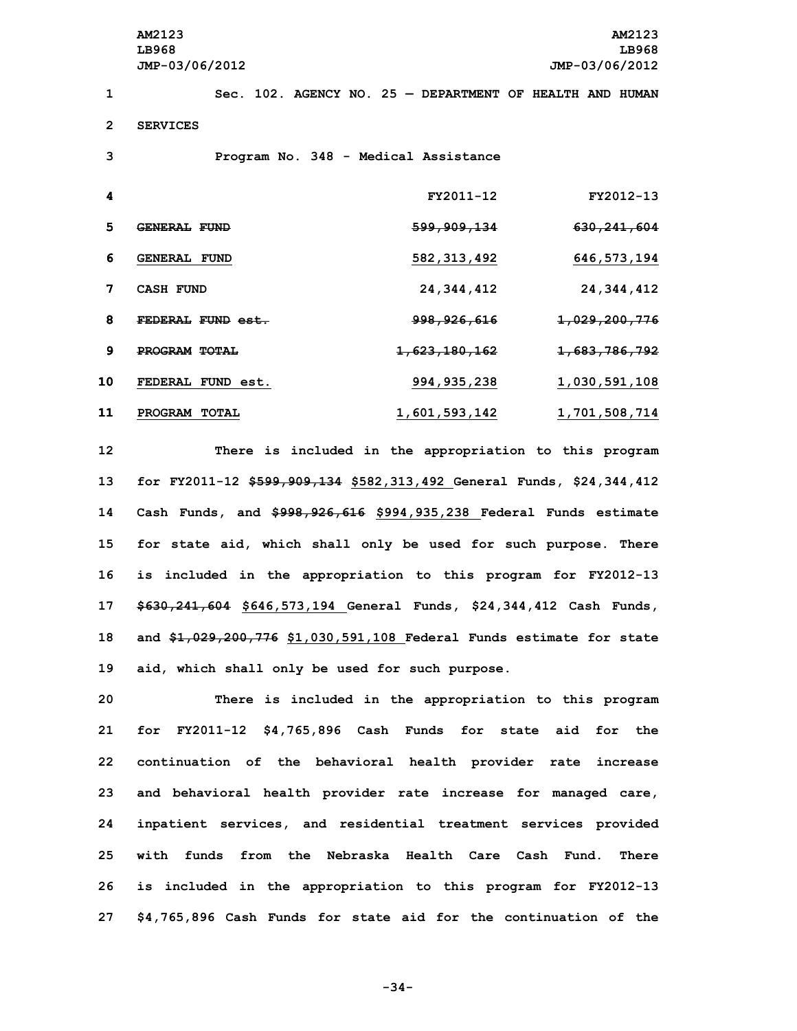Sec. 102. AGENCY NO. 25 — DEPARTMENT OF HEALTH AND HUMAN SERVICES

Program No. 348 - Medical Assistance

| | FY2011-12 | FY2012-13 |
|---|---|---|
| ~~GENERAL FUND~~ | ~~599,909,134~~ | ~~630,241,604~~ |
| GENERAL FUND | 582,313,492 | 646,573,194 |
| CASH FUND | 24,344,412 | 24,344,412 |
| ~~FEDERAL FUND est.~~ | ~~998,926,616~~ | ~~1,029,200,776~~ |
| ~~PROGRAM TOTAL~~ | ~~1,623,180,162~~ | ~~1,683,786,792~~ |
| FEDERAL FUND est. | 994,935,238 | 1,030,591,108 |
| PROGRAM TOTAL | 1,601,593,142 | 1,701,508,714 |

There is included in the appropriation to this program for FY2011-12 ~~$599,909,134~~ $582,313,492 General Funds, $24,344,412 Cash Funds, and ~~$998,926,616~~ $994,935,238 Federal Funds estimate for state aid, which shall only be used for such purpose. There is included in the appropriation to this program for FY2012-13 ~~$630,241,604~~ $646,573,194 General Funds, $24,344,412 Cash Funds, and ~~$1,029,200,776~~ $1,030,591,108 Federal Funds estimate for state aid, which shall only be used for such purpose.

There is included in the appropriation to this program for FY2011-12 $4,765,896 Cash Funds for state aid for the continuation of the behavioral health provider rate increase and behavioral health provider rate increase for managed care, inpatient services, and residential treatment services provided with funds from the Nebraska Health Care Cash Fund. There is included in the appropriation to this program for FY2012-13 $4,765,896 Cash Funds for state aid for the continuation of the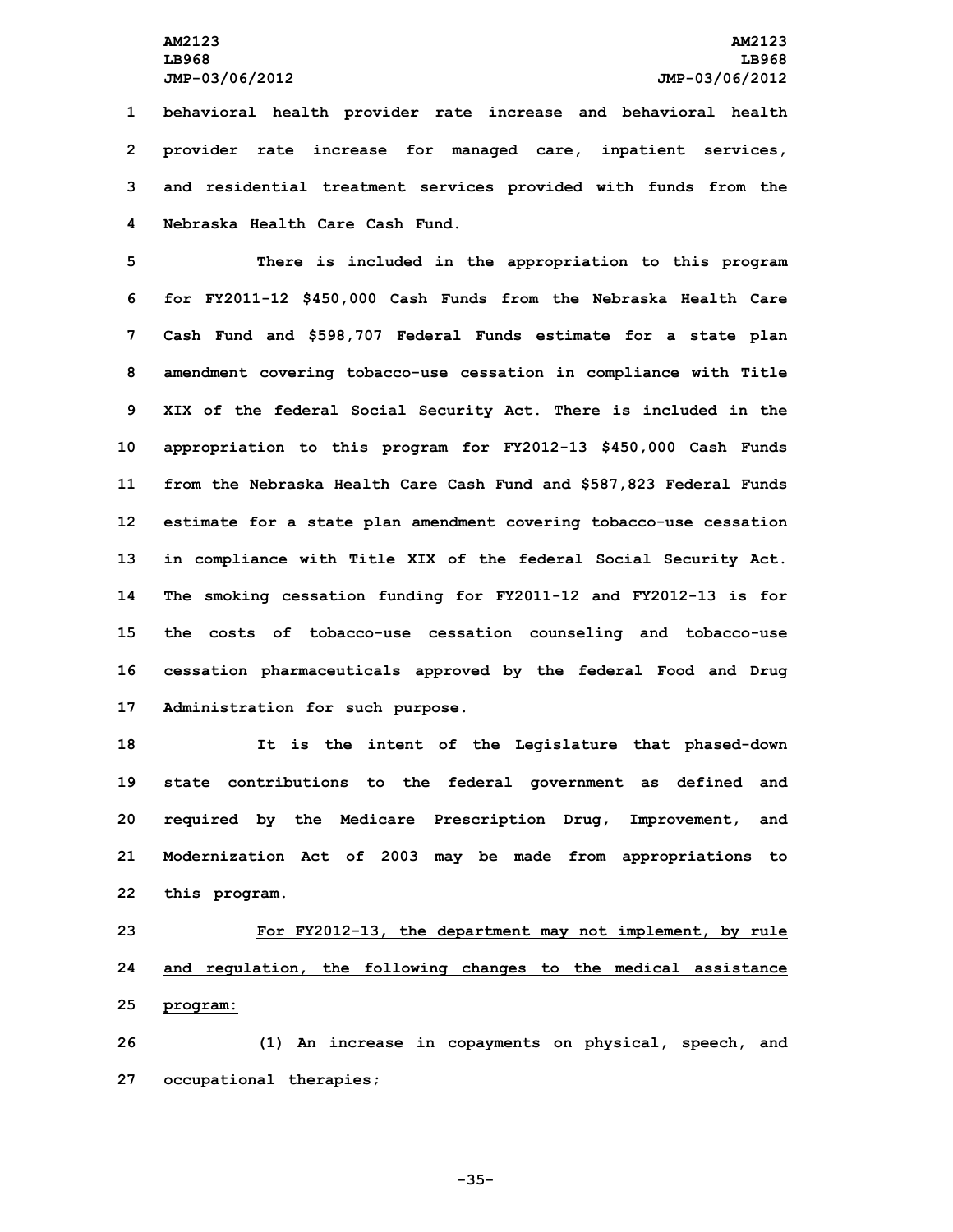behavioral health provider rate increase and behavioral health provider rate increase for managed care, inpatient services, and residential treatment services provided with funds from the Nebraska Health Care Cash Fund.

There is included in the appropriation to this program for FY2011-12 $450,000 Cash Funds from the Nebraska Health Care Cash Fund and $598,707 Federal Funds estimate for a state plan amendment covering tobacco-use cessation in compliance with Title XIX of the federal Social Security Act. There is included in the appropriation to this program for FY2012-13 $450,000 Cash Funds from the Nebraska Health Care Cash Fund and $587,823 Federal Funds estimate for a state plan amendment covering tobacco-use cessation in compliance with Title XIX of the federal Social Security Act. The smoking cessation funding for FY2011-12 and FY2012-13 is for the costs of tobacco-use cessation counseling and tobacco-use cessation pharmaceuticals approved by the federal Food and Drug Administration for such purpose.

It is the intent of the Legislature that phased-down state contributions to the federal government as defined and required by the Medicare Prescription Drug, Improvement, and Modernization Act of 2003 may be made from appropriations to this program.

<u>For FY2012-13, the department may not implement, by rule and regulation, the following changes to the medical assistance program:</u>

<u>(1) An increase in copayments on physical, speech, and occupational therapies;</u>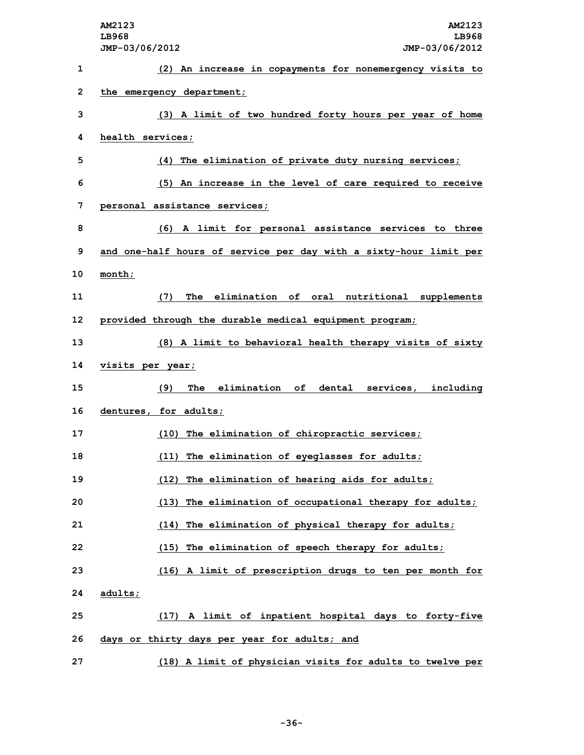(2) An increase in copayments for nonemergency visits to the emergency department;

(3) A limit of two hundred forty hours per year of home health services;

(4) The elimination of private duty nursing services;

(5) An increase in the level of care required to receive personal assistance services;

(6) A limit for personal assistance services to three and one-half hours of service per day with a sixty-hour limit per month;

(7) The elimination of oral nutritional supplements provided through the durable medical equipment program;

(8) A limit to behavioral health therapy visits of sixty visits per year;

(9) The elimination of dental services, including dentures, for adults;

(10) The elimination of chiropractic services;

(11) The elimination of eyeglasses for adults;

(12) The elimination of hearing aids for adults;

(13) The elimination of occupational therapy for adults;

(14) The elimination of physical therapy for adults;

(15) The elimination of speech therapy for adults;

(16) A limit of prescription drugs to ten per month for adults;

(17) A limit of inpatient hospital days to forty-five days or thirty days per year for adults; and

(18) A limit of physician visits for adults to twelve per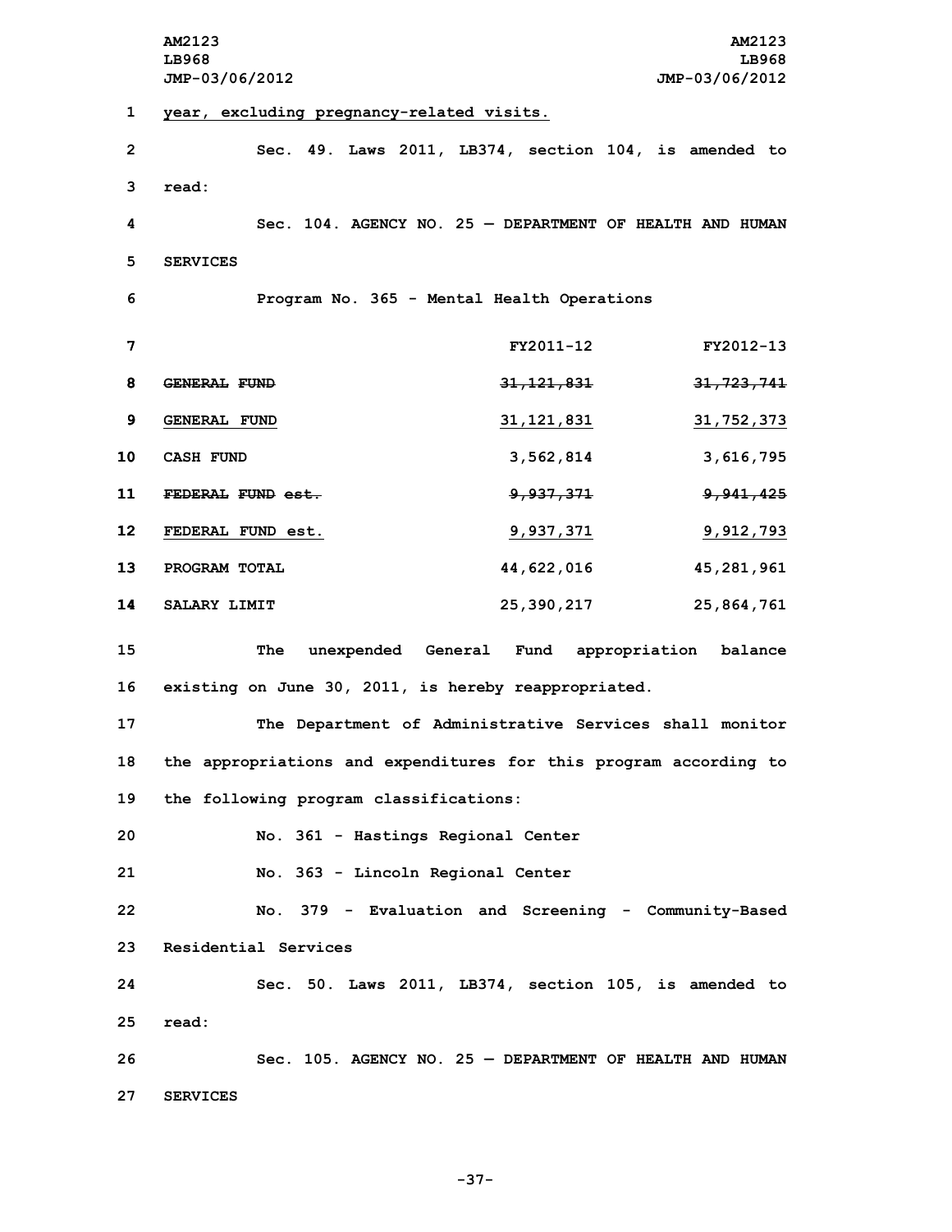year, excluding pregnancy-related visits.

Sec. 49. Laws 2011, LB374, section 104, is amended to read:

Sec. 104. AGENCY NO. 25 — DEPARTMENT OF HEALTH AND HUMAN SERVICES

Program No. 365 - Mental Health Operations

| | FY2011-12 | FY2012-13 |
|---|---|---|
| ~~GENERAL FUND~~ | ~~31,121,831~~ | ~~31,723,741~~ |
| GENERAL FUND | 31,121,831 | 31,752,373 |
| CASH FUND | 3,562,814 | 3,616,795 |
| ~~FEDERAL FUND est.~~ | ~~9,937,371~~ | ~~9,941,425~~ |
| FEDERAL FUND est. | 9,937,371 | 9,912,793 |
| PROGRAM TOTAL | 44,622,016 | 45,281,961 |
| SALARY LIMIT | 25,390,217 | 25,864,761 |

The unexpended General Fund appropriation balance existing on June 30, 2011, is hereby reappropriated.

The Department of Administrative Services shall monitor the appropriations and expenditures for this program according to the following program classifications:

No. 361 - Hastings Regional Center

No. 363 - Lincoln Regional Center

No. 379 - Evaluation and Screening - Community-Based Residential Services

Sec. 50. Laws 2011, LB374, section 105, is amended to read:

Sec. 105. AGENCY NO. 25 — DEPARTMENT OF HEALTH AND HUMAN SERVICES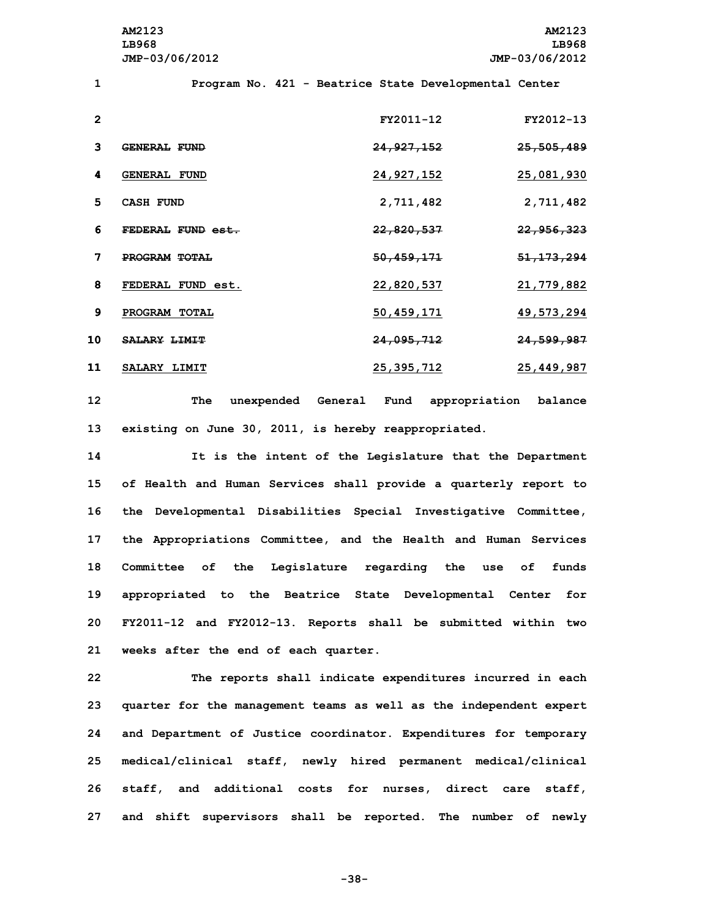Program No. 421 - Beatrice State Developmental Center

| | FY2011-12 | FY2012-13 |
|---|---|---|
| ~~GENERAL FUND~~ | ~~24,927,152~~ | ~~25,505,489~~ |
| GENERAL FUND | 24,927,152 | 25,081,930 |
| CASH FUND | 2,711,482 | 2,711,482 |
| ~~FEDERAL FUND est.~~ | ~~22,820,537~~ | ~~22,956,323~~ |
| ~~PROGRAM TOTAL~~ | ~~50,459,171~~ | ~~51,173,294~~ |
| FEDERAL FUND est. | 22,820,537 | 21,779,882 |
| PROGRAM TOTAL | 50,459,171 | 49,573,294 |
| ~~SALARY LIMIT~~ | ~~24,095,712~~ | ~~24,599,987~~ |
| SALARY LIMIT | 25,395,712 | 25,449,987 |

The unexpended General Fund appropriation balance existing on June 30, 2011, is hereby reappropriated.

It is the intent of the Legislature that the Department of Health and Human Services shall provide a quarterly report to the Developmental Disabilities Special Investigative Committee, the Appropriations Committee, and the Health and Human Services Committee of the Legislature regarding the use of funds appropriated to the Beatrice State Developmental Center for FY2011-12 and FY2012-13. Reports shall be submitted within two weeks after the end of each quarter.

The reports shall indicate expenditures incurred in each quarter for the management teams as well as the independent expert and Department of Justice coordinator. Expenditures for temporary medical/clinical staff, newly hired permanent medical/clinical staff, and additional costs for nurses, direct care staff, and shift supervisors shall be reported. The number of newly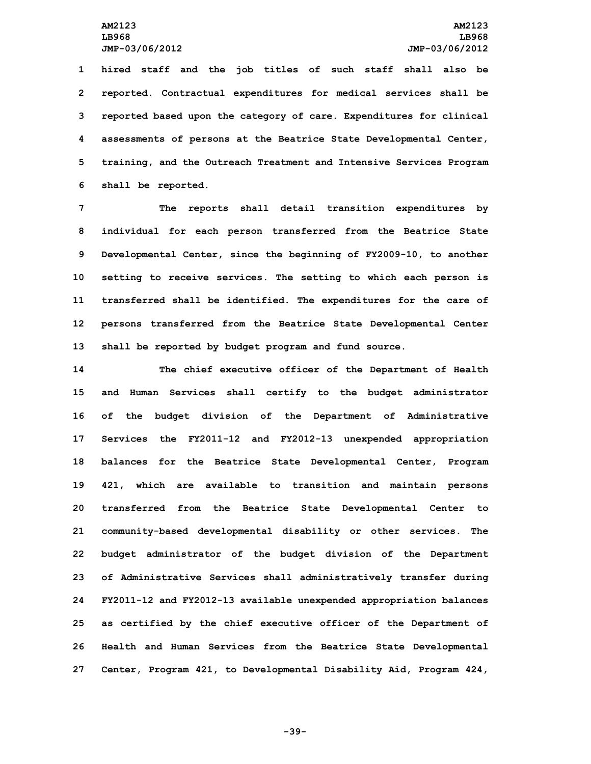hired staff and the job titles of such staff shall also be reported. Contractual expenditures for medical services shall be reported based upon the category of care. Expenditures for clinical assessments of persons at the Beatrice State Developmental Center, training, and the Outreach Treatment and Intensive Services Program shall be reported.

The reports shall detail transition expenditures by individual for each person transferred from the Beatrice State Developmental Center, since the beginning of FY2009-10, to another setting to receive services. The setting to which each person is transferred shall be identified. The expenditures for the care of persons transferred from the Beatrice State Developmental Center shall be reported by budget program and fund source.

The chief executive officer of the Department of Health and Human Services shall certify to the budget administrator of the budget division of the Department of Administrative Services the FY2011-12 and FY2012-13 unexpended appropriation balances for the Beatrice State Developmental Center, Program 421, which are available to transition and maintain persons transferred from the Beatrice State Developmental Center to community-based developmental disability or other services. The budget administrator of the budget division of the Department of Administrative Services shall administratively transfer during FY2011-12 and FY2012-13 available unexpended appropriation balances as certified by the chief executive officer of the Department of Health and Human Services from the Beatrice State Developmental Center, Program 421, to Developmental Disability Aid, Program 424,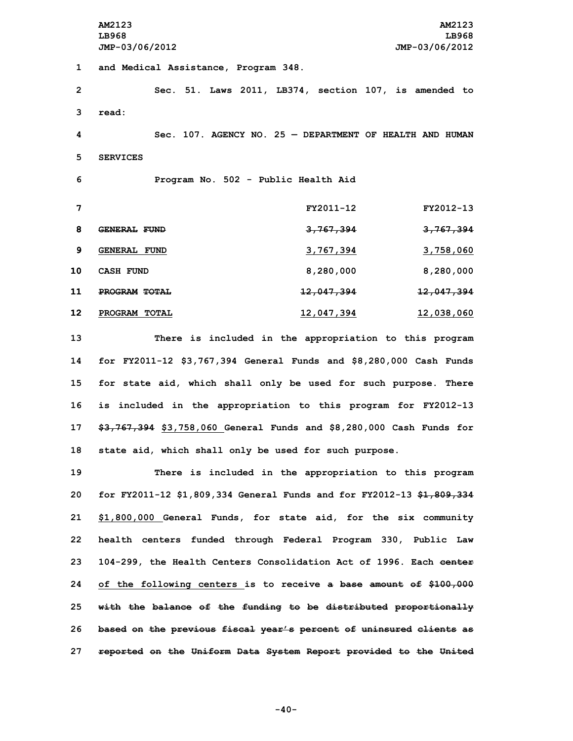and Medical Assistance, Program 348.

Sec. 51. Laws 2011, LB374, section 107, is amended to read:

Sec. 107. AGENCY NO. 25 — DEPARTMENT OF HEALTH AND HUMAN SERVICES

Program No. 502 - Public Health Aid

| | FY2011-12 | FY2012-13 |
|---|---|---|
| ~~GENERAL FUND~~ | ~~3,767,394~~ | ~~3,767,394~~ |
| GENERAL FUND | 3,767,394 | 3,758,060 |
| CASH FUND | 8,280,000 | 8,280,000 |
| ~~PROGRAM TOTAL~~ | ~~12,047,394~~ | ~~12,047,394~~ |
| PROGRAM TOTAL | 12,047,394 | 12,038,060 |

There is included in the appropriation to this program for FY2011-12 $3,767,394 General Funds and $8,280,000 Cash Funds for state aid, which shall only be used for such purpose. There is included in the appropriation to this program for FY2012-13 ~~$3,767,394~~ $3,758,060 General Funds and $8,280,000 Cash Funds for state aid, which shall only be used for such purpose.

There is included in the appropriation to this program for FY2011-12 $1,809,334 General Funds and for FY2012-13 ~~$1,809,334~~ $1,800,000 General Funds, for state aid, for the six community health centers funded through Federal Program 330, Public Law 104-299, the Health Centers Consolidation Act of 1996. Each ~~center~~ of the following centers is to receive ~~a base amount of $100,000 with the balance of the funding to be distributed proportionally based on the previous fiscal year's percent of uninsured clients as reported on the Uniform Data System Report provided to the United~~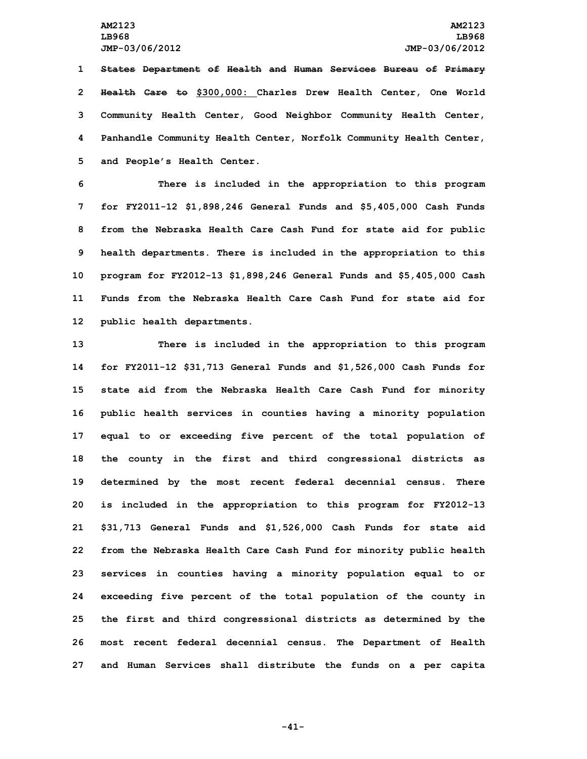~~States Department of Health and Human Services Bureau of Primary Health Care to~~ $300,000: Charles Drew Health Center, One World Community Health Center, Good Neighbor Community Health Center, Panhandle Community Health Center, Norfolk Community Health Center, and People's Health Center.

There is included in the appropriation to this program for FY2011-12 $1,898,246 General Funds and $5,405,000 Cash Funds from the Nebraska Health Care Cash Fund for state aid for public health departments. There is included in the appropriation to this program for FY2012-13 $1,898,246 General Funds and $5,405,000 Cash Funds from the Nebraska Health Care Cash Fund for state aid for public health departments.

There is included in the appropriation to this program for FY2011-12 $31,713 General Funds and $1,526,000 Cash Funds for state aid from the Nebraska Health Care Cash Fund for minority public health services in counties having a minority population equal to or exceeding five percent of the total population of the county in the first and third congressional districts as determined by the most recent federal decennial census. There is included in the appropriation to this program for FY2012-13 $31,713 General Funds and $1,526,000 Cash Funds for state aid from the Nebraska Health Care Cash Fund for minority public health services in counties having a minority population equal to or exceeding five percent of the total population of the county in the first and third congressional districts as determined by the most recent federal decennial census. The Department of Health and Human Services shall distribute the funds on a per capita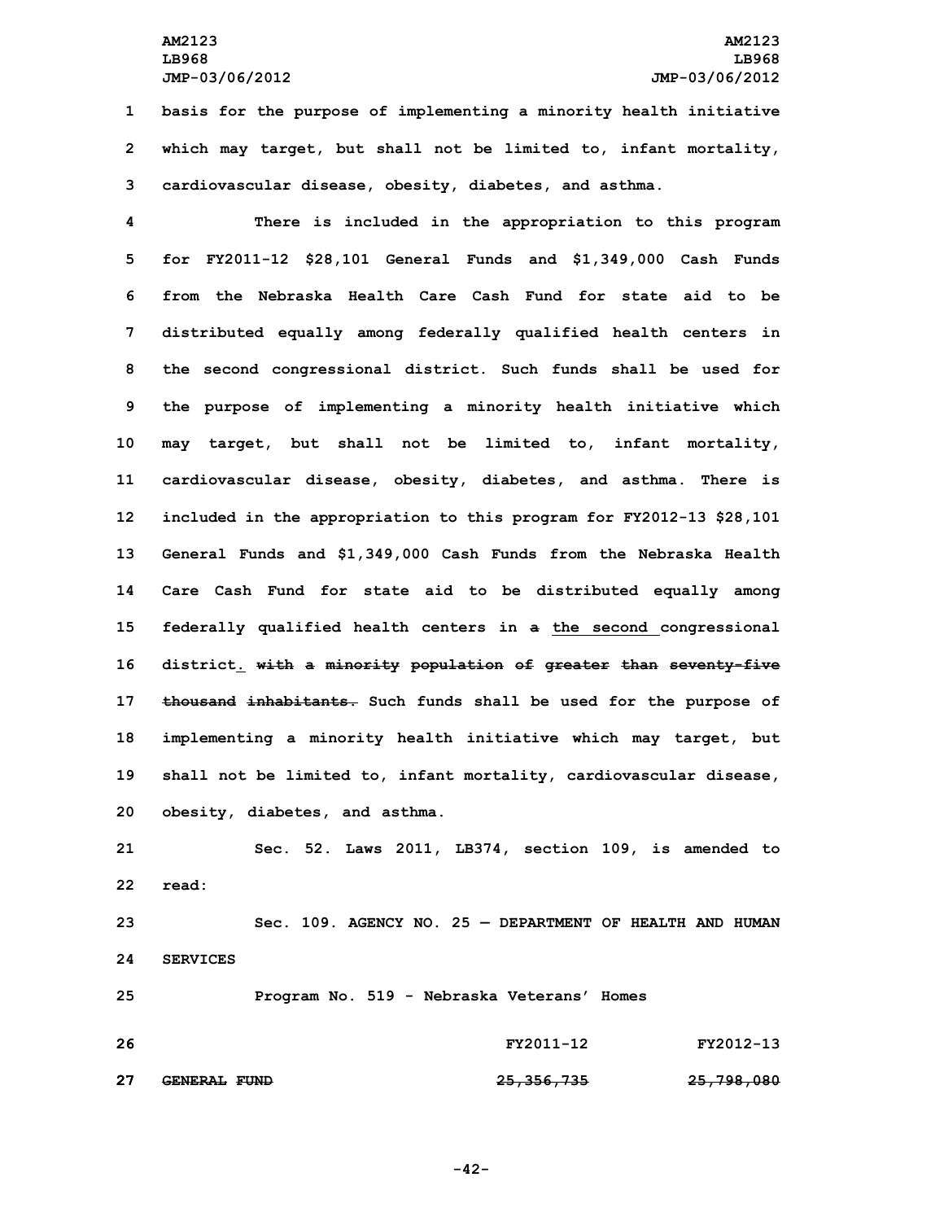basis for the purpose of implementing a minority health initiative which may target, but shall not be limited to, infant mortality, cardiovascular disease, obesity, diabetes, and asthma.

There is included in the appropriation to this program for FY2011-12 $28,101 General Funds and $1,349,000 Cash Funds from the Nebraska Health Care Cash Fund for state aid to be distributed equally among federally qualified health centers in the second congressional district. Such funds shall be used for the purpose of implementing a minority health initiative which may target, but shall not be limited to, infant mortality, cardiovascular disease, obesity, diabetes, and asthma. There is included in the appropriation to this program for FY2012-13 $28,101 General Funds and $1,349,000 Cash Funds from the Nebraska Health Care Cash Fund for state aid to be distributed equally among federally qualified health centers in ~~a~~ <u>the second</u> congressional district<u>.</u> ~~with a minority population of greater than seventy-five thousand inhabitants.~~ Such funds shall be used for the purpose of implementing a minority health initiative which may target, but shall not be limited to, infant mortality, cardiovascular disease, obesity, diabetes, and asthma.

Sec. 52. Laws 2011, LB374, section 109, is amended to read:

Sec. 109. AGENCY NO. 25 — DEPARTMENT OF HEALTH AND HUMAN SERVICES

Program No. 519 - Nebraska Veterans' Homes

| | FY2011-12 | FY2012-13 |
|---|---|---|
| ~~GENERAL FUND~~ | ~~25,356,735~~ | ~~25,798,080~~ |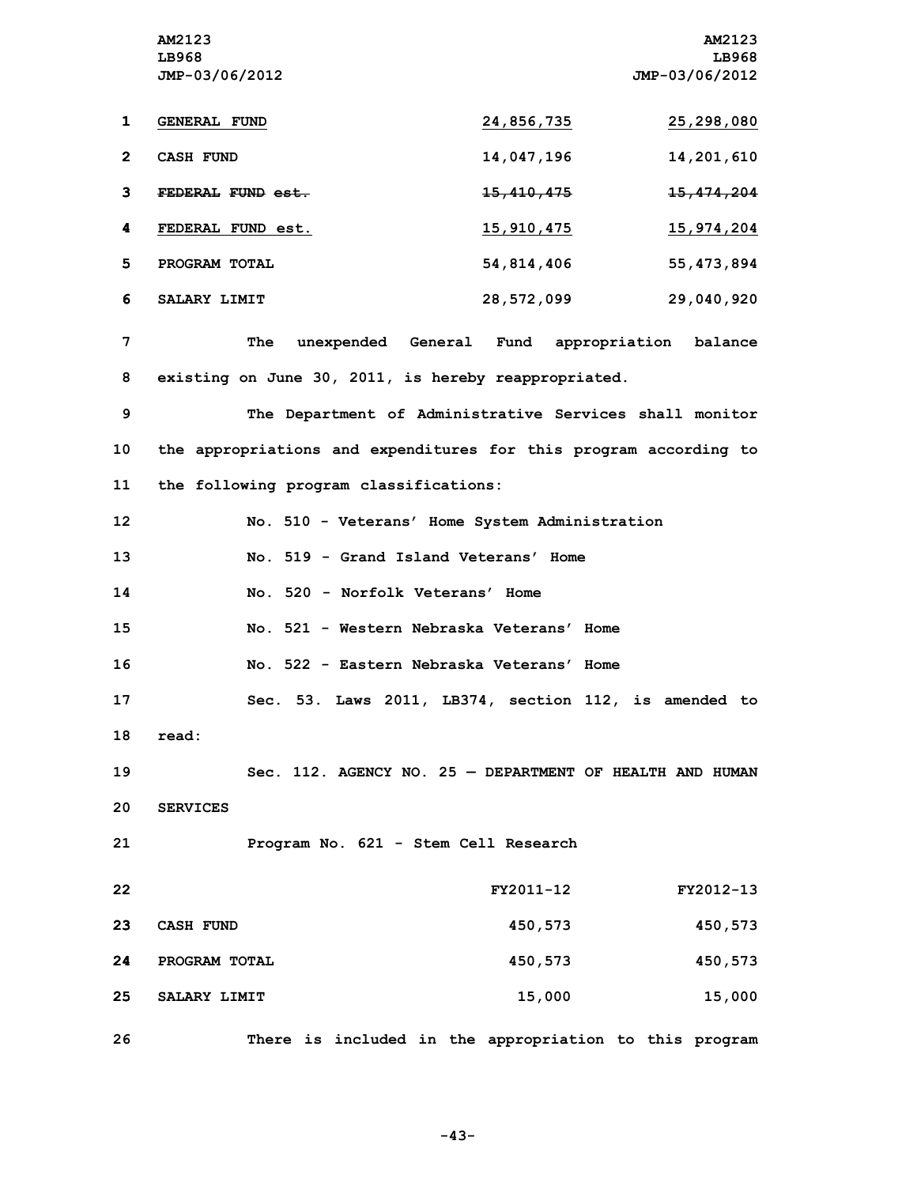| | | |
|---|---|---|
| GENERAL FUND | 24,856,735 | 25,298,080 |
| CASH FUND | 14,047,196 | 14,201,610 |
| ~~FEDERAL FUND est.~~ | ~~15,410,475~~ | ~~15,474,204~~ |
| FEDERAL FUND est. | 15,910,475 | 15,974,204 |
| PROGRAM TOTAL | 54,814,406 | 55,473,894 |
| SALARY LIMIT | 28,572,099 | 29,040,920 |

The unexpended General Fund appropriation balance existing on June 30, 2011, is hereby reappropriated.

The Department of Administrative Services shall monitor the appropriations and expenditures for this program according to the following program classifications:

No. 510 - Veterans' Home System Administration

No. 519 - Grand Island Veterans' Home

No. 520 - Norfolk Veterans' Home

No. 521 - Western Nebraska Veterans' Home

No. 522 - Eastern Nebraska Veterans' Home

Sec. 53. Laws 2011, LB374, section 112, is amended to read:

Sec. 112. AGENCY NO. 25 — DEPARTMENT OF HEALTH AND HUMAN SERVICES

Program No. 621 - Stem Cell Research

| | FY2011-12 | FY2012-13 |
|---|---|---|
| CASH FUND | 450,573 | 450,573 |
| PROGRAM TOTAL | 450,573 | 450,573 |
| SALARY LIMIT | 15,000 | 15,000 |

There is included in the appropriation to this program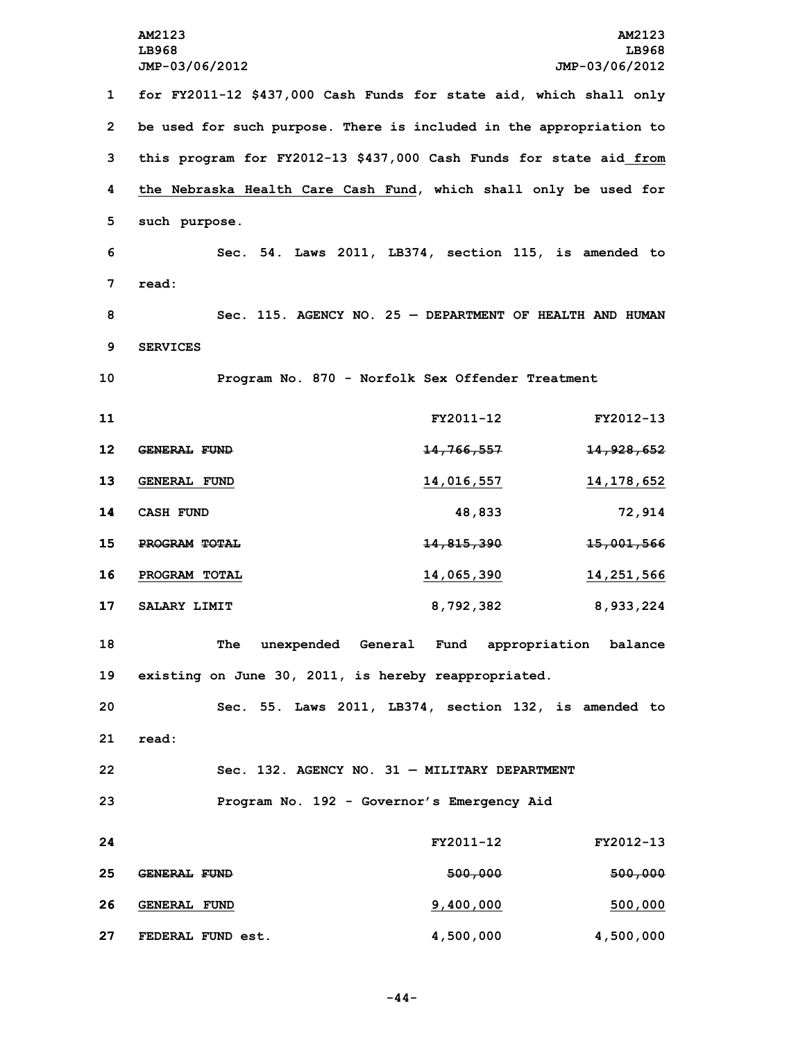for FY2011-12 $437,000 Cash Funds for state aid, which shall only be used for such purpose. There is included in the appropriation to this program for FY2012-13 $437,000 Cash Funds for state aid from the Nebraska Health Care Cash Fund, which shall only be used for such purpose.

Sec. 54. Laws 2011, LB374, section 115, is amended to read:

Sec. 115. AGENCY NO. 25 — DEPARTMENT OF HEALTH AND HUMAN SERVICES

Program No. 870 - Norfolk Sex Offender Treatment

| | FY2011-12 | FY2012-13 |
|---|---|---|
| ~~GENERAL FUND~~ | ~~14,766,557~~ | ~~14,928,652~~ |
| GENERAL FUND | 14,016,557 | 14,178,652 |
| CASH FUND | 48,833 | 72,914 |
| ~~PROGRAM TOTAL~~ | ~~14,815,390~~ | ~~15,001,566~~ |
| PROGRAM TOTAL | 14,065,390 | 14,251,566 |
| SALARY LIMIT | 8,792,382 | 8,933,224 |

The unexpended General Fund appropriation balance existing on June 30, 2011, is hereby reappropriated.

Sec. 55. Laws 2011, LB374, section 132, is amended to read:

Sec. 132. AGENCY NO. 31 — MILITARY DEPARTMENT

Program No. 192 - Governor's Emergency Aid

| | FY2011-12 | FY2012-13 |
|---|---|---|
| ~~GENERAL FUND~~ | ~~500,000~~ | ~~500,000~~ |
| GENERAL FUND | 9,400,000 | 500,000 |
| FEDERAL FUND est. | 4,500,000 | 4,500,000 |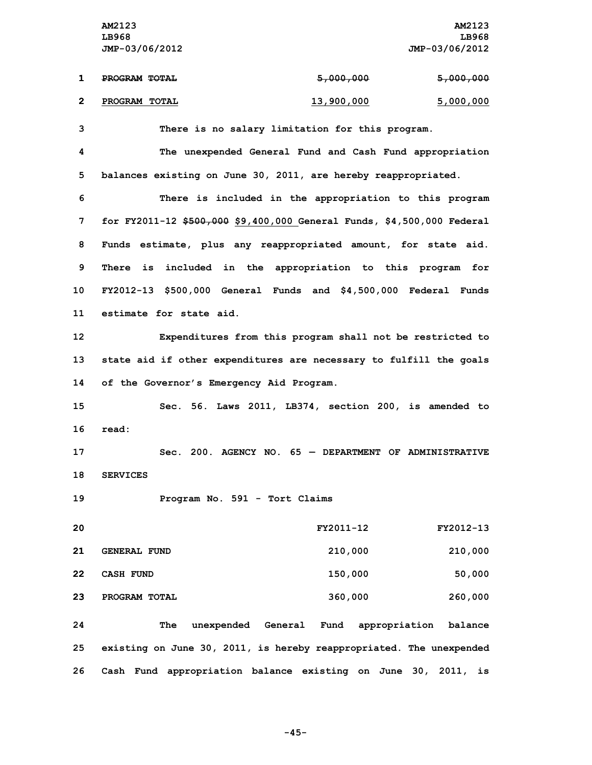| | | |
|---|---|---|
| ~~PROGRAM TOTAL~~ | ~~5,000,000~~ | ~~5,000,000~~ |
| <u>PROGRAM TOTAL</u> | <u>13,900,000</u> | <u>5,000,000</u> |

There is no salary limitation for this program.

The unexpended General Fund and Cash Fund appropriation balances existing on June 30, 2011, are hereby reappropriated.

There is included in the appropriation to this program for FY2011-12 ~~$500,000~~ <u>$9,400,000</u> General Funds, $4,500,000 Federal Funds estimate, plus any reappropriated amount, for state aid. There is included in the appropriation to this program for FY2012-13 $500,000 General Funds and $4,500,000 Federal Funds estimate for state aid.

Expenditures from this program shall not be restricted to state aid if other expenditures are necessary to fulfill the goals of the Governor's Emergency Aid Program.

Sec. 56. Laws 2011, LB374, section 200, is amended to read:

Sec. 200. AGENCY NO. 65 — DEPARTMENT OF ADMINISTRATIVE SERVICES

Program No. 591 - Tort Claims

| | FY2011-12 | FY2012-13 |
|---|---|---|
| GENERAL FUND | 210,000 | 210,000 |
| CASH FUND | 150,000 | 50,000 |
| PROGRAM TOTAL | 360,000 | 260,000 |

The unexpended General Fund appropriation balance existing on June 30, 2011, is hereby reappropriated. The unexpended Cash Fund appropriation balance existing on June 30, 2011, is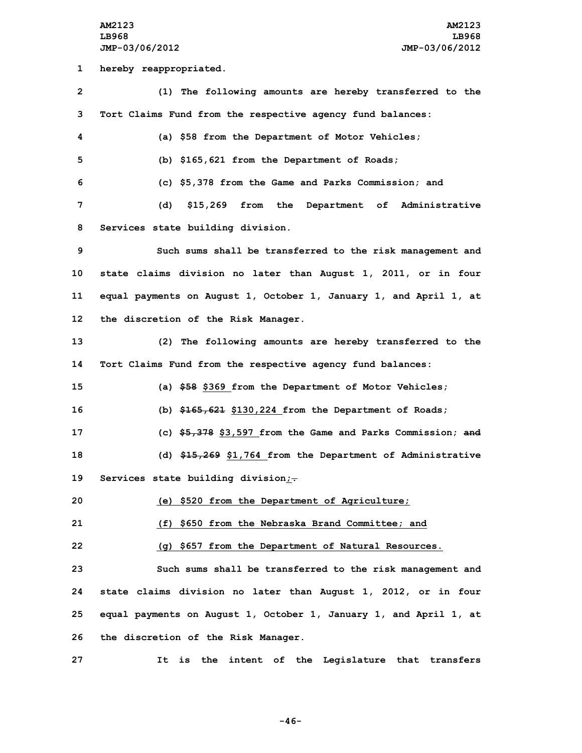hereby reappropriated.

(1) The following amounts are hereby transferred to the Tort Claims Fund from the respective agency fund balances:

(a) $58 from the Department of Motor Vehicles;

(b) $165,621 from the Department of Roads;

(c) $5,378 from the Game and Parks Commission; and

(d) $15,269 from the Department of Administrative Services state building division.

Such sums shall be transferred to the risk management and state claims division no later than August 1, 2011, or in four equal payments on August 1, October 1, January 1, and April 1, at the discretion of the Risk Manager.

(2) The following amounts are hereby transferred to the Tort Claims Fund from the respective agency fund balances:

(a) ~~$58~~ $369 from the Department of Motor Vehicles;

(b) ~~$165,621~~ $130,224 from the Department of Roads;

(c) ~~$5,378~~ $3,597 from the Game and Parks Commission; ~~and~~

(d) ~~$15,269~~ $1,764 from the Department of Administrative Services state building division;~~.~~

(e) $520 from the Department of Agriculture;

(f) $650 from the Nebraska Brand Committee; and

(g) $657 from the Department of Natural Resources.

Such sums shall be transferred to the risk management and state claims division no later than August 1, 2012, or in four equal payments on August 1, October 1, January 1, and April 1, at the discretion of the Risk Manager.

It is the intent of the Legislature that transfers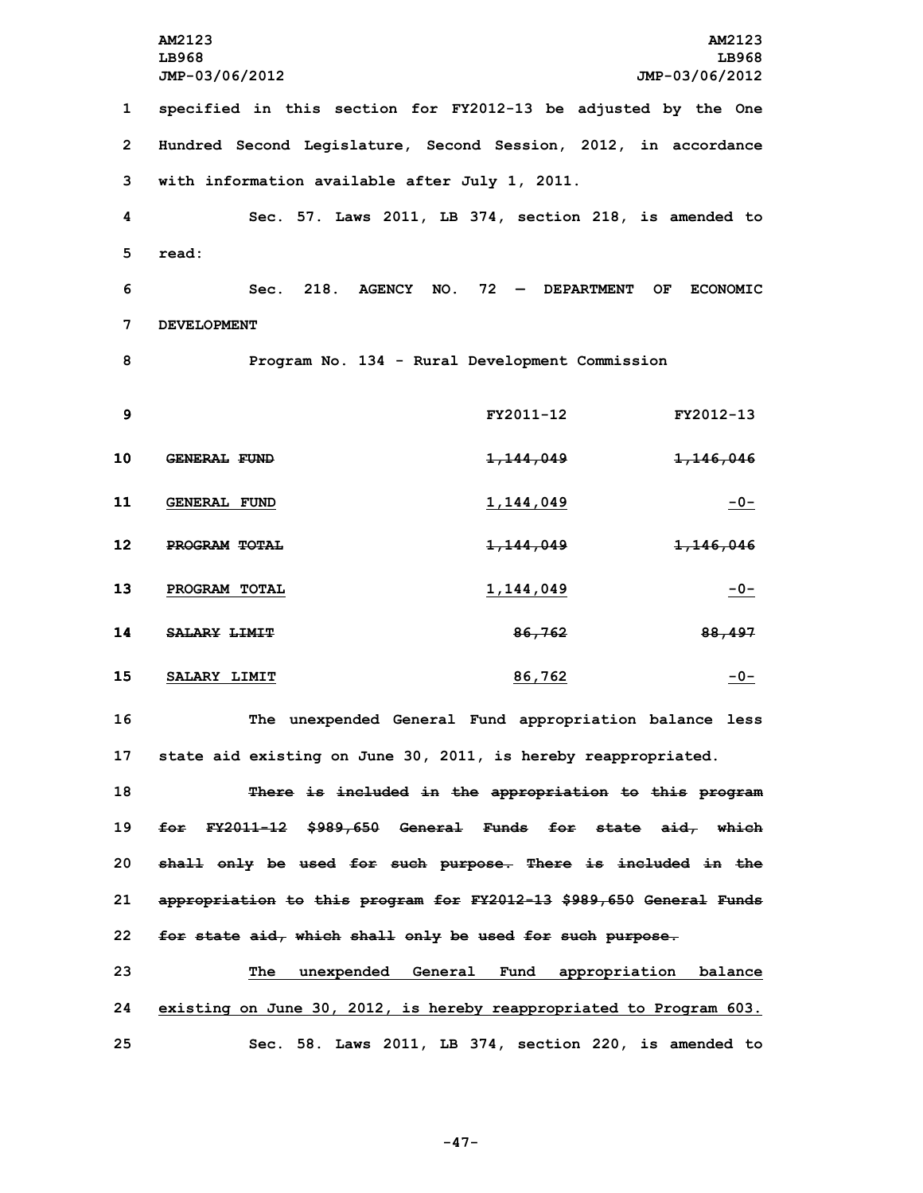specified in this section for FY2012-13 be adjusted by the One Hundred Second Legislature, Second Session, 2012, in accordance with information available after July 1, 2011.

Sec. 57. Laws 2011, LB 374, section 218, is amended to read:

Sec. 218. AGENCY NO. 72 — DEPARTMENT OF ECONOMIC DEVELOPMENT

Program No. 134 - Rural Development Commission

| | FY2011-12 | FY2012-13 |
|---|---|---|
| ~~GENERAL FUND~~ | ~~1,144,049~~ | ~~1,146,046~~ |
| GENERAL FUND | 1,144,049 | -0- |
| ~~PROGRAM TOTAL~~ | ~~1,144,049~~ | ~~1,146,046~~ |
| PROGRAM TOTAL | 1,144,049 | -0- |
| ~~SALARY LIMIT~~ | ~~86,762~~ | ~~88,497~~ |
| SALARY LIMIT | 86,762 | -0- |

The unexpended General Fund appropriation balance less state aid existing on June 30, 2011, is hereby reappropriated.

~~There is included in the appropriation to this program for FY2011-12 $989,650 General Funds for state aid, which shall only be used for such purpose. There is included in the appropriation to this program for FY2012-13 $989,650 General Funds for state aid, which shall only be used for such purpose.~~

The unexpended General Fund appropriation balance existing on June 30, 2012, is hereby reappropriated to Program 603.

Sec. 58. Laws 2011, LB 374, section 220, is amended to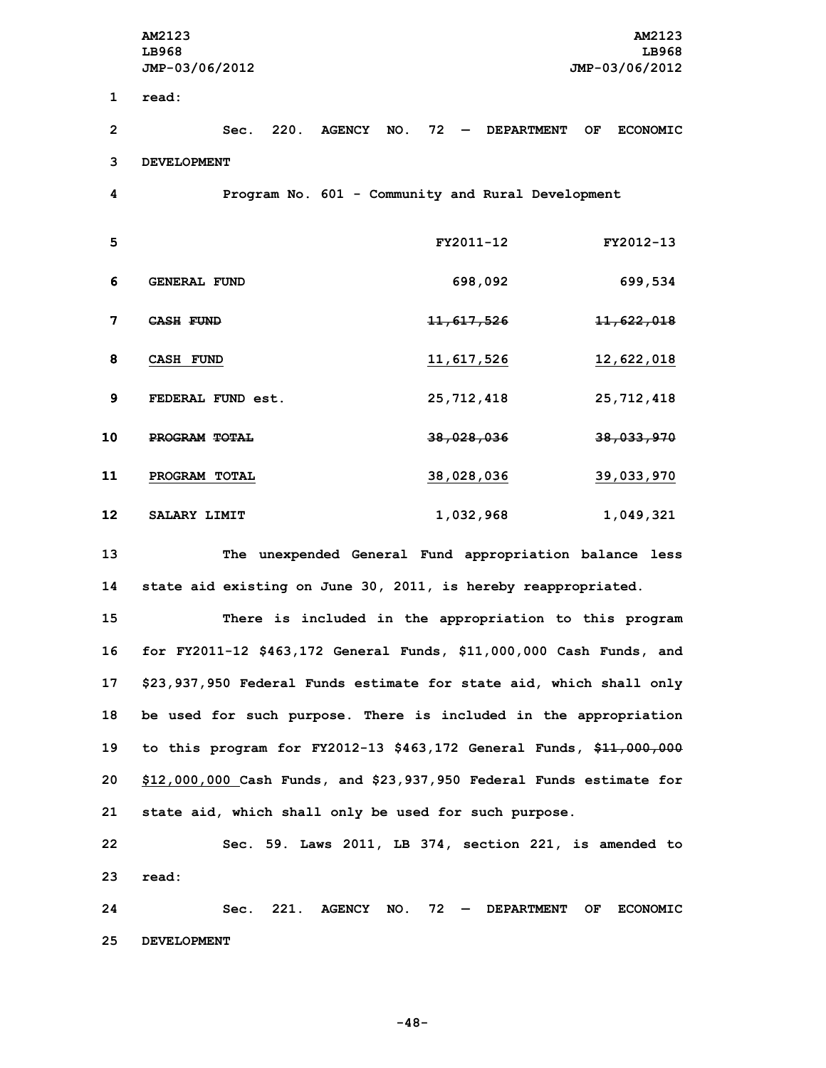read:

Sec. 220. AGENCY NO. 72 — DEPARTMENT OF ECONOMIC DEVELOPMENT

Program No. 601 - Community and Rural Development

| | FY2011-12 | FY2012-13 |
|---|---|---|
| GENERAL FUND | 698,092 | 699,534 |
| ~~CASH FUND~~ | ~~11,617,526~~ | ~~11,622,018~~ |
| CASH FUND | 11,617,526 | 12,622,018 |
| FEDERAL FUND est. | 25,712,418 | 25,712,418 |
| ~~PROGRAM TOTAL~~ | ~~38,028,036~~ | ~~38,033,970~~ |
| PROGRAM TOTAL | 38,028,036 | 39,033,970 |
| SALARY LIMIT | 1,032,968 | 1,049,321 |

The unexpended General Fund appropriation balance less state aid existing on June 30, 2011, is hereby reappropriated.

There is included in the appropriation to this program for FY2011-12 $463,172 General Funds, $11,000,000 Cash Funds, and $23,937,950 Federal Funds estimate for state aid, which shall only be used for such purpose. There is included in the appropriation to this program for FY2012-13 $463,172 General Funds, ~~$11,000,000~~ $12,000,000 Cash Funds, and $23,937,950 Federal Funds estimate for state aid, which shall only be used for such purpose.

Sec. 59. Laws 2011, LB 374, section 221, is amended to read:

Sec. 221. AGENCY NO. 72 — DEPARTMENT OF ECONOMIC DEVELOPMENT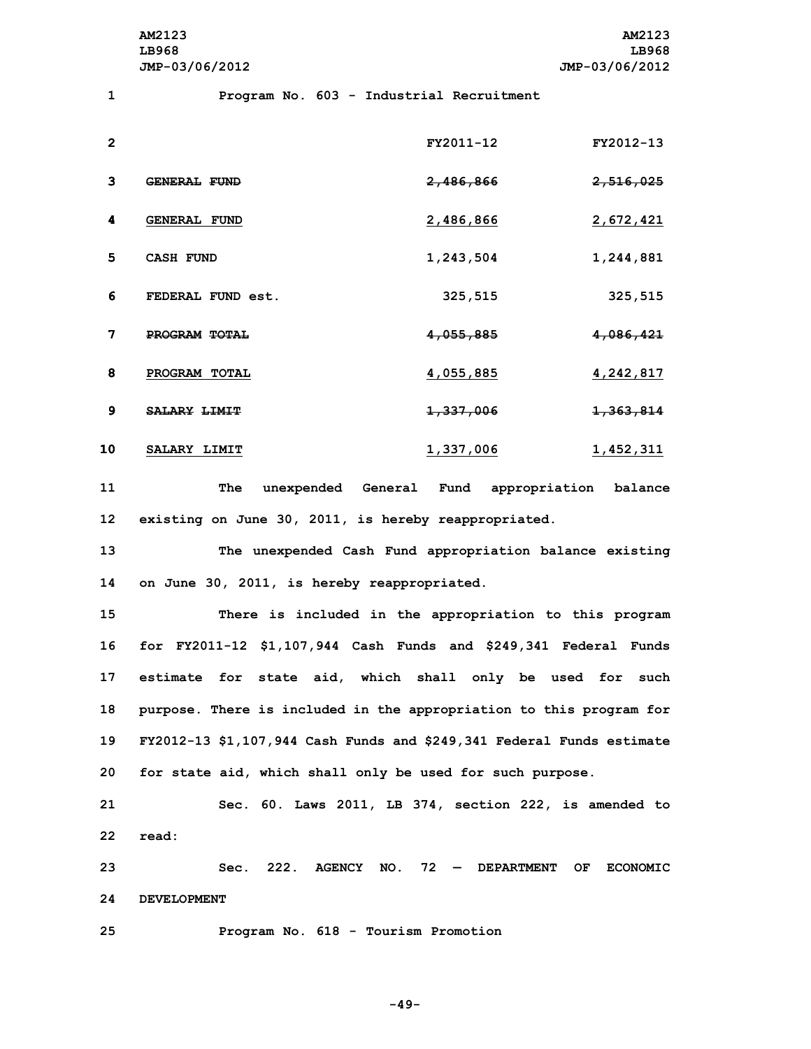Program No. 603 - Industrial Recruitment

| | FY2011-12 | FY2012-13 |
|---|---|---|
| ~~GENERAL FUND~~ | ~~2,486,866~~ | ~~2,516,025~~ |
| GENERAL FUND | 2,486,866 | 2,672,421 |
| CASH FUND | 1,243,504 | 1,244,881 |
| FEDERAL FUND est. | 325,515 | 325,515 |
| ~~PROGRAM TOTAL~~ | ~~4,055,885~~ | ~~4,086,421~~ |
| PROGRAM TOTAL | 4,055,885 | 4,242,817 |
| ~~SALARY LIMIT~~ | ~~1,337,006~~ | ~~1,363,814~~ |
| SALARY LIMIT | 1,337,006 | 1,452,311 |

The unexpended General Fund appropriation balance existing on June 30, 2011, is hereby reappropriated.

The unexpended Cash Fund appropriation balance existing on June 30, 2011, is hereby reappropriated.

There is included in the appropriation to this program for FY2011-12 $1,107,944 Cash Funds and $249,341 Federal Funds estimate for state aid, which shall only be used for such purpose. There is included in the appropriation to this program for FY2012-13 $1,107,944 Cash Funds and $249,341 Federal Funds estimate for state aid, which shall only be used for such purpose.

Sec. 60. Laws 2011, LB 374, section 222, is amended to read:

Sec. 222. AGENCY NO. 72 — DEPARTMENT OF ECONOMIC DEVELOPMENT

Program No. 618 - Tourism Promotion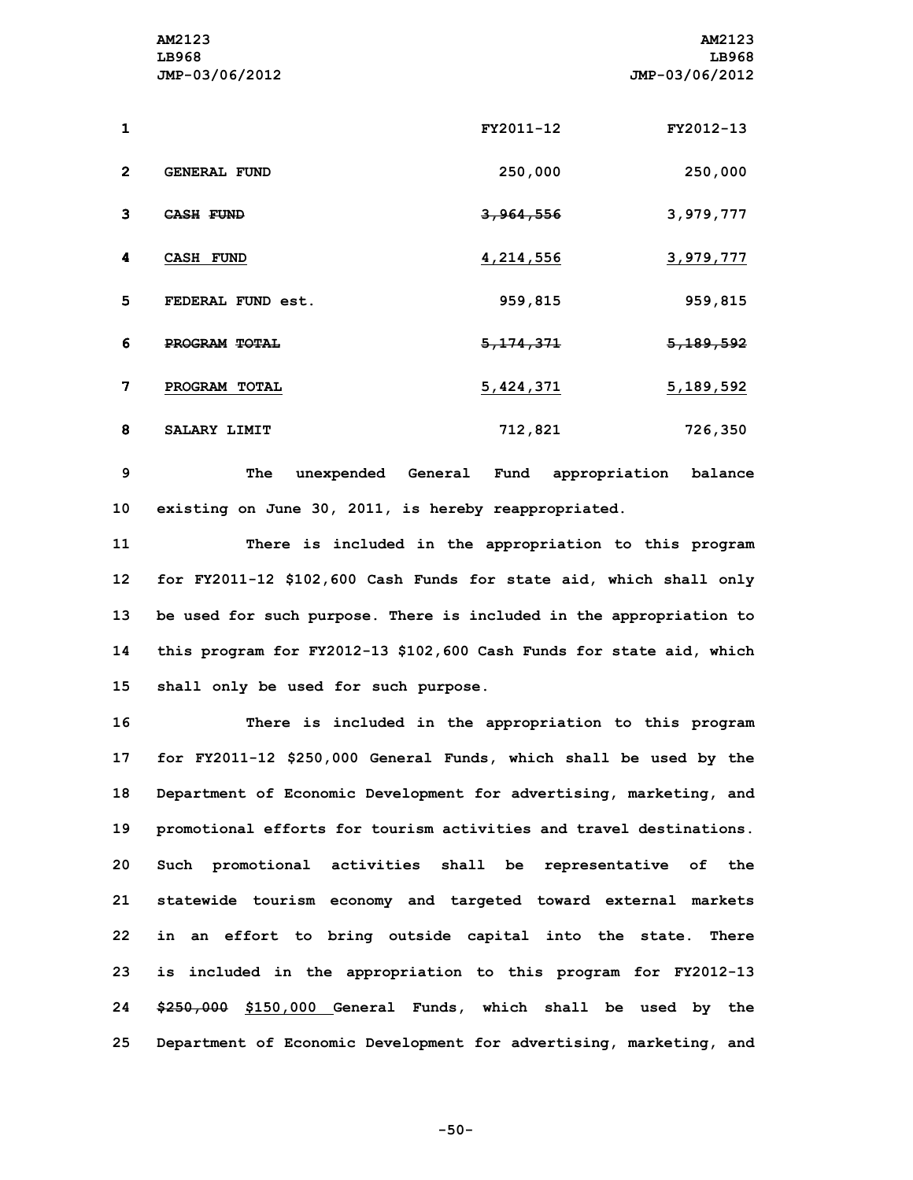| | FY2011-12 | FY2012-13 |
|---|---|---|
| GENERAL FUND | 250,000 | 250,000 |
| ~~CASH FUND~~ | ~~3,964,556~~ | 3,979,777 |
| CASH FUND | 4,214,556 | 3,979,777 |
| FEDERAL FUND est. | 959,815 | 959,815 |
| ~~PROGRAM TOTAL~~ | ~~5,174,371~~ | ~~5,189,592~~ |
| PROGRAM TOTAL | 5,424,371 | 5,189,592 |
| SALARY LIMIT | 712,821 | 726,350 |

The unexpended General Fund appropriation balance existing on June 30, 2011, is hereby reappropriated.

There is included in the appropriation to this program for FY2011-12 $102,600 Cash Funds for state aid, which shall only be used for such purpose. There is included in the appropriation to this program for FY2012-13 $102,600 Cash Funds for state aid, which shall only be used for such purpose.

There is included in the appropriation to this program for FY2011-12 $250,000 General Funds, which shall be used by the Department of Economic Development for advertising, marketing, and promotional efforts for tourism activities and travel destinations. Such promotional activities shall be representative of the statewide tourism economy and targeted toward external markets in an effort to bring outside capital into the state. There is included in the appropriation to this program for FY2012-13 ~~$250,000~~ $150,000 General Funds, which shall be used by the Department of Economic Development for advertising, marketing, and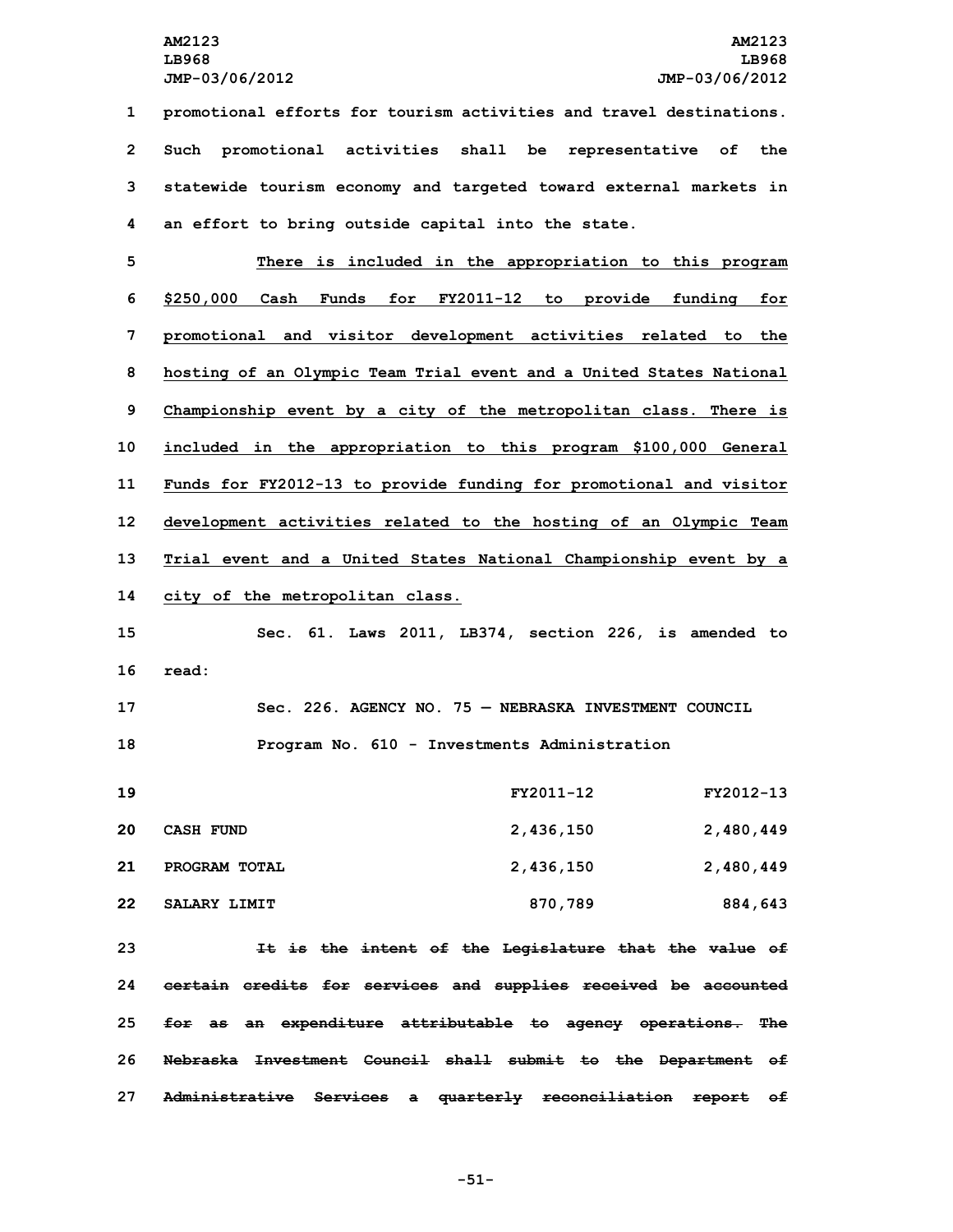promotional efforts for tourism activities and travel destinations. Such promotional activities shall be representative of the statewide tourism economy and targeted toward external markets in an effort to bring outside capital into the state.

<u>There is included in the appropriation to this program $250,000 Cash Funds for FY2011-12 to provide funding for promotional and visitor development activities related to the hosting of an Olympic Team Trial event and a United States National Championship event by a city of the metropolitan class. There is included in the appropriation to this program $100,000 General Funds for FY2012-13 to provide funding for promotional and visitor development activities related to the hosting of an Olympic Team Trial event and a United States National Championship event by a city of the metropolitan class.</u>

Sec. 61. Laws 2011, LB374, section 226, is amended to read:

Sec. 226. AGENCY NO. 75 — NEBRASKA INVESTMENT COUNCIL

Program No. 610 - Investments Administration

| | FY2011-12 | FY2012-13 |
|---|---|---|
| CASH FUND | 2,436,150 | 2,480,449 |
| PROGRAM TOTAL | 2,436,150 | 2,480,449 |
| SALARY LIMIT | 870,789 | 884,643 |

~~It is the intent of the Legislature that the value of certain credits for services and supplies received be accounted for as an expenditure attributable to agency operations. The Nebraska Investment Council shall submit to the Department of Administrative Services a quarterly reconciliation report of~~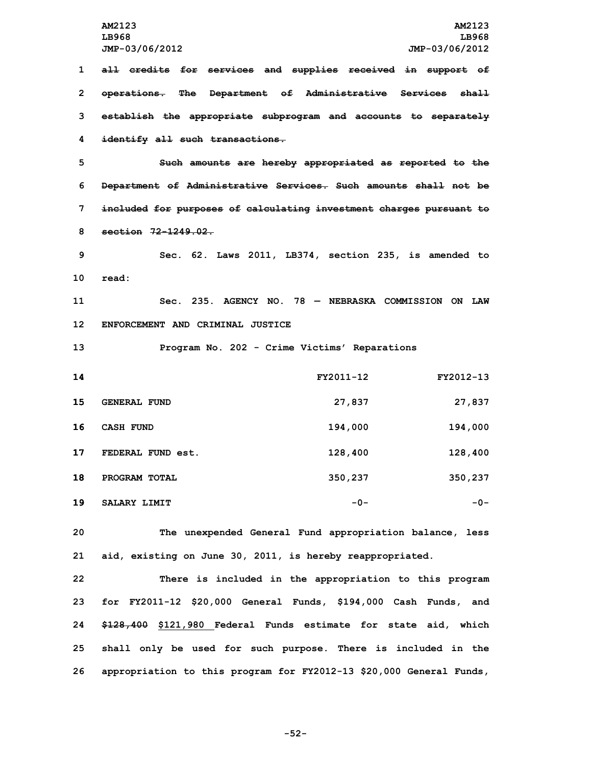~~all credits for services and supplies received in support of operations. The Department of Administrative Services shall establish the appropriate subprogram and accounts to separately identify all such transactions.~~

~~Such amounts are hereby appropriated as reported to the Department of Administrative Services. Such amounts shall not be included for purposes of calculating investment charges pursuant to section 72-1249.02.~~

Sec. 62. Laws 2011, LB374, section 235, is amended to read:

Sec. 235. AGENCY NO. 78 — NEBRASKA COMMISSION ON LAW ENFORCEMENT AND CRIMINAL JUSTICE

Program No. 202 - Crime Victims' Reparations

| | FY2011-12 | FY2012-13 |
|---|---|---|
| GENERAL FUND | 27,837 | 27,837 |
| CASH FUND | 194,000 | 194,000 |
| FEDERAL FUND est. | 128,400 | 128,400 |
| PROGRAM TOTAL | 350,237 | 350,237 |
| SALARY LIMIT | -0- | -0- |

The unexpended General Fund appropriation balance, less aid, existing on June 30, 2011, is hereby reappropriated.

There is included in the appropriation to this program for FY2011-12 $20,000 General Funds, $194,000 Cash Funds, and ~~$128,400~~ <u>$121,980</u> Federal Funds estimate for state aid, which shall only be used for such purpose. There is included in the appropriation to this program for FY2012-13 $20,000 General Funds,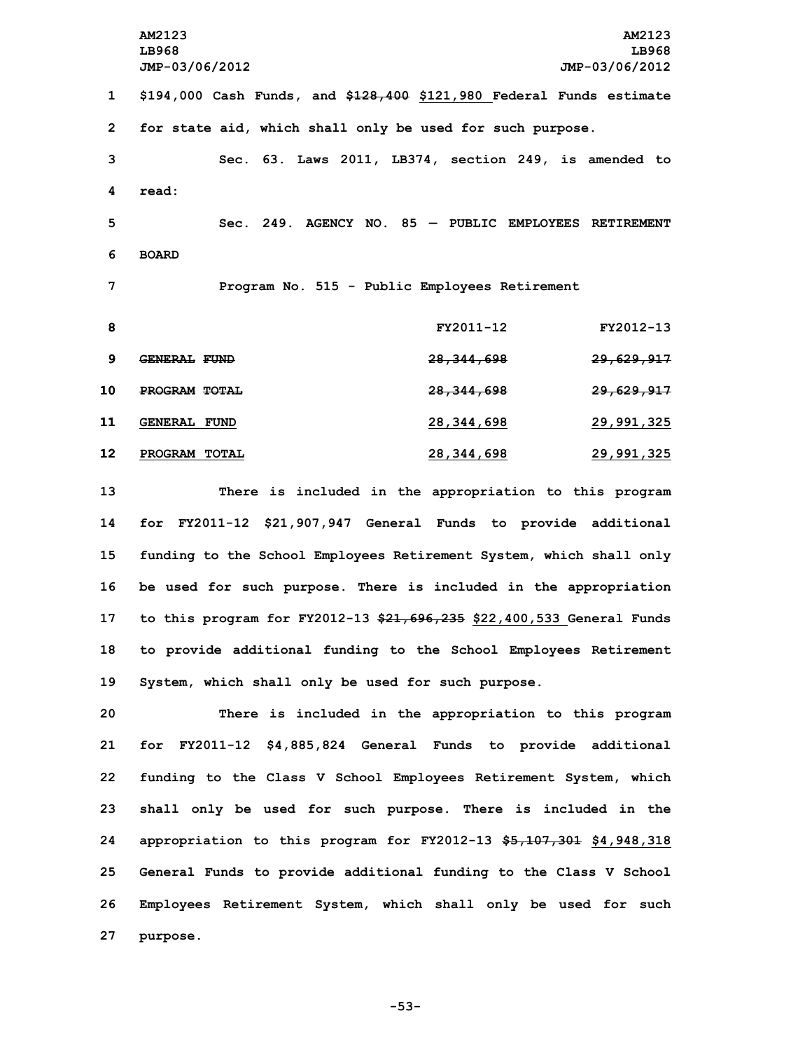$194,000 Cash Funds, and ~~$128,400~~ $121,980 Federal Funds estimate for state aid, which shall only be used for such purpose.

Sec. 63. Laws 2011, LB374, section 249, is amended to read:

Sec. 249. AGENCY NO. 85 — PUBLIC EMPLOYEES RETIREMENT BOARD

Program No. 515 - Public Employees Retirement

| | FY2011-12 | FY2012-13 |
|---|---|---|
| ~~GENERAL FUND~~ | ~~28,344,698~~ | ~~29,629,917~~ |
| ~~PROGRAM TOTAL~~ | ~~28,344,698~~ | ~~29,629,917~~ |
| GENERAL FUND | 28,344,698 | 29,991,325 |
| PROGRAM TOTAL | 28,344,698 | 29,991,325 |

There is included in the appropriation to this program for FY2011-12 $21,907,947 General Funds to provide additional funding to the School Employees Retirement System, which shall only be used for such purpose. There is included in the appropriation to this program for FY2012-13 ~~$21,696,235~~ $22,400,533 General Funds to provide additional funding to the School Employees Retirement System, which shall only be used for such purpose.

There is included in the appropriation to this program for FY2011-12 $4,885,824 General Funds to provide additional funding to the Class V School Employees Retirement System, which shall only be used for such purpose. There is included in the appropriation to this program for FY2012-13 ~~$5,107,301~~ $4,948,318 General Funds to provide additional funding to the Class V School Employees Retirement System, which shall only be used for such purpose.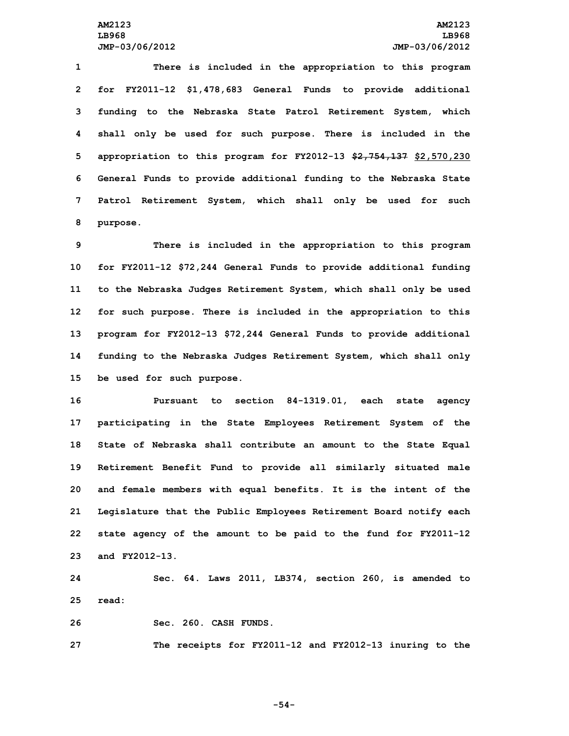There is included in the appropriation to this program for FY2011-12 $1,478,683 General Funds to provide additional funding to the Nebraska State Patrol Retirement System, which shall only be used for such purpose. There is included in the appropriation to this program for FY2012-13 ~~$2,754,137~~ $2,570,230 General Funds to provide additional funding to the Nebraska State Patrol Retirement System, which shall only be used for such purpose.

There is included in the appropriation to this program for FY2011-12 $72,244 General Funds to provide additional funding to the Nebraska Judges Retirement System, which shall only be used for such purpose. There is included in the appropriation to this program for FY2012-13 $72,244 General Funds to provide additional funding to the Nebraska Judges Retirement System, which shall only be used for such purpose.

Pursuant to section 84-1319.01, each state agency participating in the State Employees Retirement System of the State of Nebraska shall contribute an amount to the State Equal Retirement Benefit Fund to provide all similarly situated male and female members with equal benefits. It is the intent of the Legislature that the Public Employees Retirement Board notify each state agency of the amount to be paid to the fund for FY2011-12 and FY2012-13.

Sec. 64. Laws 2011, LB374, section 260, is amended to read:

Sec. 260. CASH FUNDS.

The receipts for FY2011-12 and FY2012-13 inuring to the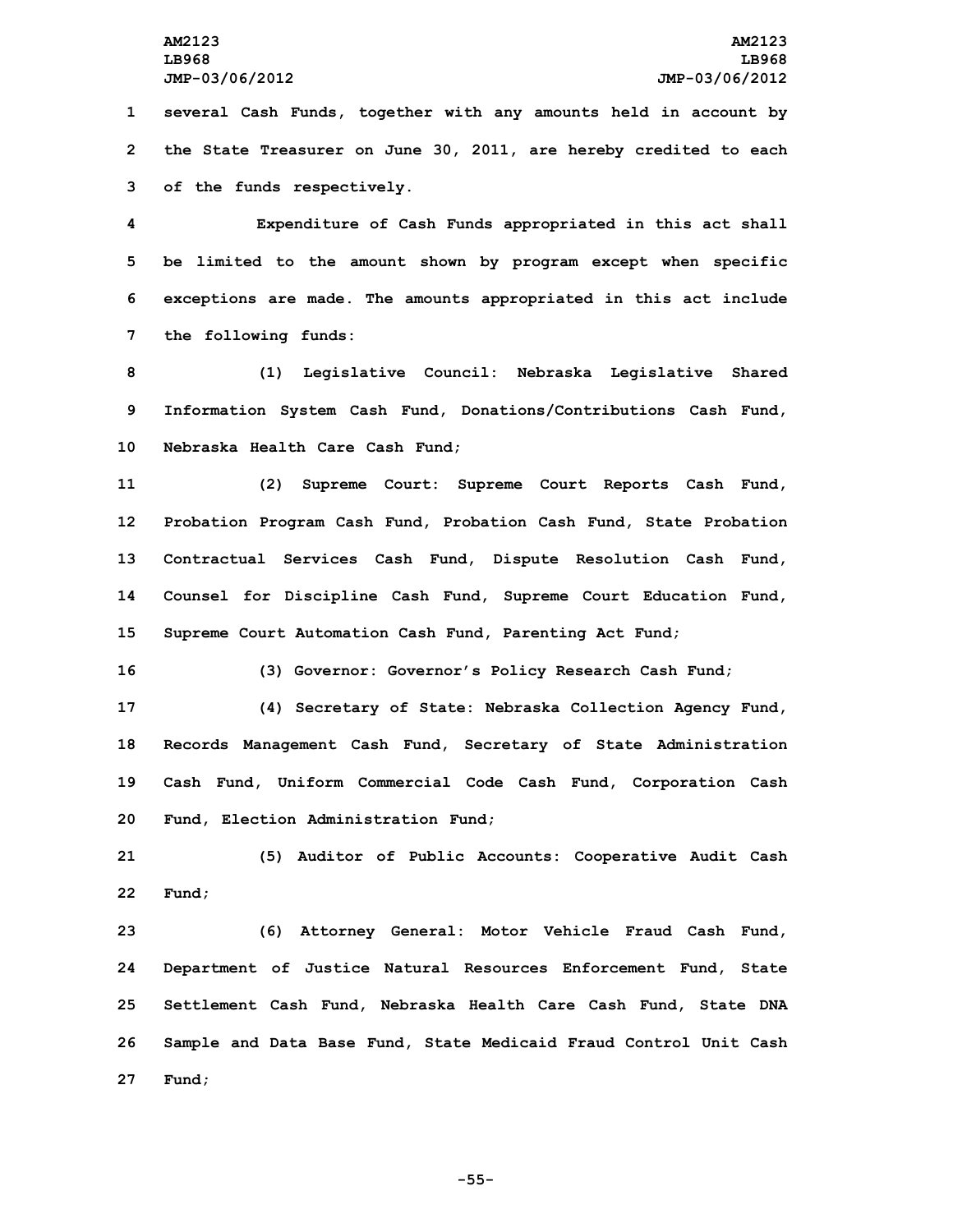several Cash Funds, together with any amounts held in account by the State Treasurer on June 30, 2011, are hereby credited to each of the funds respectively.

Expenditure of Cash Funds appropriated in this act shall be limited to the amount shown by program except when specific exceptions are made. The amounts appropriated in this act include the following funds:

(1) Legislative Council: Nebraska Legislative Shared Information System Cash Fund, Donations/Contributions Cash Fund, Nebraska Health Care Cash Fund;

(2) Supreme Court: Supreme Court Reports Cash Fund, Probation Program Cash Fund, Probation Cash Fund, State Probation Contractual Services Cash Fund, Dispute Resolution Cash Fund, Counsel for Discipline Cash Fund, Supreme Court Education Fund, Supreme Court Automation Cash Fund, Parenting Act Fund;

(3) Governor: Governor's Policy Research Cash Fund;

(4) Secretary of State: Nebraska Collection Agency Fund, Records Management Cash Fund, Secretary of State Administration Cash Fund, Uniform Commercial Code Cash Fund, Corporation Cash Fund, Election Administration Fund;

(5) Auditor of Public Accounts: Cooperative Audit Cash Fund;

(6) Attorney General: Motor Vehicle Fraud Cash Fund, Department of Justice Natural Resources Enforcement Fund, State Settlement Cash Fund, Nebraska Health Care Cash Fund, State DNA Sample and Data Base Fund, State Medicaid Fraud Control Unit Cash Fund;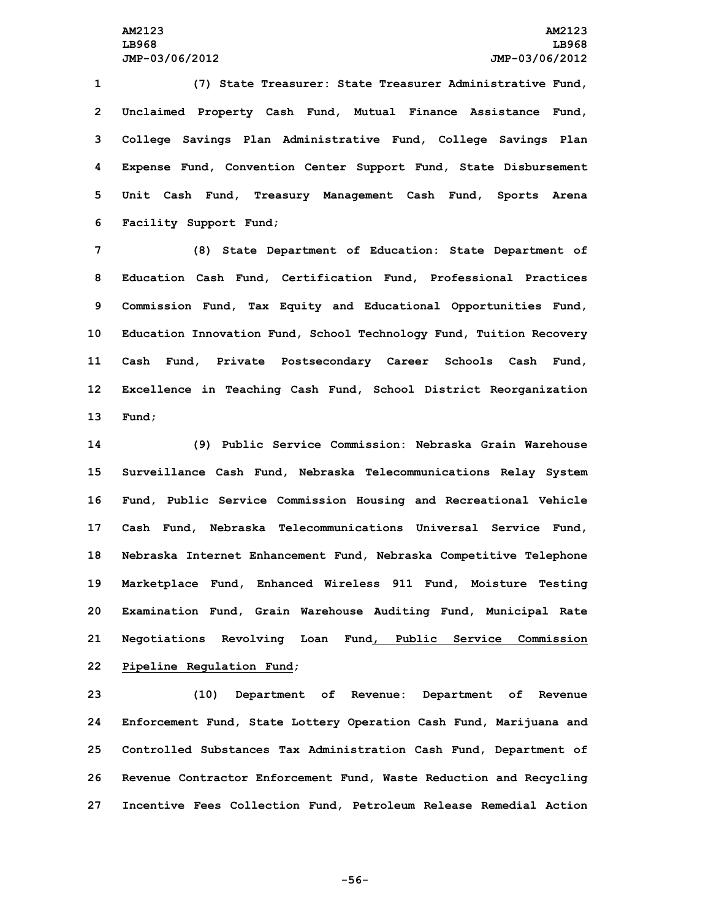(7) State Treasurer: State Treasurer Administrative Fund, Unclaimed Property Cash Fund, Mutual Finance Assistance Fund, College Savings Plan Administrative Fund, College Savings Plan Expense Fund, Convention Center Support Fund, State Disbursement Unit Cash Fund, Treasury Management Cash Fund, Sports Arena Facility Support Fund;

(8) State Department of Education: State Department of Education Cash Fund, Certification Fund, Professional Practices Commission Fund, Tax Equity and Educational Opportunities Fund, Education Innovation Fund, School Technology Fund, Tuition Recovery Cash Fund, Private Postsecondary Career Schools Cash Fund, Excellence in Teaching Cash Fund, School District Reorganization Fund;

(9) Public Service Commission: Nebraska Grain Warehouse Surveillance Cash Fund, Nebraska Telecommunications Relay System Fund, Public Service Commission Housing and Recreational Vehicle Cash Fund, Nebraska Telecommunications Universal Service Fund, Nebraska Internet Enhancement Fund, Nebraska Competitive Telephone Marketplace Fund, Enhanced Wireless 911 Fund, Moisture Testing Examination Fund, Grain Warehouse Auditing Fund, Municipal Rate Negotiations Revolving Loan Fund<u>, Public Service Commission Pipeline Regulation Fund</u>;

(10) Department of Revenue: Department of Revenue Enforcement Fund, State Lottery Operation Cash Fund, Marijuana and Controlled Substances Tax Administration Cash Fund, Department of Revenue Contractor Enforcement Fund, Waste Reduction and Recycling Incentive Fees Collection Fund, Petroleum Release Remedial Action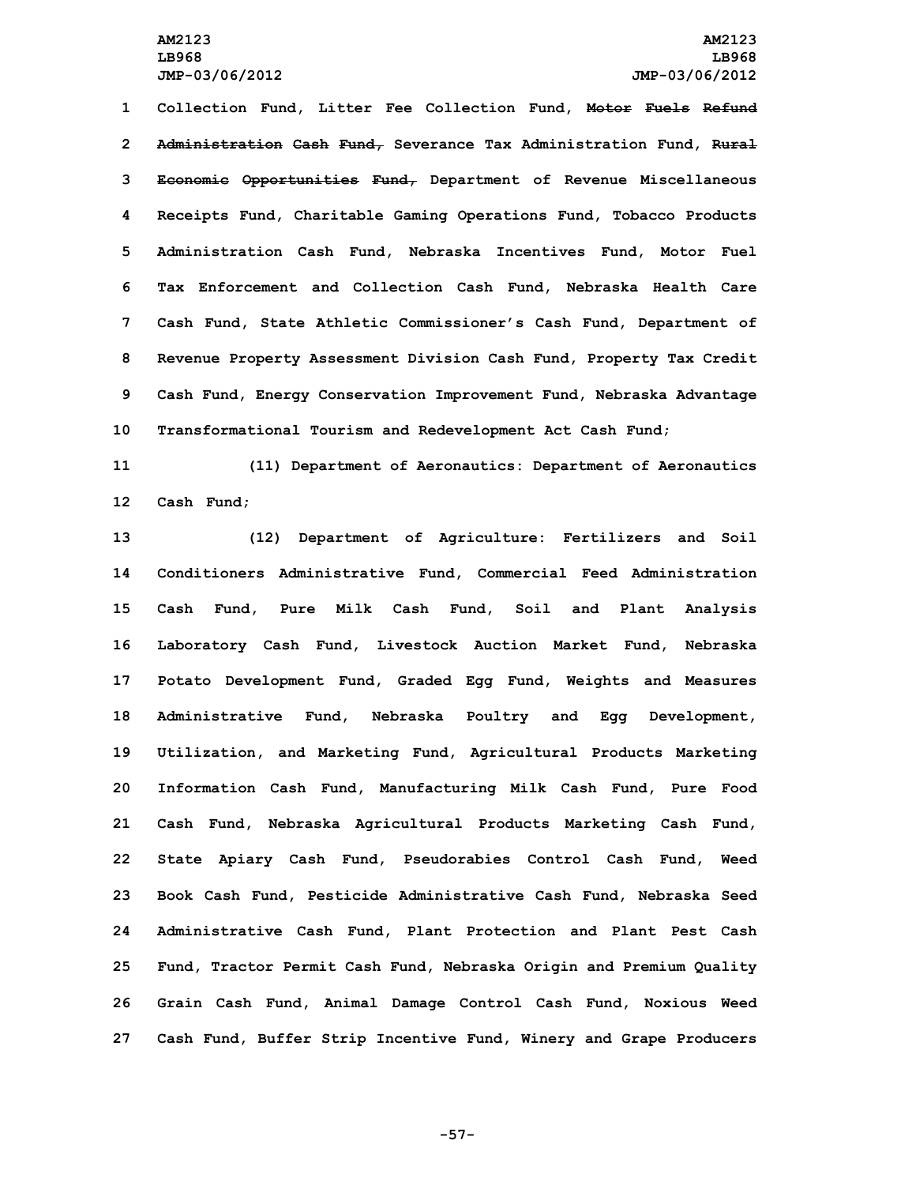Collection Fund, Litter Fee Collection Fund, ~~Motor Fuels Refund Administration Cash Fund,~~ Severance Tax Administration Fund, ~~Rural Economic Opportunities Fund,~~ Department of Revenue Miscellaneous Receipts Fund, Charitable Gaming Operations Fund, Tobacco Products Administration Cash Fund, Nebraska Incentives Fund, Motor Fuel Tax Enforcement and Collection Cash Fund, Nebraska Health Care Cash Fund, State Athletic Commissioner's Cash Fund, Department of Revenue Property Assessment Division Cash Fund, Property Tax Credit Cash Fund, Energy Conservation Improvement Fund, Nebraska Advantage Transformational Tourism and Redevelopment Act Cash Fund;

(11) Department of Aeronautics: Department of Aeronautics Cash Fund;

(12) Department of Agriculture: Fertilizers and Soil Conditioners Administrative Fund, Commercial Feed Administration Cash Fund, Pure Milk Cash Fund, Soil and Plant Analysis Laboratory Cash Fund, Livestock Auction Market Fund, Nebraska Potato Development Fund, Graded Egg Fund, Weights and Measures Administrative Fund, Nebraska Poultry and Egg Development, Utilization, and Marketing Fund, Agricultural Products Marketing Information Cash Fund, Manufacturing Milk Cash Fund, Pure Food Cash Fund, Nebraska Agricultural Products Marketing Cash Fund, State Apiary Cash Fund, Pseudorabies Control Cash Fund, Weed Book Cash Fund, Pesticide Administrative Cash Fund, Nebraska Seed Administrative Cash Fund, Plant Protection and Plant Pest Cash Fund, Tractor Permit Cash Fund, Nebraska Origin and Premium Quality Grain Cash Fund, Animal Damage Control Cash Fund, Noxious Weed Cash Fund, Buffer Strip Incentive Fund, Winery and Grape Producers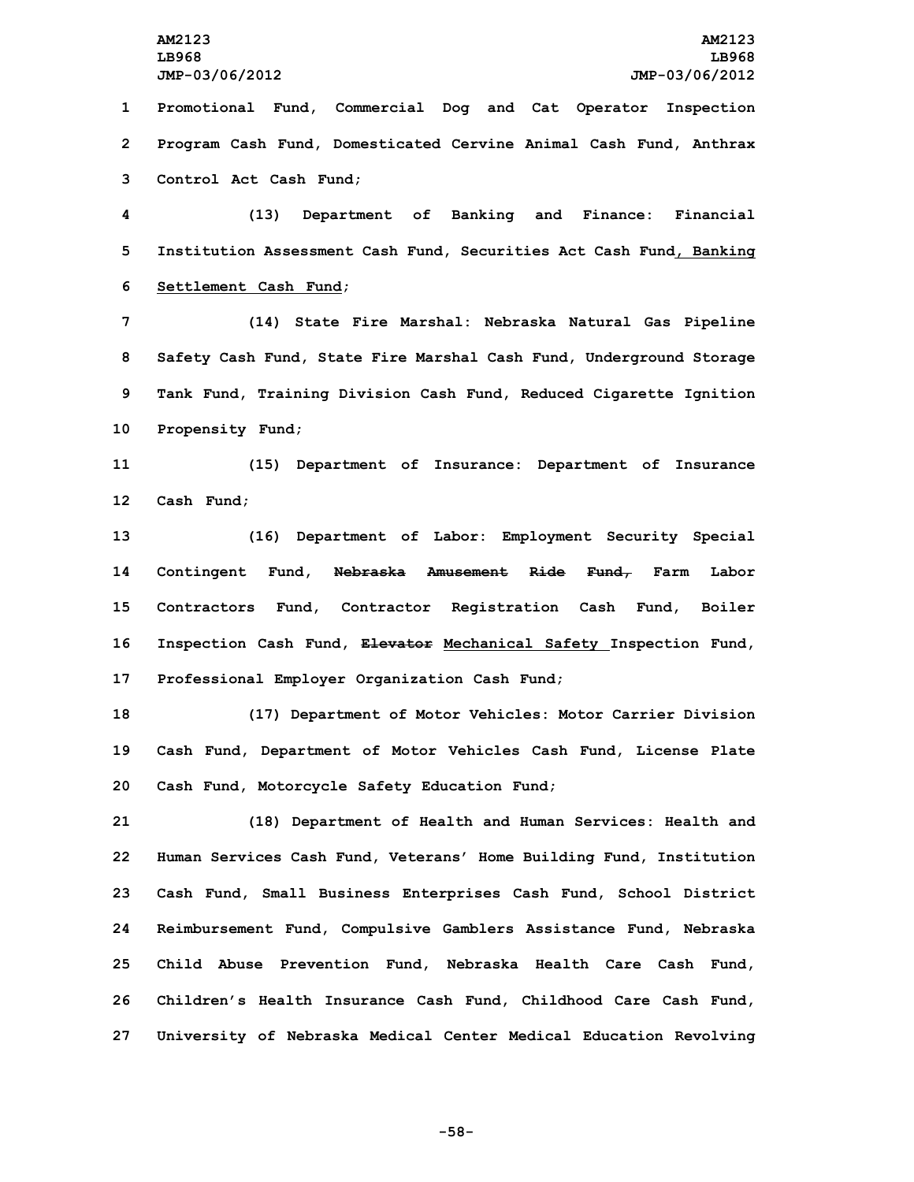Promotional Fund, Commercial Dog and Cat Operator Inspection Program Cash Fund, Domesticated Cervine Animal Cash Fund, Anthrax Control Act Cash Fund;

(13) Department of Banking and Finance: Financial Institution Assessment Cash Fund, Securities Act Cash Fund<u>, Banking Settlement Cash Fund</u>;

(14) State Fire Marshal: Nebraska Natural Gas Pipeline Safety Cash Fund, State Fire Marshal Cash Fund, Underground Storage Tank Fund, Training Division Cash Fund, Reduced Cigarette Ignition Propensity Fund;

(15) Department of Insurance: Department of Insurance Cash Fund;

(16) Department of Labor: Employment Security Special Contingent Fund, ~~Nebraska Amusement Ride Fund,~~ Farm Labor Contractors Fund, Contractor Registration Cash Fund, Boiler Inspection Cash Fund, ~~Elevator~~ <u>Mechanical Safety</u> Inspection Fund, Professional Employer Organization Cash Fund;

(17) Department of Motor Vehicles: Motor Carrier Division Cash Fund, Department of Motor Vehicles Cash Fund, License Plate Cash Fund, Motorcycle Safety Education Fund;

(18) Department of Health and Human Services: Health and Human Services Cash Fund, Veterans' Home Building Fund, Institution Cash Fund, Small Business Enterprises Cash Fund, School District Reimbursement Fund, Compulsive Gamblers Assistance Fund, Nebraska Child Abuse Prevention Fund, Nebraska Health Care Cash Fund, Children's Health Insurance Cash Fund, Childhood Care Cash Fund, University of Nebraska Medical Center Medical Education Revolving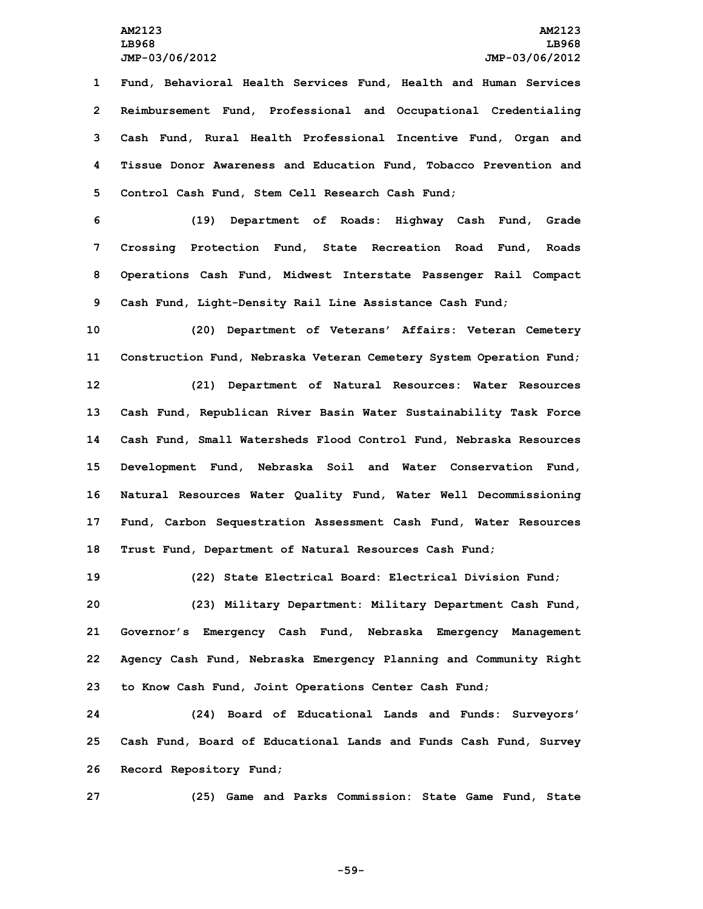Fund, Behavioral Health Services Fund, Health and Human Services Reimbursement Fund, Professional and Occupational Credentialing Cash Fund, Rural Health Professional Incentive Fund, Organ and Tissue Donor Awareness and Education Fund, Tobacco Prevention and Control Cash Fund, Stem Cell Research Cash Fund;

(19) Department of Roads: Highway Cash Fund, Grade Crossing Protection Fund, State Recreation Road Fund, Roads Operations Cash Fund, Midwest Interstate Passenger Rail Compact Cash Fund, Light-Density Rail Line Assistance Cash Fund;

(20) Department of Veterans' Affairs: Veteran Cemetery Construction Fund, Nebraska Veteran Cemetery System Operation Fund;

(21) Department of Natural Resources: Water Resources Cash Fund, Republican River Basin Water Sustainability Task Force Cash Fund, Small Watersheds Flood Control Fund, Nebraska Resources Development Fund, Nebraska Soil and Water Conservation Fund, Natural Resources Water Quality Fund, Water Well Decommissioning Fund, Carbon Sequestration Assessment Cash Fund, Water Resources Trust Fund, Department of Natural Resources Cash Fund;

(22) State Electrical Board: Electrical Division Fund;

(23) Military Department: Military Department Cash Fund, Governor's Emergency Cash Fund, Nebraska Emergency Management Agency Cash Fund, Nebraska Emergency Planning and Community Right to Know Cash Fund, Joint Operations Center Cash Fund;

(24) Board of Educational Lands and Funds: Surveyors' Cash Fund, Board of Educational Lands and Funds Cash Fund, Survey Record Repository Fund;

(25) Game and Parks Commission: State Game Fund, State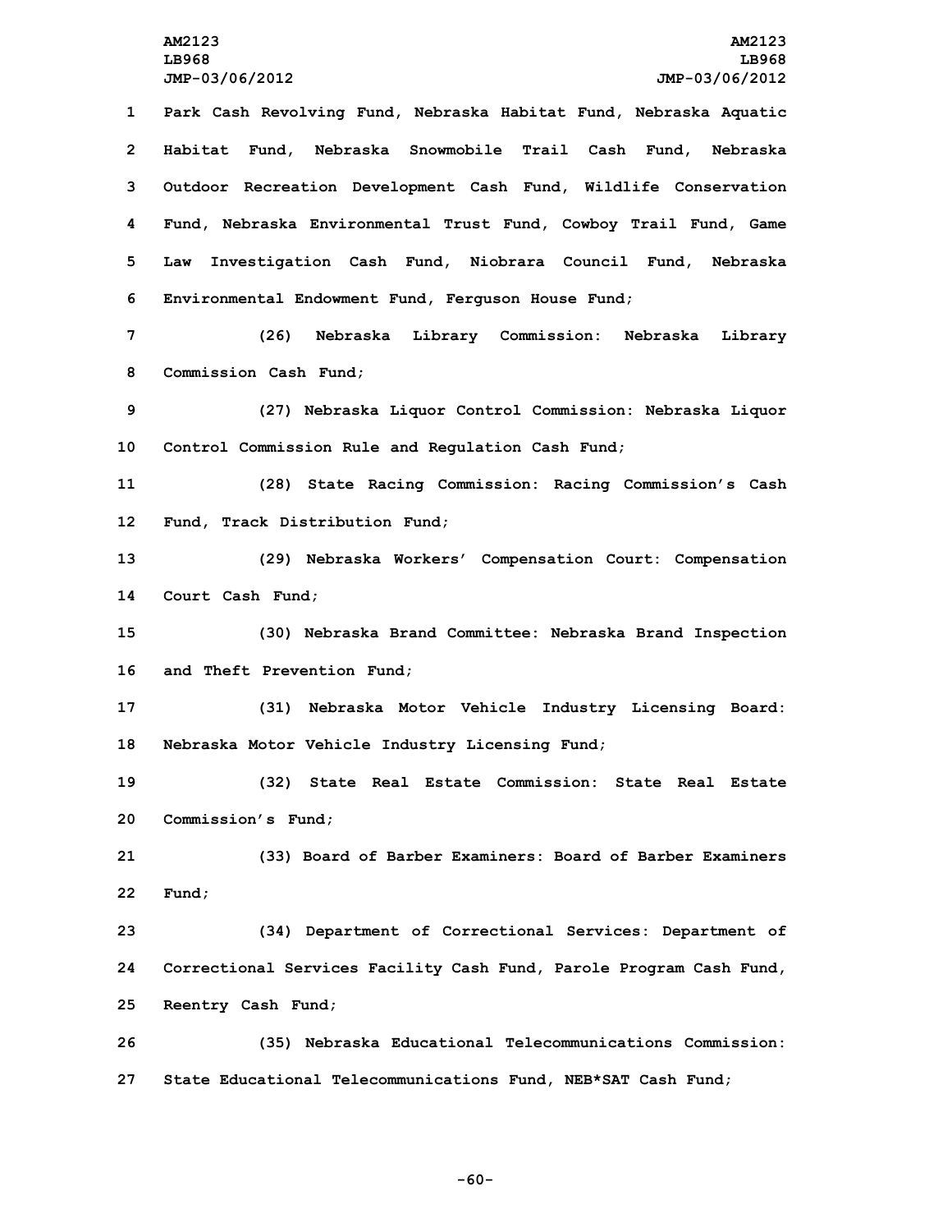Park Cash Revolving Fund, Nebraska Habitat Fund, Nebraska Aquatic Habitat Fund, Nebraska Snowmobile Trail Cash Fund, Nebraska Outdoor Recreation Development Cash Fund, Wildlife Conservation Fund, Nebraska Environmental Trust Fund, Cowboy Trail Fund, Game Law Investigation Cash Fund, Niobrara Council Fund, Nebraska Environmental Endowment Fund, Ferguson House Fund;

(26) Nebraska Library Commission: Nebraska Library Commission Cash Fund;

(27) Nebraska Liquor Control Commission: Nebraska Liquor Control Commission Rule and Regulation Cash Fund;

(28) State Racing Commission: Racing Commission's Cash Fund, Track Distribution Fund;

(29) Nebraska Workers' Compensation Court: Compensation Court Cash Fund;

(30) Nebraska Brand Committee: Nebraska Brand Inspection and Theft Prevention Fund;

(31) Nebraska Motor Vehicle Industry Licensing Board: Nebraska Motor Vehicle Industry Licensing Fund;

(32) State Real Estate Commission: State Real Estate Commission's Fund;

(33) Board of Barber Examiners: Board of Barber Examiners Fund;

(34) Department of Correctional Services: Department of Correctional Services Facility Cash Fund, Parole Program Cash Fund, Reentry Cash Fund;

(35) Nebraska Educational Telecommunications Commission: State Educational Telecommunications Fund, NEB*SAT Cash Fund;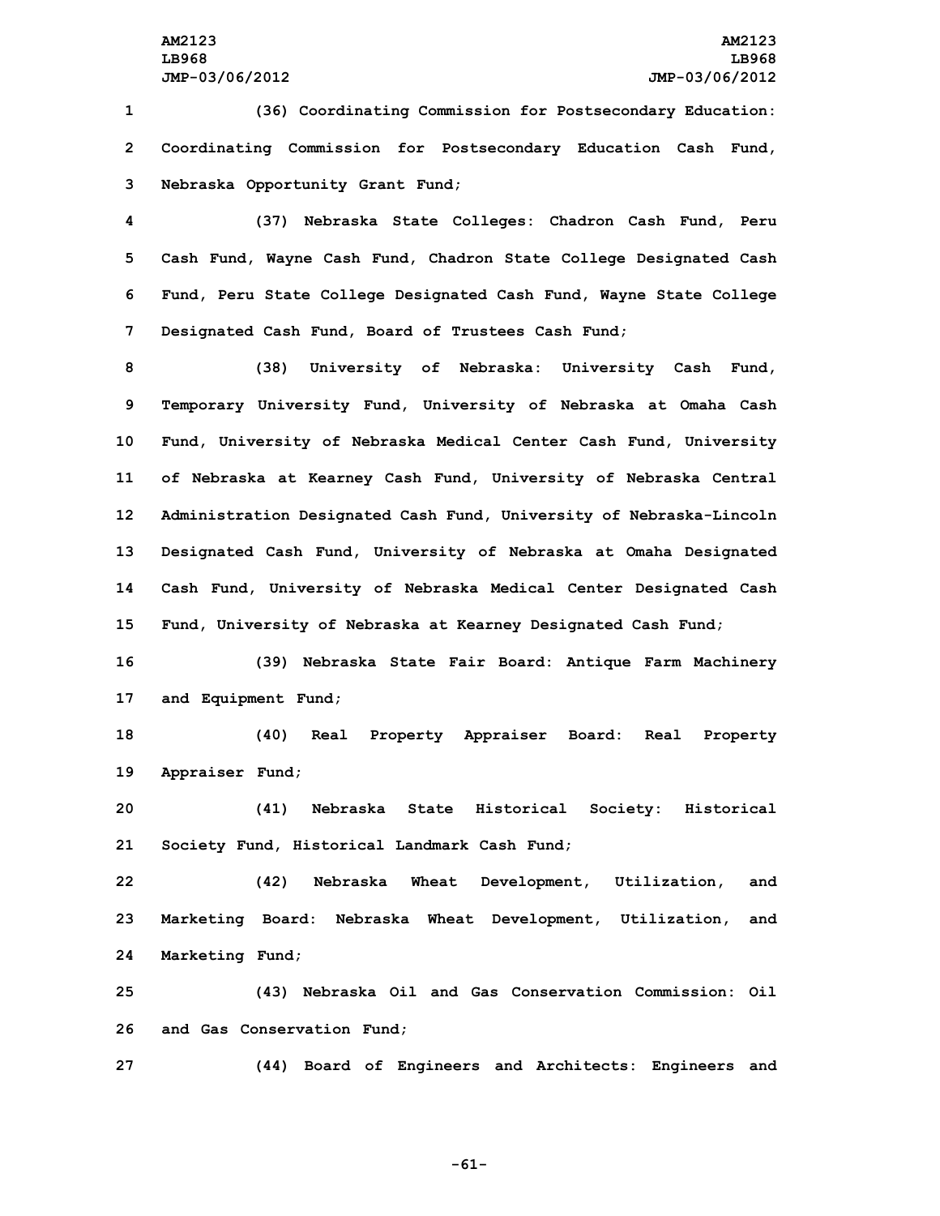(36) Coordinating Commission for Postsecondary Education: Coordinating Commission for Postsecondary Education Cash Fund, Nebraska Opportunity Grant Fund;

(37) Nebraska State Colleges: Chadron Cash Fund, Peru Cash Fund, Wayne Cash Fund, Chadron State College Designated Cash Fund, Peru State College Designated Cash Fund, Wayne State College Designated Cash Fund, Board of Trustees Cash Fund;

(38) University of Nebraska: University Cash Fund, Temporary University Fund, University of Nebraska at Omaha Cash Fund, University of Nebraska Medical Center Cash Fund, University of Nebraska at Kearney Cash Fund, University of Nebraska Central Administration Designated Cash Fund, University of Nebraska-Lincoln Designated Cash Fund, University of Nebraska at Omaha Designated Cash Fund, University of Nebraska Medical Center Designated Cash Fund, University of Nebraska at Kearney Designated Cash Fund;

(39) Nebraska State Fair Board: Antique Farm Machinery and Equipment Fund;

(40) Real Property Appraiser Board: Real Property Appraiser Fund;

(41) Nebraska State Historical Society: Historical Society Fund, Historical Landmark Cash Fund;

(42) Nebraska Wheat Development, Utilization, and Marketing Board: Nebraska Wheat Development, Utilization, and Marketing Fund;

(43) Nebraska Oil and Gas Conservation Commission: Oil and Gas Conservation Fund;

(44) Board of Engineers and Architects: Engineers and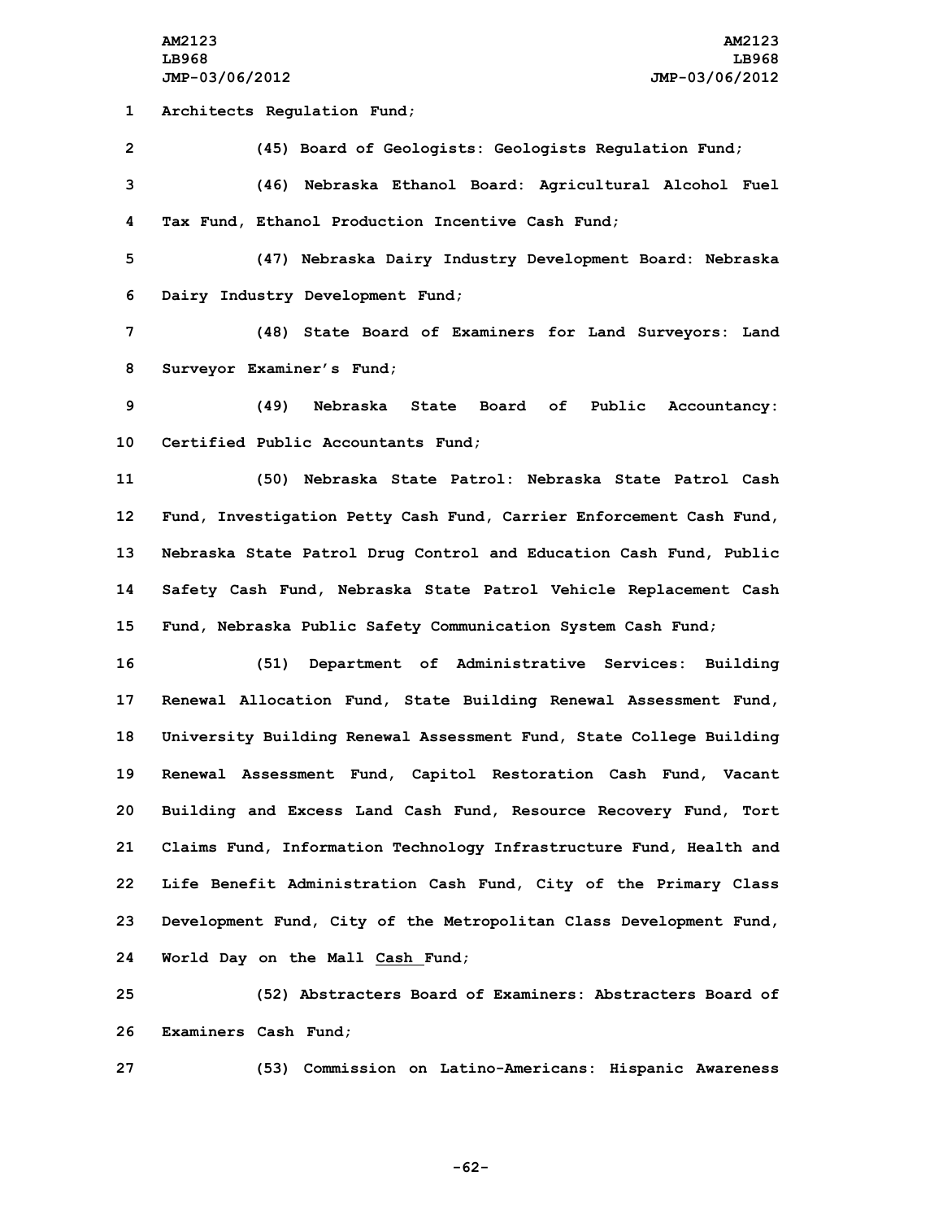Architects Regulation Fund;

(45) Board of Geologists: Geologists Regulation Fund;

(46) Nebraska Ethanol Board: Agricultural Alcohol Fuel Tax Fund, Ethanol Production Incentive Cash Fund;

(47) Nebraska Dairy Industry Development Board: Nebraska Dairy Industry Development Fund;

(48) State Board of Examiners for Land Surveyors: Land Surveyor Examiner's Fund;

(49) Nebraska State Board of Public Accountancy: Certified Public Accountants Fund;

(50) Nebraska State Patrol: Nebraska State Patrol Cash Fund, Investigation Petty Cash Fund, Carrier Enforcement Cash Fund, Nebraska State Patrol Drug Control and Education Cash Fund, Public Safety Cash Fund, Nebraska State Patrol Vehicle Replacement Cash Fund, Nebraska Public Safety Communication System Cash Fund;

(51) Department of Administrative Services: Building Renewal Allocation Fund, State Building Renewal Assessment Fund, University Building Renewal Assessment Fund, State College Building Renewal Assessment Fund, Capitol Restoration Cash Fund, Vacant Building and Excess Land Cash Fund, Resource Recovery Fund, Tort Claims Fund, Information Technology Infrastructure Fund, Health and Life Benefit Administration Cash Fund, City of the Primary Class Development Fund, City of the Metropolitan Class Development Fund, World Day on the Mall Cash Fund;

(52) Abstracters Board of Examiners: Abstracters Board of Examiners Cash Fund;

(53) Commission on Latino-Americans: Hispanic Awareness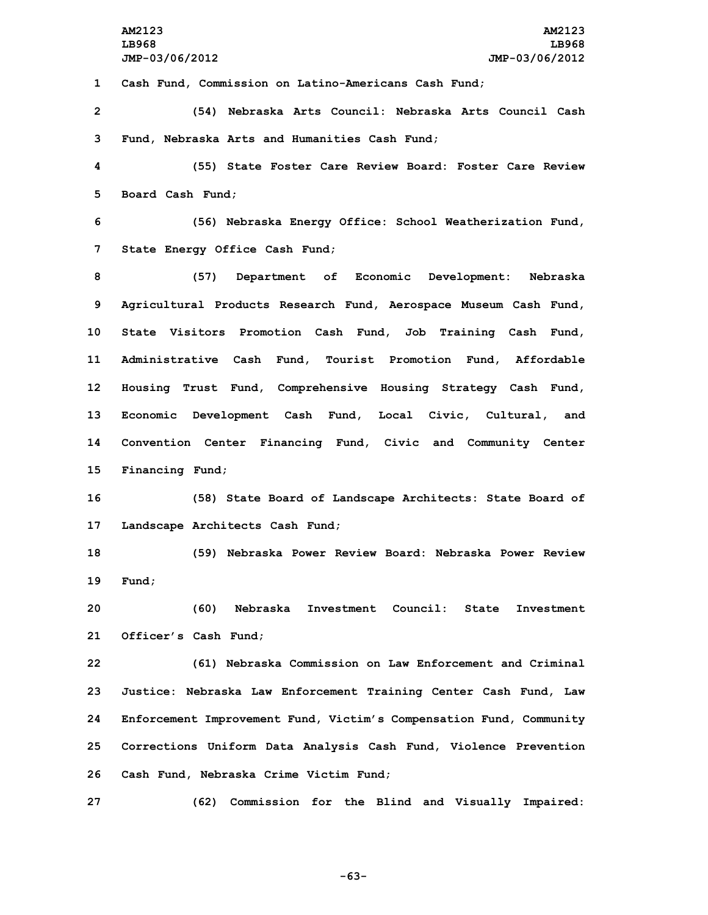Cash Fund, Commission on Latino-Americans Cash Fund;

(54) Nebraska Arts Council: Nebraska Arts Council Cash Fund, Nebraska Arts and Humanities Cash Fund;

(55) State Foster Care Review Board: Foster Care Review Board Cash Fund;

(56) Nebraska Energy Office: School Weatherization Fund, State Energy Office Cash Fund;

(57) Department of Economic Development: Nebraska Agricultural Products Research Fund, Aerospace Museum Cash Fund, State Visitors Promotion Cash Fund, Job Training Cash Fund, Administrative Cash Fund, Tourist Promotion Fund, Affordable Housing Trust Fund, Comprehensive Housing Strategy Cash Fund, Economic Development Cash Fund, Local Civic, Cultural, and Convention Center Financing Fund, Civic and Community Center Financing Fund;

(58) State Board of Landscape Architects: State Board of Landscape Architects Cash Fund;

(59) Nebraska Power Review Board: Nebraska Power Review Fund;

(60) Nebraska Investment Council: State Investment Officer's Cash Fund;

(61) Nebraska Commission on Law Enforcement and Criminal Justice: Nebraska Law Enforcement Training Center Cash Fund, Law Enforcement Improvement Fund, Victim's Compensation Fund, Community Corrections Uniform Data Analysis Cash Fund, Violence Prevention Cash Fund, Nebraska Crime Victim Fund;

(62) Commission for the Blind and Visually Impaired: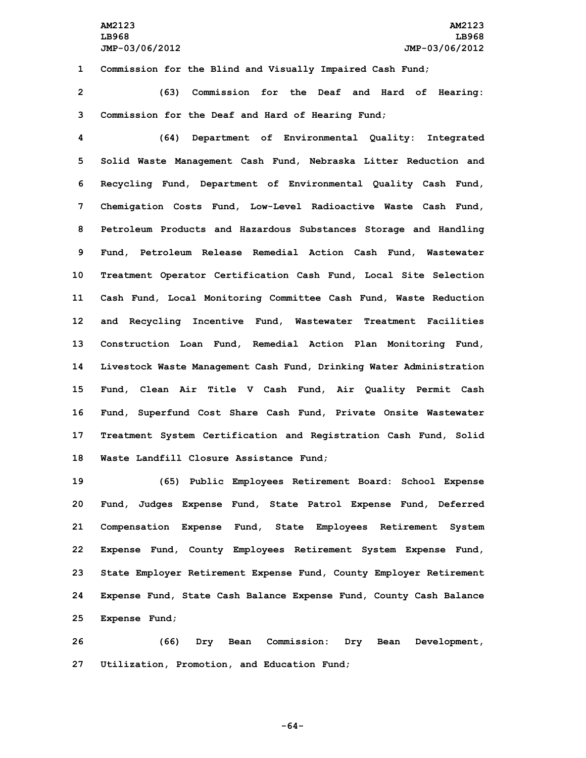Commission for the Blind and Visually Impaired Cash Fund;

(63) Commission for the Deaf and Hard of Hearing: Commission for the Deaf and Hard of Hearing Fund;

(64) Department of Environmental Quality: Integrated Solid Waste Management Cash Fund, Nebraska Litter Reduction and Recycling Fund, Department of Environmental Quality Cash Fund, Chemigation Costs Fund, Low-Level Radioactive Waste Cash Fund, Petroleum Products and Hazardous Substances Storage and Handling Fund, Petroleum Release Remedial Action Cash Fund, Wastewater Treatment Operator Certification Cash Fund, Local Site Selection Cash Fund, Local Monitoring Committee Cash Fund, Waste Reduction and Recycling Incentive Fund, Wastewater Treatment Facilities Construction Loan Fund, Remedial Action Plan Monitoring Fund, Livestock Waste Management Cash Fund, Drinking Water Administration Fund, Clean Air Title V Cash Fund, Air Quality Permit Cash Fund, Superfund Cost Share Cash Fund, Private Onsite Wastewater Treatment System Certification and Registration Cash Fund, Solid Waste Landfill Closure Assistance Fund;

(65) Public Employees Retirement Board: School Expense Fund, Judges Expense Fund, State Patrol Expense Fund, Deferred Compensation Expense Fund, State Employees Retirement System Expense Fund, County Employees Retirement System Expense Fund, State Employer Retirement Expense Fund, County Employer Retirement Expense Fund, State Cash Balance Expense Fund, County Cash Balance Expense Fund;

(66) Dry Bean Commission: Dry Bean Development, Utilization, Promotion, and Education Fund;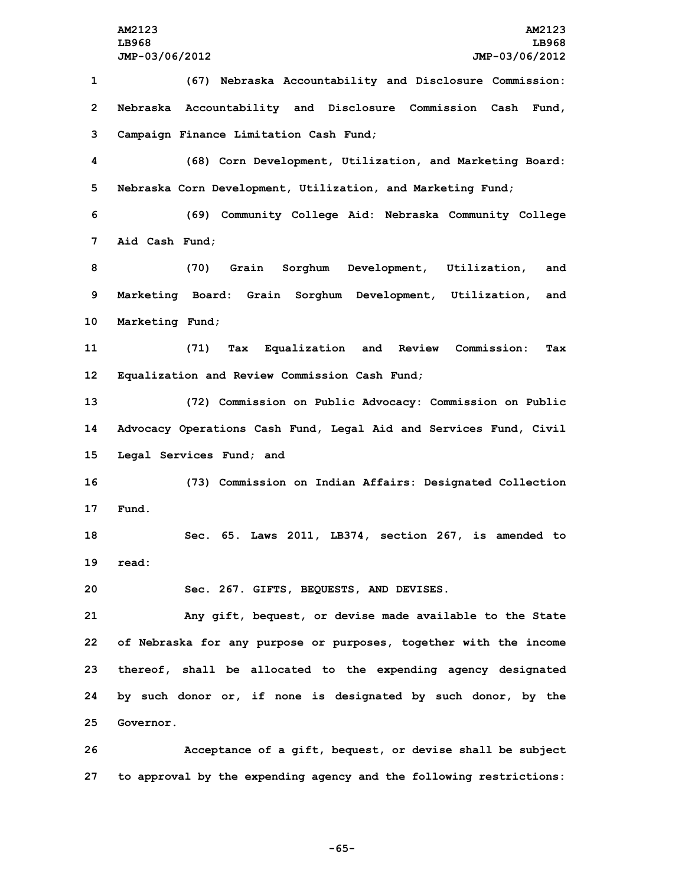(67) Nebraska Accountability and Disclosure Commission: Nebraska Accountability and Disclosure Commission Cash Fund, Campaign Finance Limitation Cash Fund;

(68) Corn Development, Utilization, and Marketing Board: Nebraska Corn Development, Utilization, and Marketing Fund;

(69) Community College Aid: Nebraska Community College Aid Cash Fund;

(70) Grain Sorghum Development, Utilization, and Marketing Board: Grain Sorghum Development, Utilization, and Marketing Fund;

(71) Tax Equalization and Review Commission: Tax Equalization and Review Commission Cash Fund;

(72) Commission on Public Advocacy: Commission on Public Advocacy Operations Cash Fund, Legal Aid and Services Fund, Civil Legal Services Fund; and

(73) Commission on Indian Affairs: Designated Collection Fund.

Sec. 65. Laws 2011, LB374, section 267, is amended to read:

Sec. 267. GIFTS, BEQUESTS, AND DEVISES.

Any gift, bequest, or devise made available to the State of Nebraska for any purpose or purposes, together with the income thereof, shall be allocated to the expending agency designated by such donor or, if none is designated by such donor, by the Governor.

Acceptance of a gift, bequest, or devise shall be subject to approval by the expending agency and the following restrictions: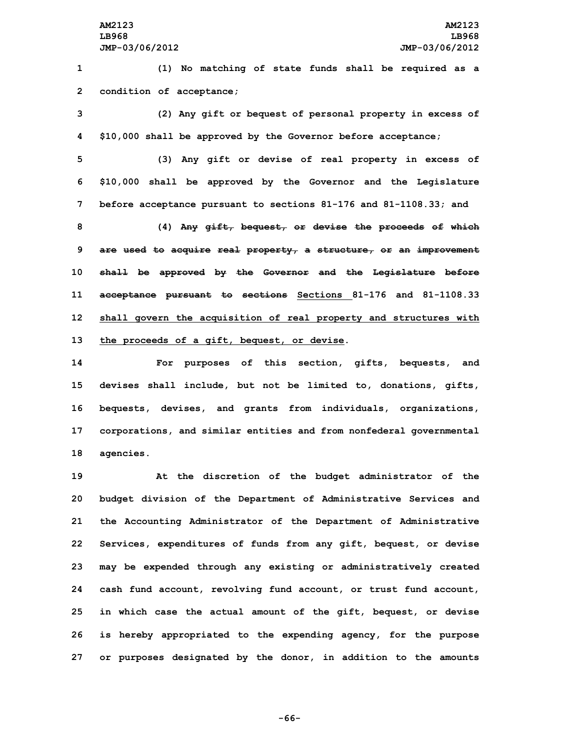(1) No matching of state funds shall be required as a condition of acceptance;

(2) Any gift or bequest of personal property in excess of $10,000 shall be approved by the Governor before acceptance;

(3) Any gift or devise of real property in excess of $10,000 shall be approved by the Governor and the Legislature before acceptance pursuant to sections 81-176 and 81-1108.33; and

(4) ~~Any gift, bequest, or devise the proceeds of which are used to acquire real property, a structure, or an improvement shall be approved by the Governor and the Legislature before acceptance pursuant to sections~~ Sections 81-176 and 81-1108.33 shall govern the acquisition of real property and structures with the proceeds of a gift, bequest, or devise.

For purposes of this section, gifts, bequests, and devises shall include, but not be limited to, donations, gifts, bequests, devises, and grants from individuals, organizations, corporations, and similar entities and from nonfederal governmental agencies.

At the discretion of the budget administrator of the budget division of the Department of Administrative Services and the Accounting Administrator of the Department of Administrative Services, expenditures of funds from any gift, bequest, or devise may be expended through any existing or administratively created cash fund account, revolving fund account, or trust fund account, in which case the actual amount of the gift, bequest, or devise is hereby appropriated to the expending agency, for the purpose or purposes designated by the donor, in addition to the amounts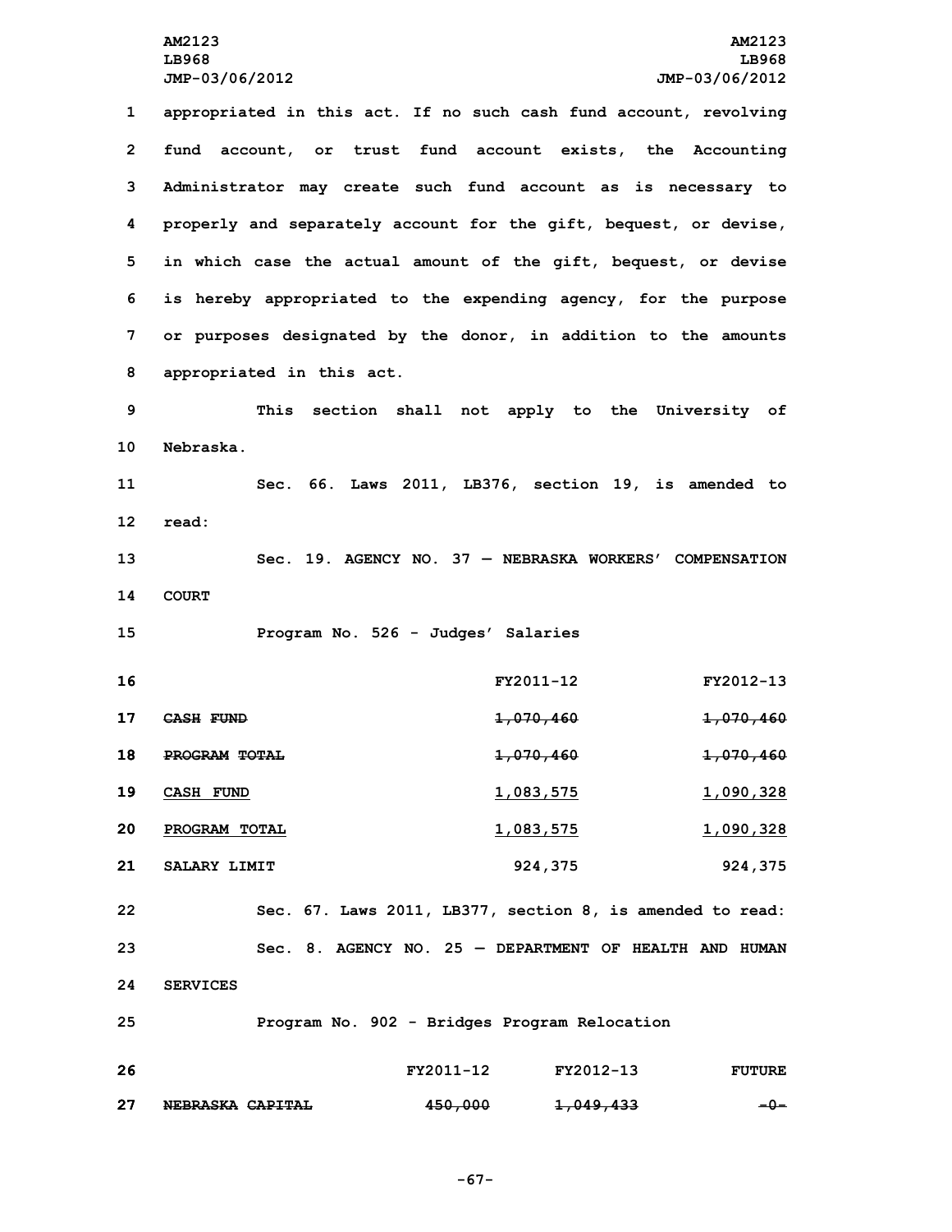appropriated in this act. If no such cash fund account, revolving fund account, or trust fund account exists, the Accounting Administrator may create such fund account as is necessary to properly and separately account for the gift, bequest, or devise, in which case the actual amount of the gift, bequest, or devise is hereby appropriated to the expending agency, for the purpose or purposes designated by the donor, in addition to the amounts appropriated in this act.

This section shall not apply to the University of Nebraska.

Sec. 66. Laws 2011, LB376, section 19, is amended to read:

Sec. 19. AGENCY NO. 37 — NEBRASKA WORKERS' COMPENSATION COURT

Program No. 526 - Judges' Salaries

| | FY2011-12 | FY2012-13 |
|---|---|---|
| ~~CASH FUND~~ | ~~1,070,460~~ | ~~1,070,460~~ |
| ~~PROGRAM TOTAL~~ | ~~1,070,460~~ | ~~1,070,460~~ |
| CASH FUND | 1,083,575 | 1,090,328 |
| PROGRAM TOTAL | 1,083,575 | 1,090,328 |
| SALARY LIMIT | 924,375 | 924,375 |

Sec. 67. Laws 2011, LB377, section 8, is amended to read:

Sec. 8. AGENCY NO. 25 — DEPARTMENT OF HEALTH AND HUMAN SERVICES

Program No. 902 - Bridges Program Relocation

| | FY2011-12 | FY2012-13 | FUTURE |
|---|---|---|---|
| ~~NEBRASKA CAPITAL~~ | ~~450,000~~ | ~~1,049,433~~ | ~~-0-~~ |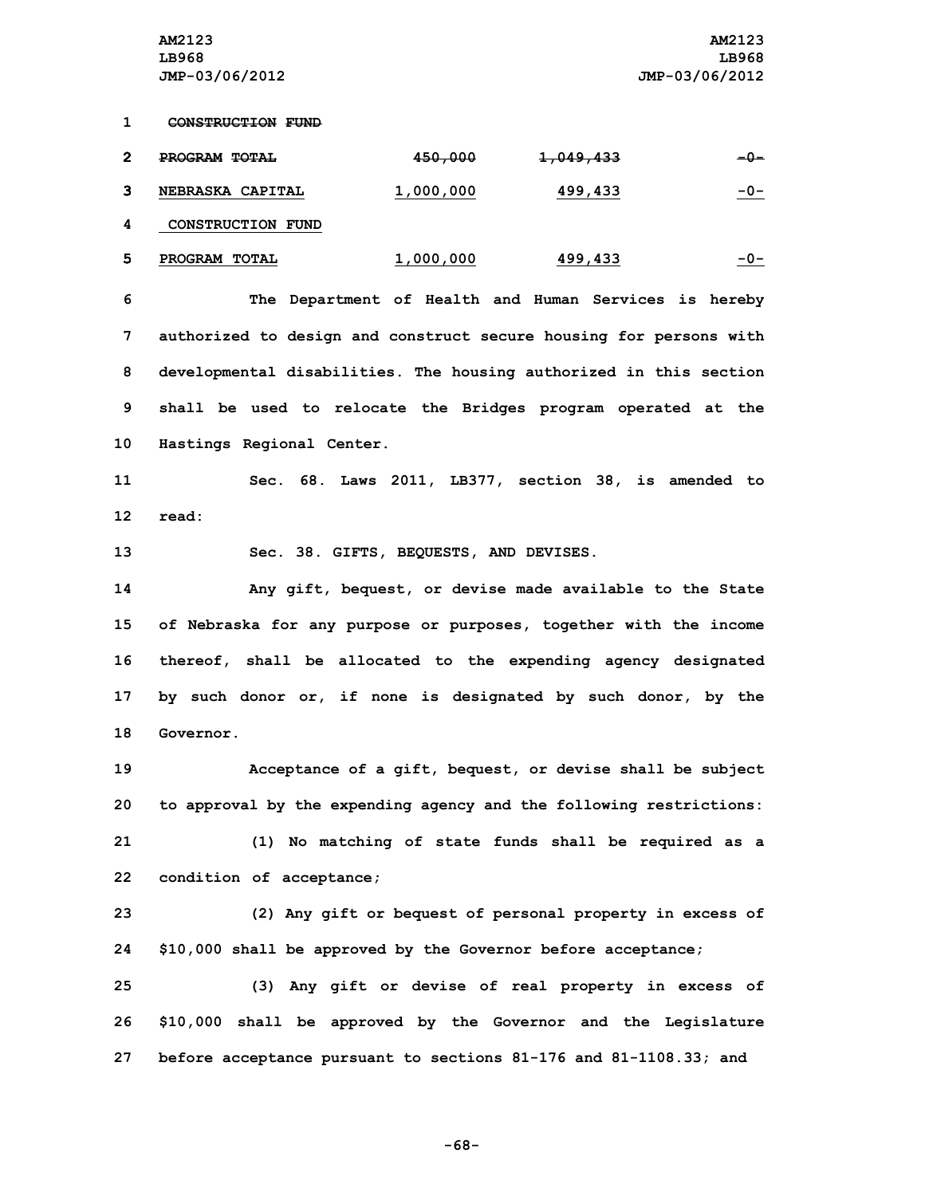| | | | |
|---|---|---|---|
| ~~CONSTRUCTION FUND~~ | | | |
| ~~PROGRAM TOTAL~~ | ~~450,000~~ | ~~1,049,433~~ | ~~-0-~~ |
| <u>NEBRASKA CAPITAL</u> | <u>1,000,000</u> | <u>499,433</u> | <u>-0-</u> |
| <u>CONSTRUCTION FUND</u> | | | |
| <u>PROGRAM TOTAL</u> | <u>1,000,000</u> | <u>499,433</u> | <u>-0-</u> |

The Department of Health and Human Services is hereby authorized to design and construct secure housing for persons with developmental disabilities. The housing authorized in this section shall be used to relocate the Bridges program operated at the Hastings Regional Center.

Sec. 68. Laws 2011, LB377, section 38, is amended to read:

Sec. 38. GIFTS, BEQUESTS, AND DEVISES.

Any gift, bequest, or devise made available to the State of Nebraska for any purpose or purposes, together with the income thereof, shall be allocated to the expending agency designated by such donor or, if none is designated by such donor, by the Governor.

Acceptance of a gift, bequest, or devise shall be subject to approval by the expending agency and the following restrictions:

(1) No matching of state funds shall be required as a condition of acceptance;

(2) Any gift or bequest of personal property in excess of $10,000 shall be approved by the Governor before acceptance;

(3) Any gift or devise of real property in excess of $10,000 shall be approved by the Governor and the Legislature before acceptance pursuant to sections 81-176 and 81-1108.33; and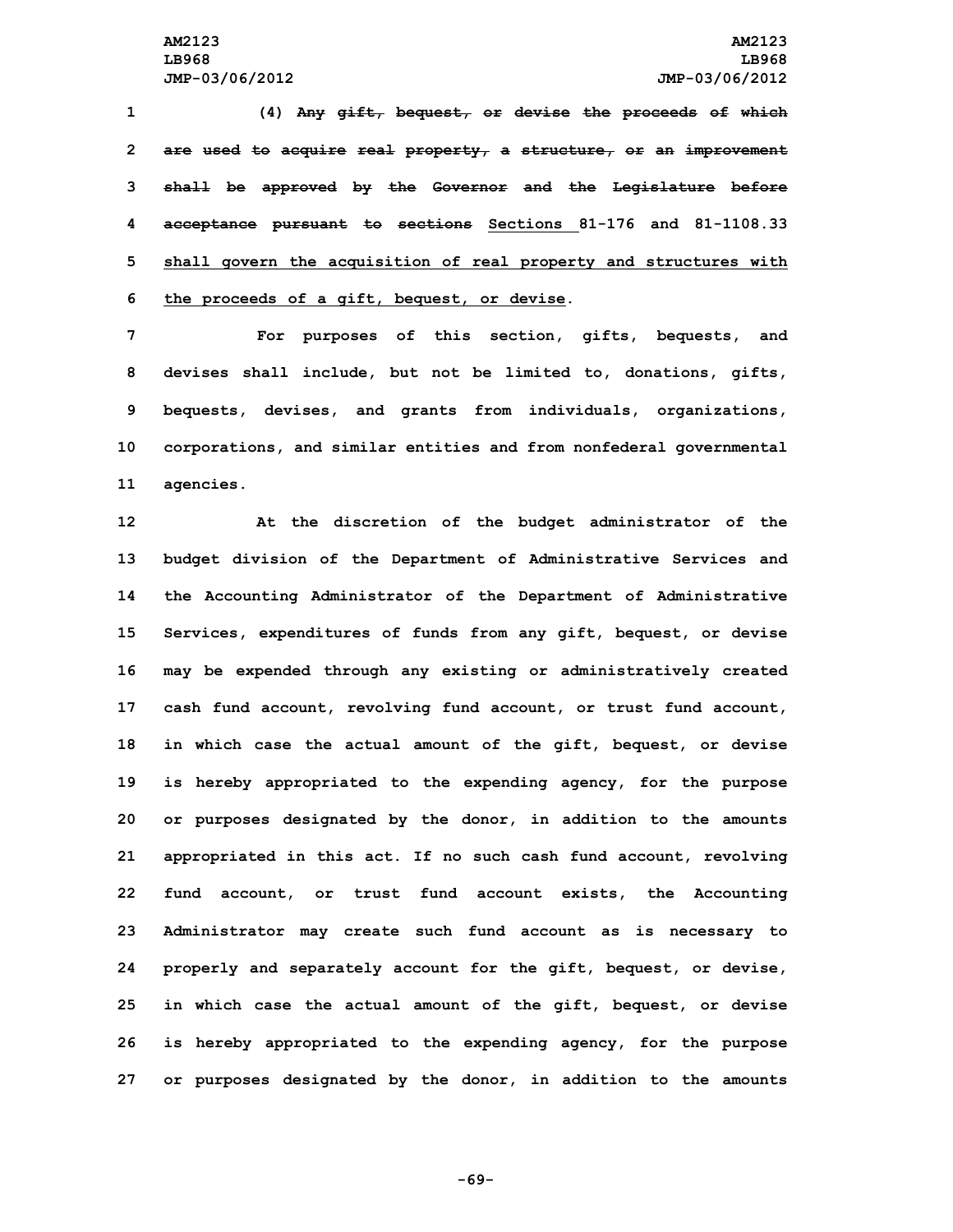(4) ~~Any gift, bequest, or devise the proceeds of which are used to acquire real property, a structure, or an improvement shall be approved by the Governor and the Legislature before acceptance pursuant to sections~~ <u>Sections</u> 81-176 and 81-1108.33 <u>shall govern the acquisition of real property and structures with the proceeds of a gift, bequest, or devise</u>.

For purposes of this section, gifts, bequests, and devises shall include, but not be limited to, donations, gifts, bequests, devises, and grants from individuals, organizations, corporations, and similar entities and from nonfederal governmental agencies.

At the discretion of the budget administrator of the budget division of the Department of Administrative Services and the Accounting Administrator of the Department of Administrative Services, expenditures of funds from any gift, bequest, or devise may be expended through any existing or administratively created cash fund account, revolving fund account, or trust fund account, in which case the actual amount of the gift, bequest, or devise is hereby appropriated to the expending agency, for the purpose or purposes designated by the donor, in addition to the amounts appropriated in this act. If no such cash fund account, revolving fund account, or trust fund account exists, the Accounting Administrator may create such fund account as is necessary to properly and separately account for the gift, bequest, or devise, in which case the actual amount of the gift, bequest, or devise is hereby appropriated to the expending agency, for the purpose or purposes designated by the donor, in addition to the amounts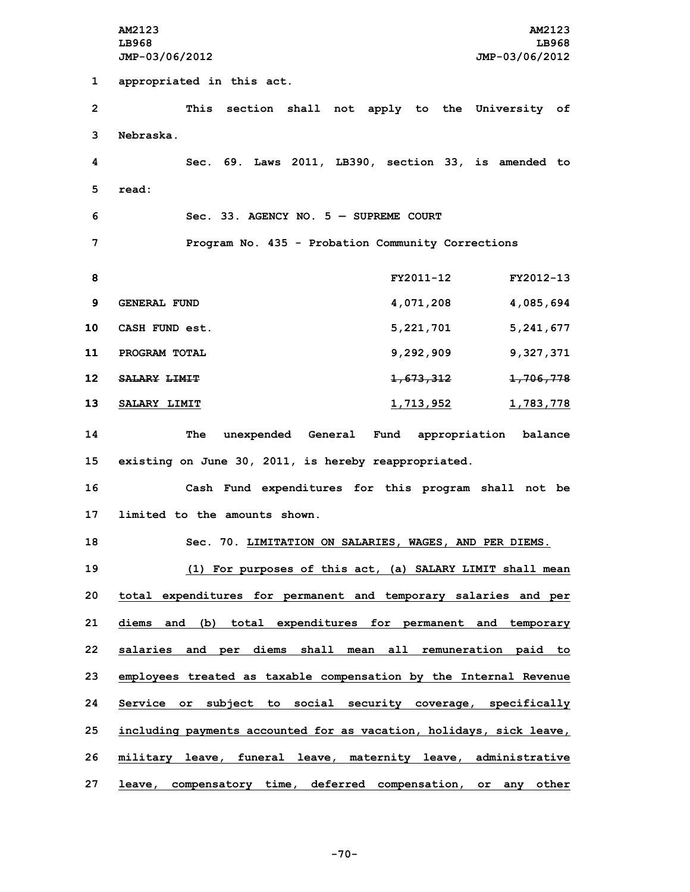appropriated in this act.

This section shall not apply to the University of Nebraska.

Sec. 69. Laws 2011, LB390, section 33, is amended to read:

Sec. 33. AGENCY NO. 5 — SUPREME COURT

Program No. 435 - Probation Community Corrections

| | FY2011-12 | FY2012-13 |
|---|---|---|
| GENERAL FUND | 4,071,208 | 4,085,694 |
| CASH FUND est. | 5,221,701 | 5,241,677 |
| PROGRAM TOTAL | 9,292,909 | 9,327,371 |
| ~~SALARY LIMIT~~ | ~~1,673,312~~ | ~~1,706,778~~ |
| <u>SALARY LIMIT</u> | <u>1,713,952</u> | <u>1,783,778</u> |

The unexpended General Fund appropriation balance existing on June 30, 2011, is hereby reappropriated.

Cash Fund expenditures for this program shall not be limited to the amounts shown.

Sec. 70. <u>LIMITATION ON SALARIES, WAGES, AND PER DIEMS.</u>

<u>(1) For purposes of this act, (a) SALARY LIMIT shall mean total expenditures for permanent and temporary salaries and per diems and (b) total expenditures for permanent and temporary salaries and per diems shall mean all remuneration paid to employees treated as taxable compensation by the Internal Revenue Service or subject to social security coverage, specifically including payments accounted for as vacation, holidays, sick leave, military leave, funeral leave, maternity leave, administrative leave, compensatory time, deferred compensation, or any other</u>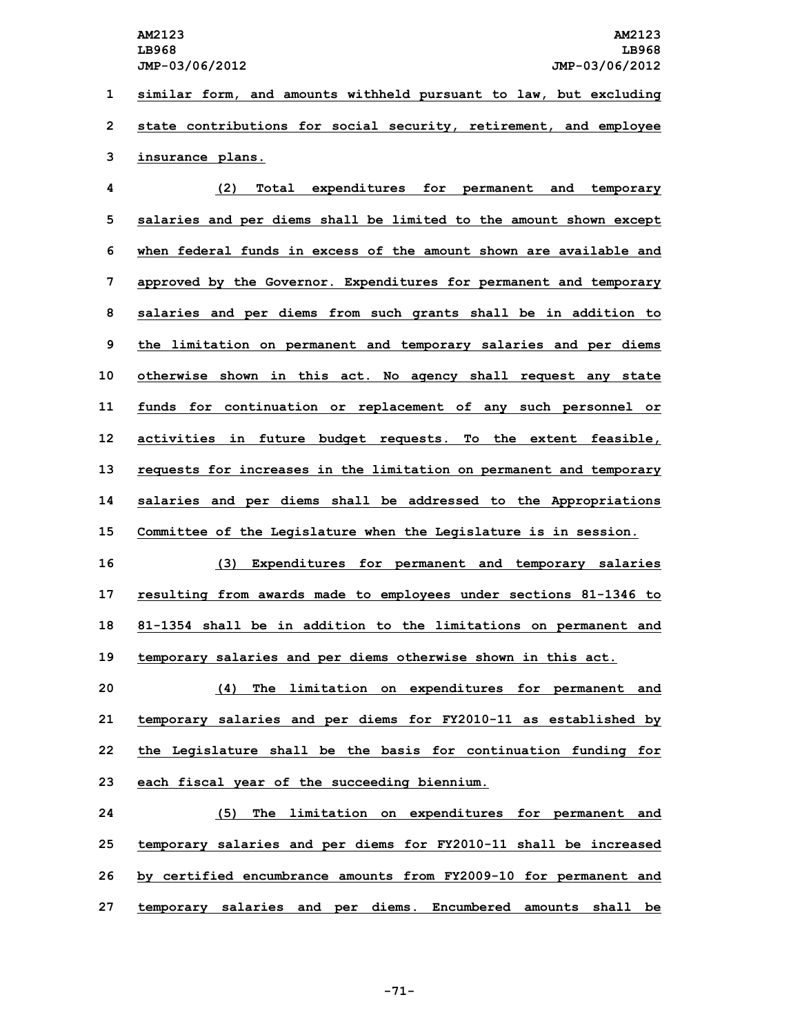similar form, and amounts withheld pursuant to law, but excluding state contributions for social security, retirement, and employee insurance plans.

(2) Total expenditures for permanent and temporary salaries and per diems shall be limited to the amount shown except when federal funds in excess of the amount shown are available and approved by the Governor. Expenditures for permanent and temporary salaries and per diems from such grants shall be in addition to the limitation on permanent and temporary salaries and per diems otherwise shown in this act. No agency shall request any state funds for continuation or replacement of any such personnel or activities in future budget requests. To the extent feasible, requests for increases in the limitation on permanent and temporary salaries and per diems shall be addressed to the Appropriations Committee of the Legislature when the Legislature is in session.

(3) Expenditures for permanent and temporary salaries resulting from awards made to employees under sections 81-1346 to 81-1354 shall be in addition to the limitations on permanent and temporary salaries and per diems otherwise shown in this act.

(4) The limitation on expenditures for permanent and temporary salaries and per diems for FY2010-11 as established by the Legislature shall be the basis for continuation funding for each fiscal year of the succeeding biennium.

(5) The limitation on expenditures for permanent and temporary salaries and per diems for FY2010-11 shall be increased by certified encumbrance amounts from FY2009-10 for permanent and temporary salaries and per diems. Encumbered amounts shall be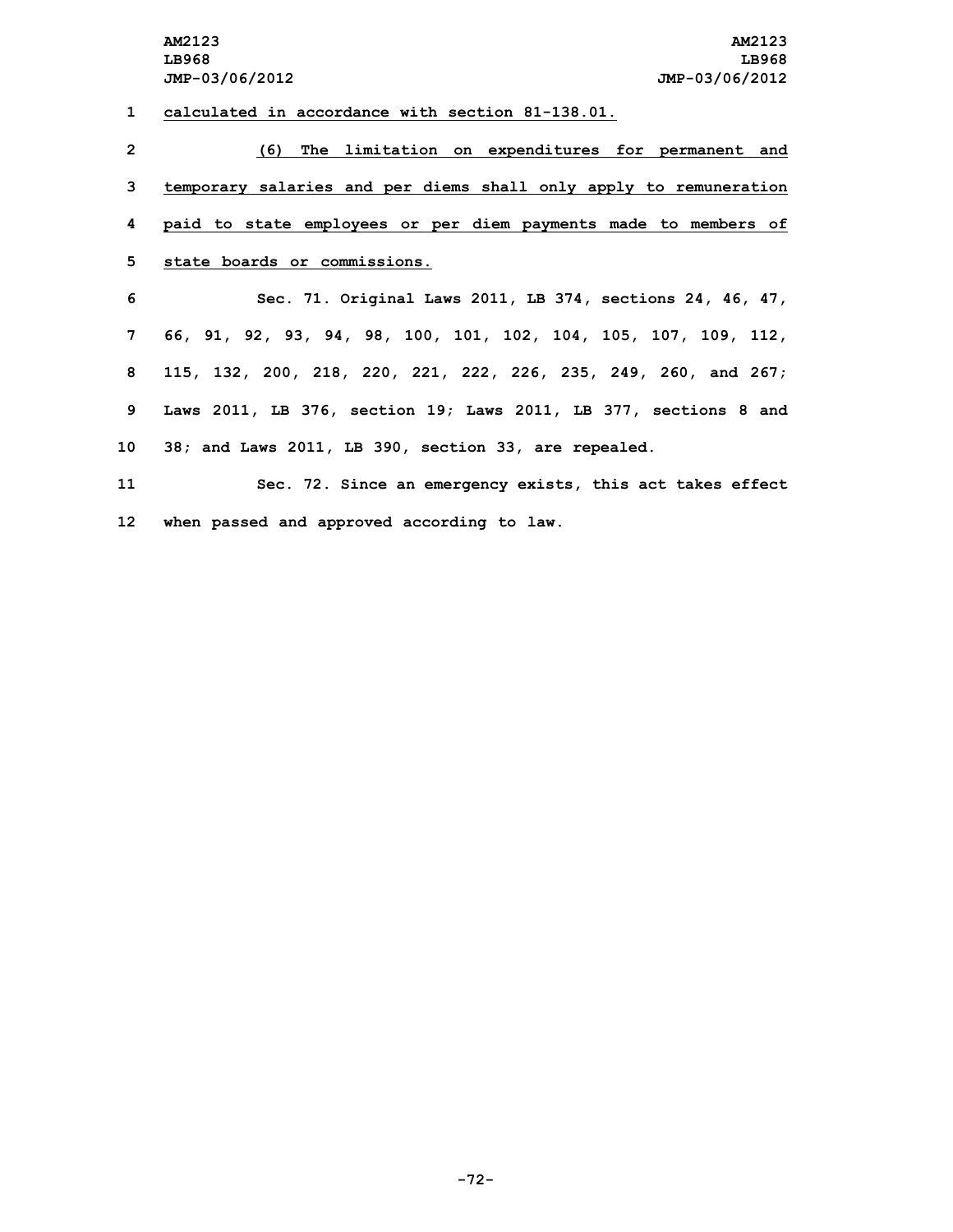calculated in accordance with section 81-138.01.

(6) The limitation on expenditures for permanent and temporary salaries and per diems shall only apply to remuneration paid to state employees or per diem payments made to members of state boards or commissions.

Sec. 71. Original Laws 2011, LB 374, sections 24, 46, 47, 66, 91, 92, 93, 94, 98, 100, 101, 102, 104, 105, 107, 109, 112, 115, 132, 200, 218, 220, 221, 222, 226, 235, 249, 260, and 267; Laws 2011, LB 376, section 19; Laws 2011, LB 377, sections 8 and 38; and Laws 2011, LB 390, section 33, are repealed.

Sec. 72. Since an emergency exists, this act takes effect when passed and approved according to law.